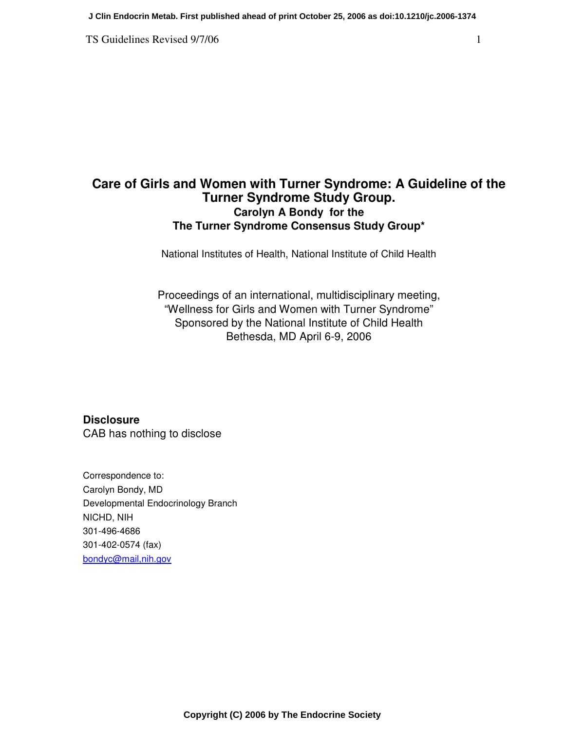# Care of Girls and Women with Turner Syndrome: A Guideline of the Turner Syndrome Study Group.

**Carolyn A Bondy for the**
**The Turner Syndrome Consensus Study Group***

National Institutes of Health, National Institute of Child Health

Proceedings of an international, multidisciplinary meeting,
"Wellness for Girls and Women with Turner Syndrome"
Sponsored by the National Institute of Child Health
Bethesda, MD April 6-9, 2006

**Disclosure**

CAB has nothing to disclose

Correspondence to:
Carolyn Bondy, MD
Developmental Endocrinology Branch
NICHD, NIH
301-496-4686
301-402-0574 (fax)
bondyc@mail,nih.gov

Copyright (C) 2006 by The Endocrine Society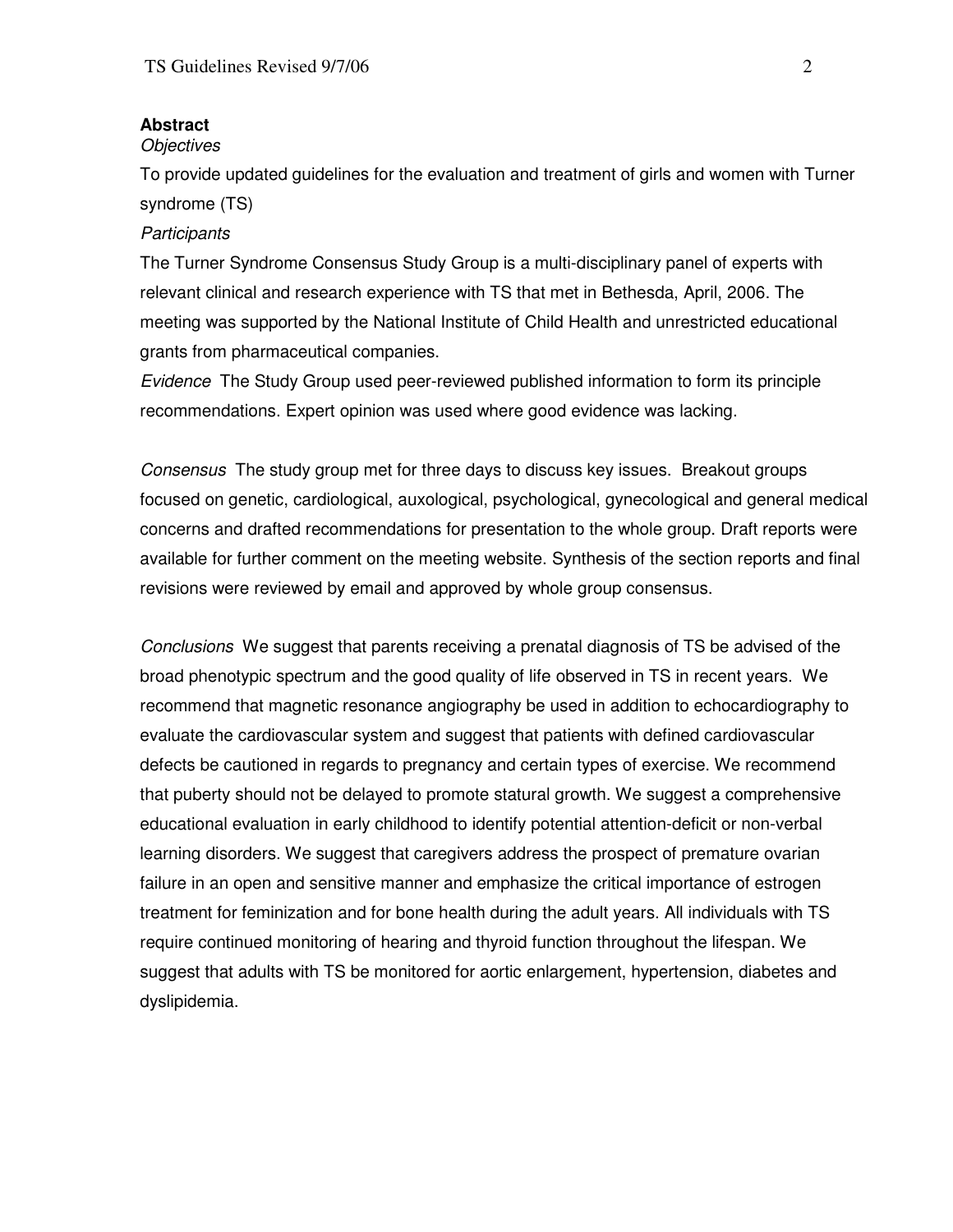**Abstract**

*Objectives*

To provide updated guidelines for the evaluation and treatment of girls and women with Turner syndrome (TS)

*Participants*

The Turner Syndrome Consensus Study Group is a multi-disciplinary panel of experts with relevant clinical and research experience with TS that met in Bethesda, April, 2006. The meeting was supported by the National Institute of Child Health and unrestricted educational grants from pharmaceutical companies.

*Evidence* The Study Group used peer-reviewed published information to form its principle recommendations. Expert opinion was used where good evidence was lacking.

*Consensus* The study group met for three days to discuss key issues. Breakout groups focused on genetic, cardiological, auxological, psychological, gynecological and general medical concerns and drafted recommendations for presentation to the whole group. Draft reports were available for further comment on the meeting website. Synthesis of the section reports and final revisions were reviewed by email and approved by whole group consensus.

*Conclusions* We suggest that parents receiving a prenatal diagnosis of TS be advised of the broad phenotypic spectrum and the good quality of life observed in TS in recent years. We recommend that magnetic resonance angiography be used in addition to echocardiography to evaluate the cardiovascular system and suggest that patients with defined cardiovascular defects be cautioned in regards to pregnancy and certain types of exercise. We recommend that puberty should not be delayed to promote statural growth. We suggest a comprehensive educational evaluation in early childhood to identify potential attention-deficit or non-verbal learning disorders. We suggest that caregivers address the prospect of premature ovarian failure in an open and sensitive manner and emphasize the critical importance of estrogen treatment for feminization and for bone health during the adult years. All individuals with TS require continued monitoring of hearing and thyroid function throughout the lifespan. We suggest that adults with TS be monitored for aortic enlargement, hypertension, diabetes and dyslipidemia.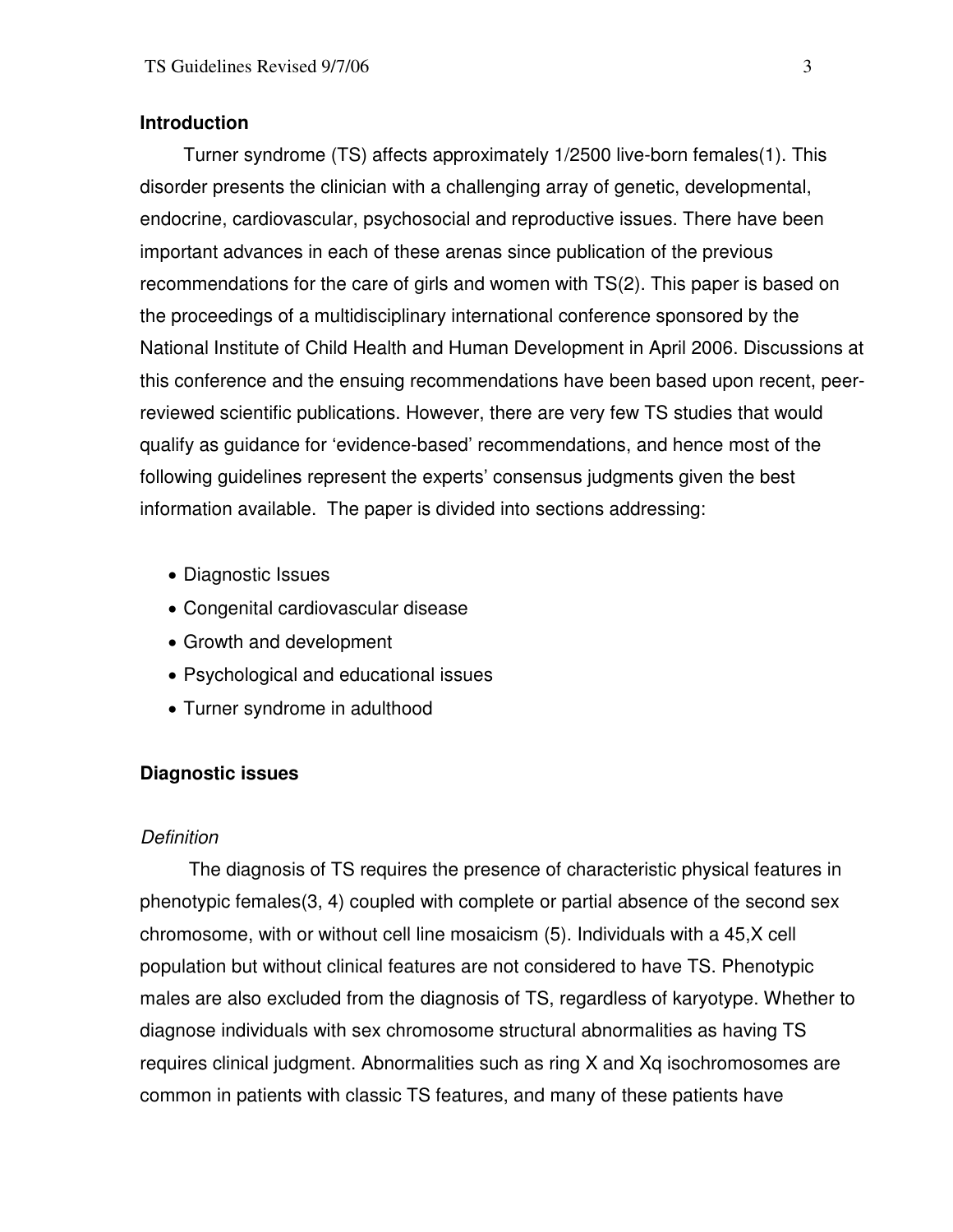## Introduction

Turner syndrome (TS) affects approximately 1/2500 live-born females(1). This disorder presents the clinician with a challenging array of genetic, developmental, endocrine, cardiovascular, psychosocial and reproductive issues. There have been important advances in each of these arenas since publication of the previous recommendations for the care of girls and women with TS(2). This paper is based on the proceedings of a multidisciplinary international conference sponsored by the National Institute of Child Health and Human Development in April 2006. Discussions at this conference and the ensuing recommendations have been based upon recent, peer-reviewed scientific publications. However, there are very few TS studies that would qualify as guidance for 'evidence-based' recommendations, and hence most of the following guidelines represent the experts' consensus judgments given the best information available. The paper is divided into sections addressing:

- Diagnostic Issues
- Congenital cardiovascular disease
- Growth and development
- Psychological and educational issues
- Turner syndrome in adulthood

## Diagnostic issues

### *Definition*

The diagnosis of TS requires the presence of characteristic physical features in phenotypic females(3, 4) coupled with complete or partial absence of the second sex chromosome, with or without cell line mosaicism (5). Individuals with a 45,X cell population but without clinical features are not considered to have TS. Phenotypic males are also excluded from the diagnosis of TS, regardless of karyotype. Whether to diagnose individuals with sex chromosome structural abnormalities as having TS requires clinical judgment. Abnormalities such as ring X and Xq isochromosomes are common in patients with classic TS features, and many of these patients have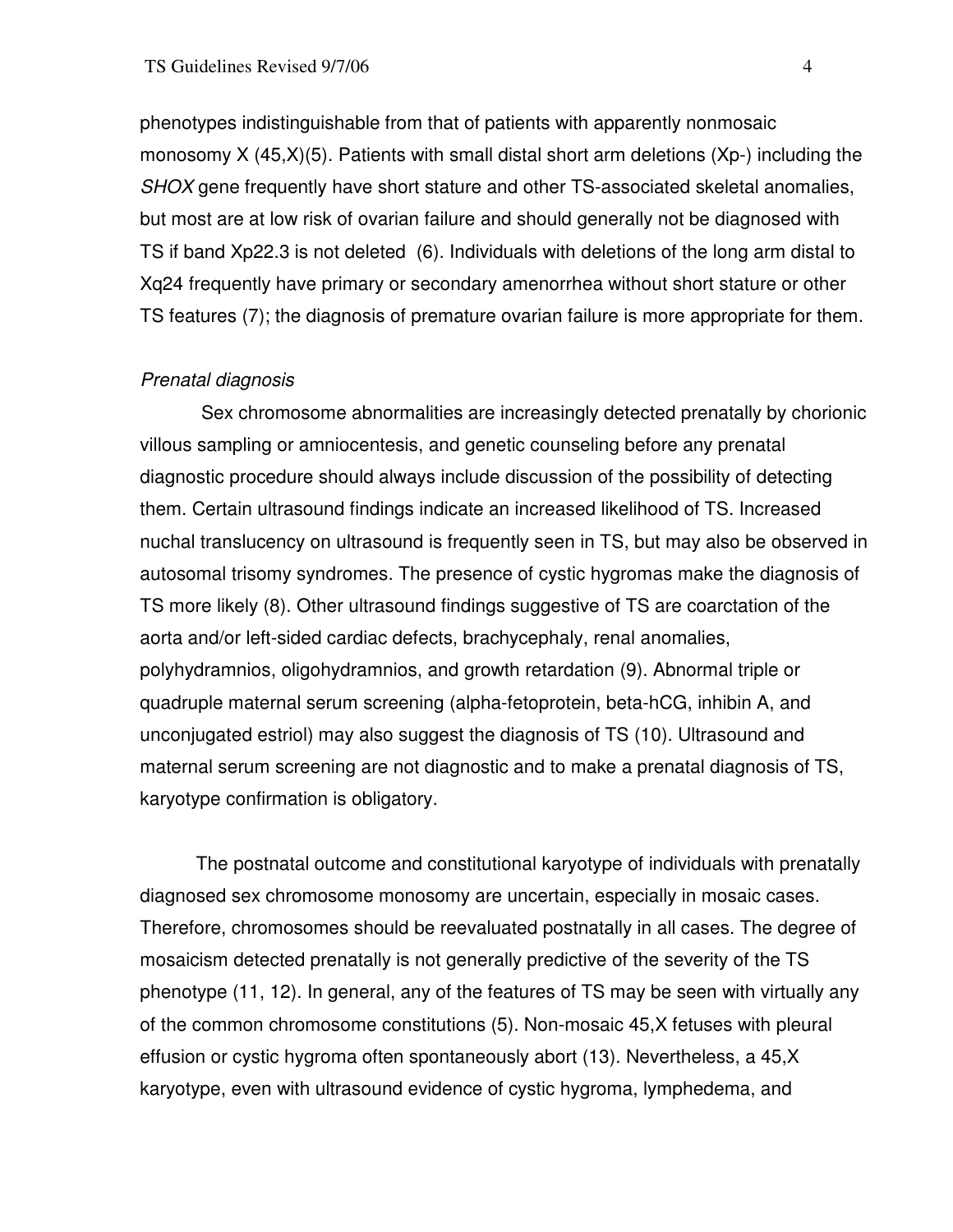phenotypes indistinguishable from that of patients with apparently nonmosaic monosomy X (45,X)(5). Patients with small distal short arm deletions (Xp-) including the *SHOX* gene frequently have short stature and other TS-associated skeletal anomalies, but most are at low risk of ovarian failure and should generally not be diagnosed with TS if band Xp22.3 is not deleted (6). Individuals with deletions of the long arm distal to Xq24 frequently have primary or secondary amenorrhea without short stature or other TS features (7); the diagnosis of premature ovarian failure is more appropriate for them.

*Prenatal diagnosis*

Sex chromosome abnormalities are increasingly detected prenatally by chorionic villous sampling or amniocentesis, and genetic counseling before any prenatal diagnostic procedure should always include discussion of the possibility of detecting them. Certain ultrasound findings indicate an increased likelihood of TS. Increased nuchal translucency on ultrasound is frequently seen in TS, but may also be observed in autosomal trisomy syndromes. The presence of cystic hygromas make the diagnosis of TS more likely (8). Other ultrasound findings suggestive of TS are coarctation of the aorta and/or left-sided cardiac defects, brachycephaly, renal anomalies, polyhydramnios, oligohydramnios, and growth retardation (9). Abnormal triple or quadruple maternal serum screening (alpha-fetoprotein, beta-hCG, inhibin A, and unconjugated estriol) may also suggest the diagnosis of TS (10). Ultrasound and maternal serum screening are not diagnostic and to make a prenatal diagnosis of TS, karyotype confirmation is obligatory.

The postnatal outcome and constitutional karyotype of individuals with prenatally diagnosed sex chromosome monosomy are uncertain, especially in mosaic cases. Therefore, chromosomes should be reevaluated postnatally in all cases. The degree of mosaicism detected prenatally is not generally predictive of the severity of the TS phenotype (11, 12). In general, any of the features of TS may be seen with virtually any of the common chromosome constitutions (5). Non-mosaic 45,X fetuses with pleural effusion or cystic hygroma often spontaneously abort (13). Nevertheless, a 45,X karyotype, even with ultrasound evidence of cystic hygroma, lymphedema, and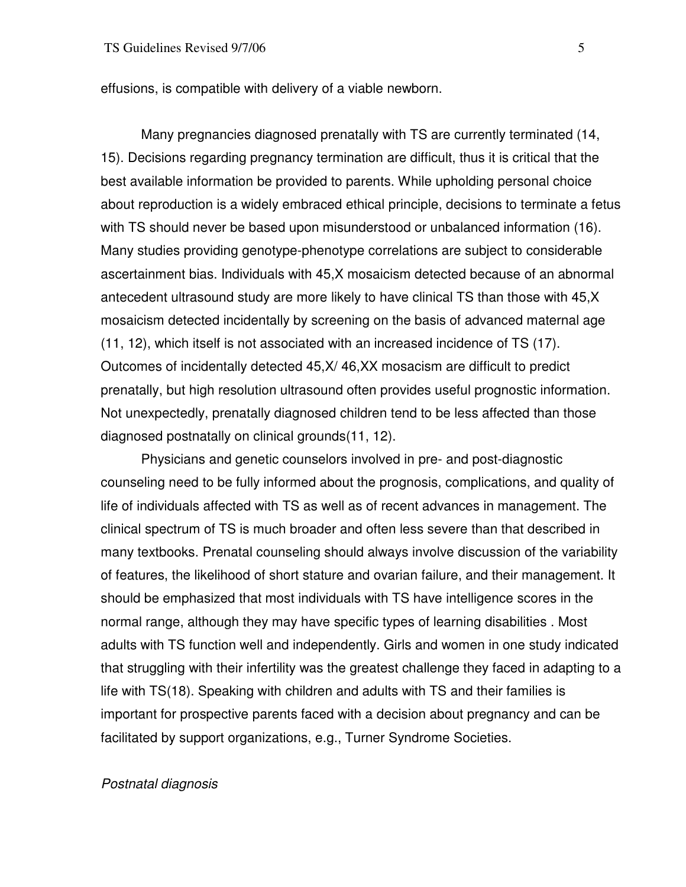effusions, is compatible with delivery of a viable newborn.

Many pregnancies diagnosed prenatally with TS are currently terminated (14, 15). Decisions regarding pregnancy termination are difficult, thus it is critical that the best available information be provided to parents. While upholding personal choice about reproduction is a widely embraced ethical principle, decisions to terminate a fetus with TS should never be based upon misunderstood or unbalanced information (16). Many studies providing genotype-phenotype correlations are subject to considerable ascertainment bias. Individuals with 45,X mosaicism detected because of an abnormal antecedent ultrasound study are more likely to have clinical TS than those with 45,X mosaicism detected incidentally by screening on the basis of advanced maternal age (11, 12), which itself is not associated with an increased incidence of TS (17). Outcomes of incidentally detected 45,X/ 46,XX mosacism are difficult to predict prenatally, but high resolution ultrasound often provides useful prognostic information. Not unexpectedly, prenatally diagnosed children tend to be less affected than those diagnosed postnatally on clinical grounds(11, 12).

Physicians and genetic counselors involved in pre- and post-diagnostic counseling need to be fully informed about the prognosis, complications, and quality of life of individuals affected with TS as well as of recent advances in management. The clinical spectrum of TS is much broader and often less severe than that described in many textbooks. Prenatal counseling should always involve discussion of the variability of features, the likelihood of short stature and ovarian failure, and their management. It should be emphasized that most individuals with TS have intelligence scores in the normal range, although they may have specific types of learning disabilities . Most adults with TS function well and independently. Girls and women in one study indicated that struggling with their infertility was the greatest challenge they faced in adapting to a life with TS(18). Speaking with children and adults with TS and their families is important for prospective parents faced with a decision about pregnancy and can be facilitated by support organizations, e.g., Turner Syndrome Societies.

*Postnatal diagnosis*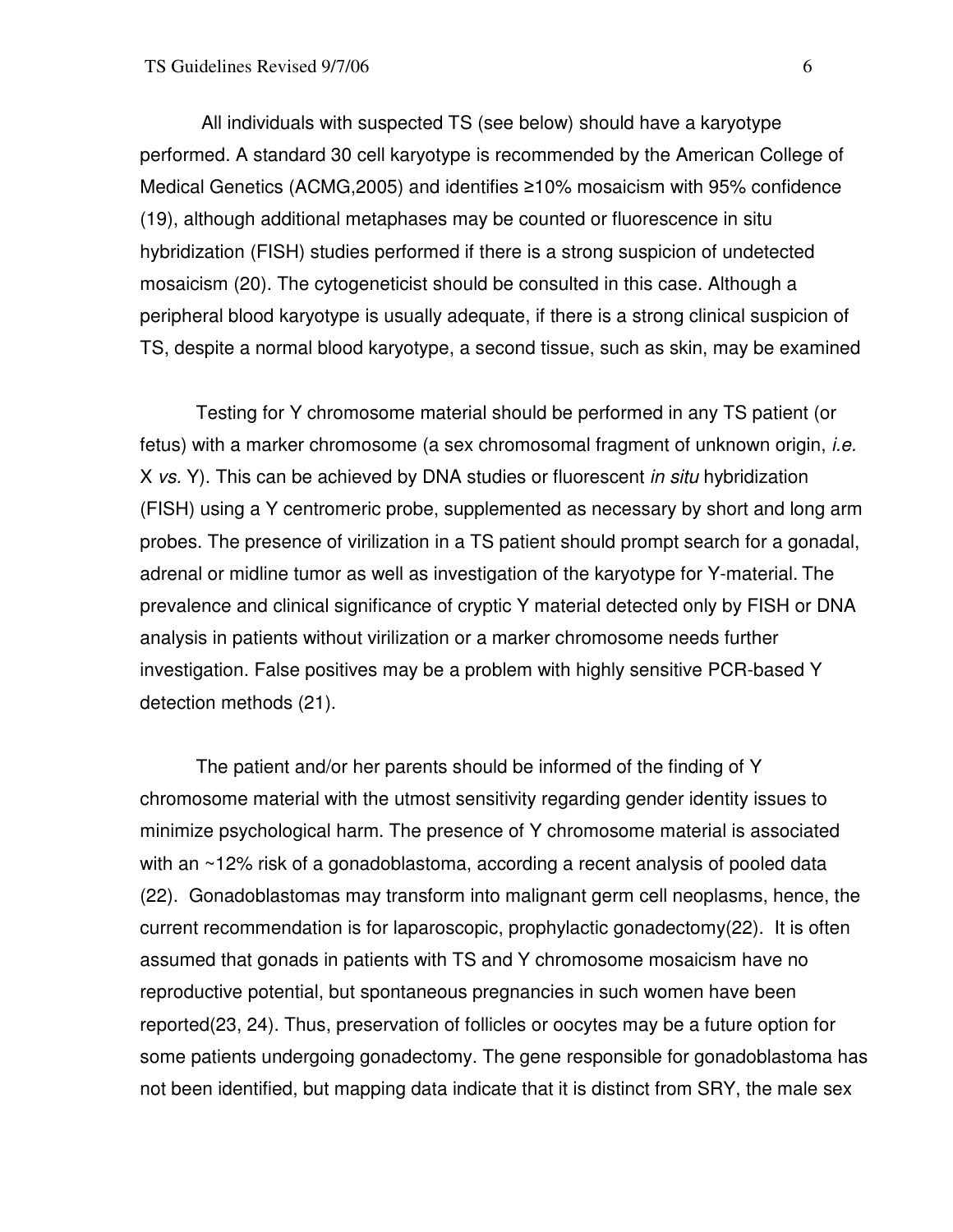All individuals with suspected TS (see below) should have a karyotype performed. A standard 30 cell karyotype is recommended by the American College of Medical Genetics (ACMG,2005) and identifies ≥10% mosaicism with 95% confidence (19), although additional metaphases may be counted or fluorescence in situ hybridization (FISH) studies performed if there is a strong suspicion of undetected mosaicism (20). The cytogeneticist should be consulted in this case. Although a peripheral blood karyotype is usually adequate, if there is a strong clinical suspicion of TS, despite a normal blood karyotype, a second tissue, such as skin, may be examined

Testing for Y chromosome material should be performed in any TS patient (or fetus) with a marker chromosome (a sex chromosomal fragment of unknown origin, *i.e.* X *vs.* Y). This can be achieved by DNA studies or fluorescent *in situ* hybridization (FISH) using a Y centromeric probe, supplemented as necessary by short and long arm probes. The presence of virilization in a TS patient should prompt search for a gonadal, adrenal or midline tumor as well as investigation of the karyotype for Y-material. The prevalence and clinical significance of cryptic Y material detected only by FISH or DNA analysis in patients without virilization or a marker chromosome needs further investigation. False positives may be a problem with highly sensitive PCR-based Y detection methods (21).

The patient and/or her parents should be informed of the finding of Y chromosome material with the utmost sensitivity regarding gender identity issues to minimize psychological harm. The presence of Y chromosome material is associated with an ~12% risk of a gonadoblastoma, according a recent analysis of pooled data (22). Gonadoblastomas may transform into malignant germ cell neoplasms, hence, the current recommendation is for laparoscopic, prophylactic gonadectomy(22). It is often assumed that gonads in patients with TS and Y chromosome mosaicism have no reproductive potential, but spontaneous pregnancies in such women have been reported(23, 24). Thus, preservation of follicles or oocytes may be a future option for some patients undergoing gonadectomy. The gene responsible for gonadoblastoma has not been identified, but mapping data indicate that it is distinct from SRY, the male sex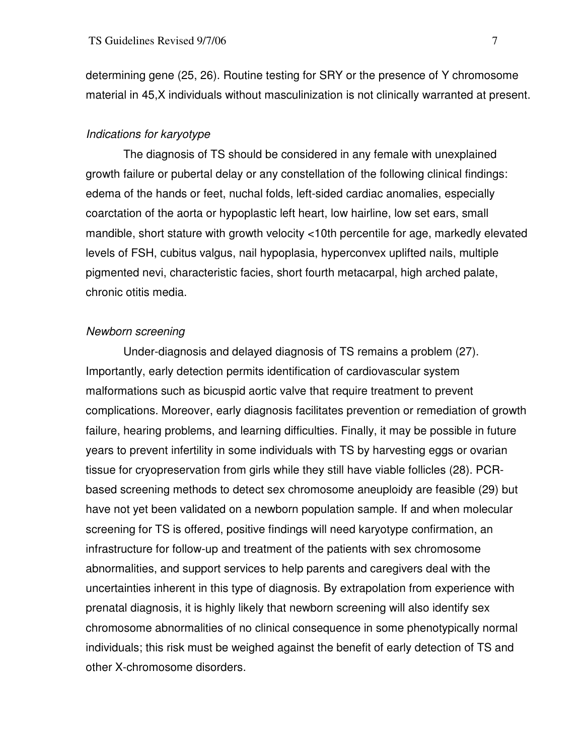determining gene (25, 26). Routine testing for SRY or the presence of Y chromosome material in 45,X individuals without masculinization is not clinically warranted at present.

*Indications for karyotype*

The diagnosis of TS should be considered in any female with unexplained growth failure or pubertal delay or any constellation of the following clinical findings: edema of the hands or feet, nuchal folds, left-sided cardiac anomalies, especially coarctation of the aorta or hypoplastic left heart, low hairline, low set ears, small mandible, short stature with growth velocity <10th percentile for age, markedly elevated levels of FSH, cubitus valgus, nail hypoplasia, hyperconvex uplifted nails, multiple pigmented nevi, characteristic facies, short fourth metacarpal, high arched palate, chronic otitis media.

*Newborn screening*

Under-diagnosis and delayed diagnosis of TS remains a problem (27). Importantly, early detection permits identification of cardiovascular system malformations such as bicuspid aortic valve that require treatment to prevent complications. Moreover, early diagnosis facilitates prevention or remediation of growth failure, hearing problems, and learning difficulties. Finally, it may be possible in future years to prevent infertility in some individuals with TS by harvesting eggs or ovarian tissue for cryopreservation from girls while they still have viable follicles (28). PCR-based screening methods to detect sex chromosome aneuploidy are feasible (29) but have not yet been validated on a newborn population sample. If and when molecular screening for TS is offered, positive findings will need karyotype confirmation, an infrastructure for follow-up and treatment of the patients with sex chromosome abnormalities, and support services to help parents and caregivers deal with the uncertainties inherent in this type of diagnosis. By extrapolation from experience with prenatal diagnosis, it is highly likely that newborn screening will also identify sex chromosome abnormalities of no clinical consequence in some phenotypically normal individuals; this risk must be weighed against the benefit of early detection of TS and other X-chromosome disorders.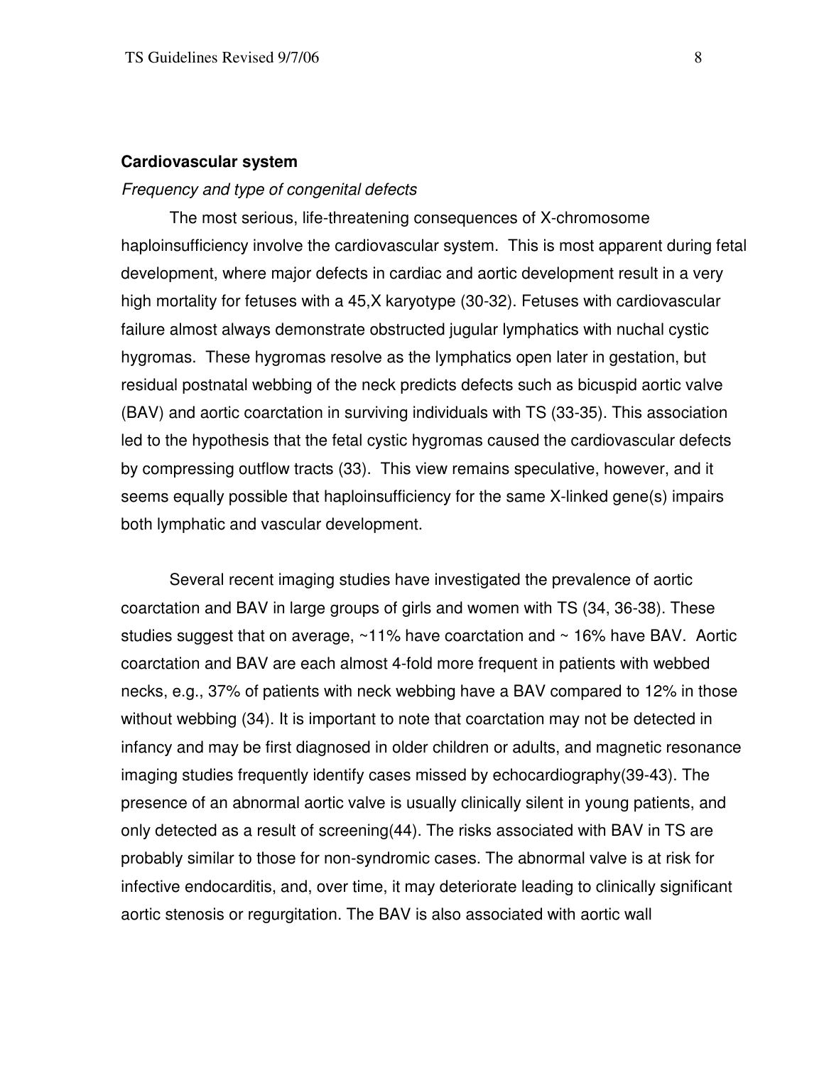## Cardiovascular system

### *Frequency and type of congenital defects*

The most serious, life-threatening consequences of X-chromosome haploinsufficiency involve the cardiovascular system. This is most apparent during fetal development, where major defects in cardiac and aortic development result in a very high mortality for fetuses with a 45,X karyotype (30-32). Fetuses with cardiovascular failure almost always demonstrate obstructed jugular lymphatics with nuchal cystic hygromas. These hygromas resolve as the lymphatics open later in gestation, but residual postnatal webbing of the neck predicts defects such as bicuspid aortic valve (BAV) and aortic coarctation in surviving individuals with TS (33-35). This association led to the hypothesis that the fetal cystic hygromas caused the cardiovascular defects by compressing outflow tracts (33). This view remains speculative, however, and it seems equally possible that haploinsufficiency for the same X-linked gene(s) impairs both lymphatic and vascular development.

Several recent imaging studies have investigated the prevalence of aortic coarctation and BAV in large groups of girls and women with TS (34, 36-38). These studies suggest that on average, ~11% have coarctation and ~ 16% have BAV. Aortic coarctation and BAV are each almost 4-fold more frequent in patients with webbed necks, e.g., 37% of patients with neck webbing have a BAV compared to 12% in those without webbing (34). It is important to note that coarctation may not be detected in infancy and may be first diagnosed in older children or adults, and magnetic resonance imaging studies frequently identify cases missed by echocardiography(39-43). The presence of an abnormal aortic valve is usually clinically silent in young patients, and only detected as a result of screening(44). The risks associated with BAV in TS are probably similar to those for non-syndromic cases. The abnormal valve is at risk for infective endocarditis, and, over time, it may deteriorate leading to clinically significant aortic stenosis or regurgitation. The BAV is also associated with aortic wall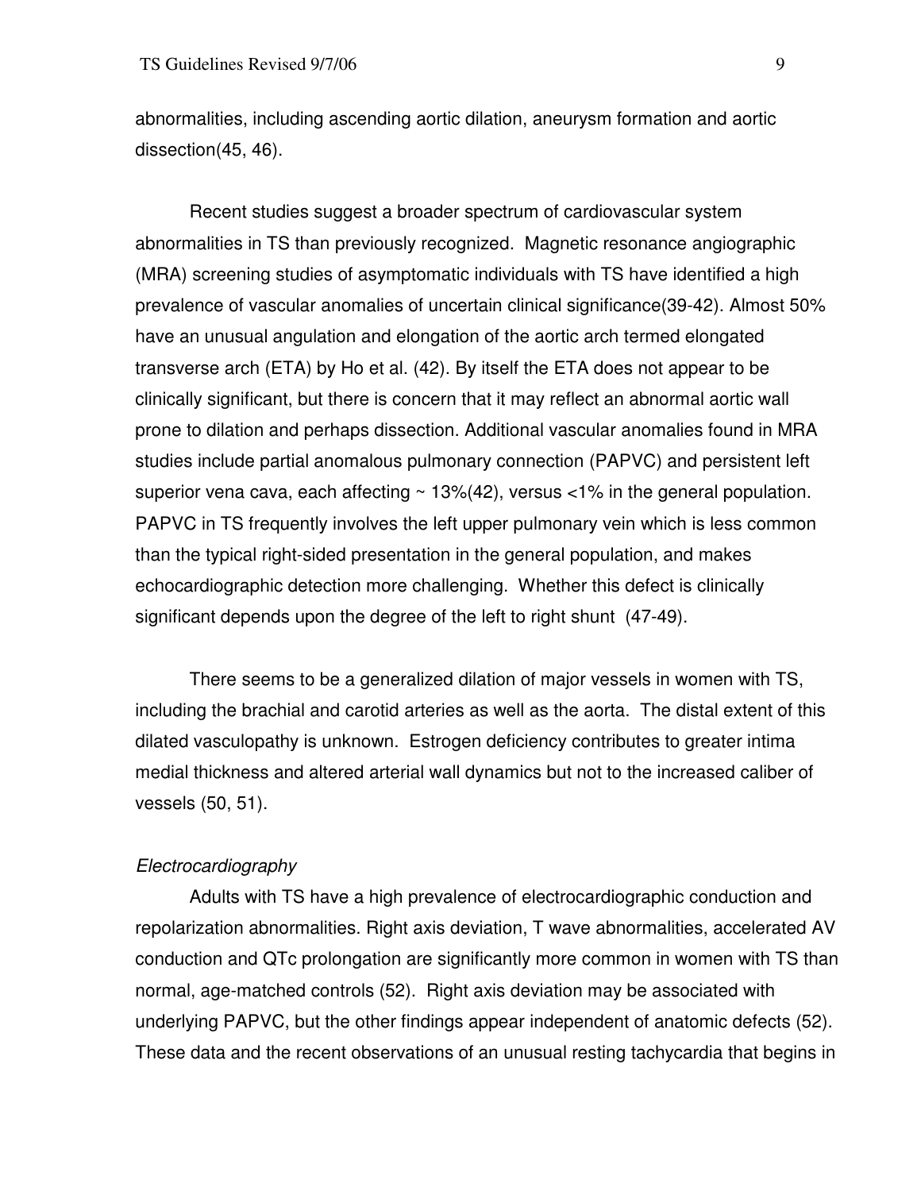abnormalities, including ascending aortic dilation, aneurysm formation and aortic dissection(45, 46).

Recent studies suggest a broader spectrum of cardiovascular system abnormalities in TS than previously recognized. Magnetic resonance angiographic (MRA) screening studies of asymptomatic individuals with TS have identified a high prevalence of vascular anomalies of uncertain clinical significance(39-42). Almost 50% have an unusual angulation and elongation of the aortic arch termed elongated transverse arch (ETA) by Ho et al. (42). By itself the ETA does not appear to be clinically significant, but there is concern that it may reflect an abnormal aortic wall prone to dilation and perhaps dissection. Additional vascular anomalies found in MRA studies include partial anomalous pulmonary connection (PAPVC) and persistent left superior vena cava, each affecting ~ 13%(42), versus <1% in the general population. PAPVC in TS frequently involves the left upper pulmonary vein which is less common than the typical right-sided presentation in the general population, and makes echocardiographic detection more challenging. Whether this defect is clinically significant depends upon the degree of the left to right shunt (47-49).

There seems to be a generalized dilation of major vessels in women with TS, including the brachial and carotid arteries as well as the aorta. The distal extent of this dilated vasculopathy is unknown. Estrogen deficiency contributes to greater intima medial thickness and altered arterial wall dynamics but not to the increased caliber of vessels (50, 51).

*Electrocardiography*

Adults with TS have a high prevalence of electrocardiographic conduction and repolarization abnormalities. Right axis deviation, T wave abnormalities, accelerated AV conduction and QTc prolongation are significantly more common in women with TS than normal, age-matched controls (52). Right axis deviation may be associated with underlying PAPVC, but the other findings appear independent of anatomic defects (52). These data and the recent observations of an unusual resting tachycardia that begins in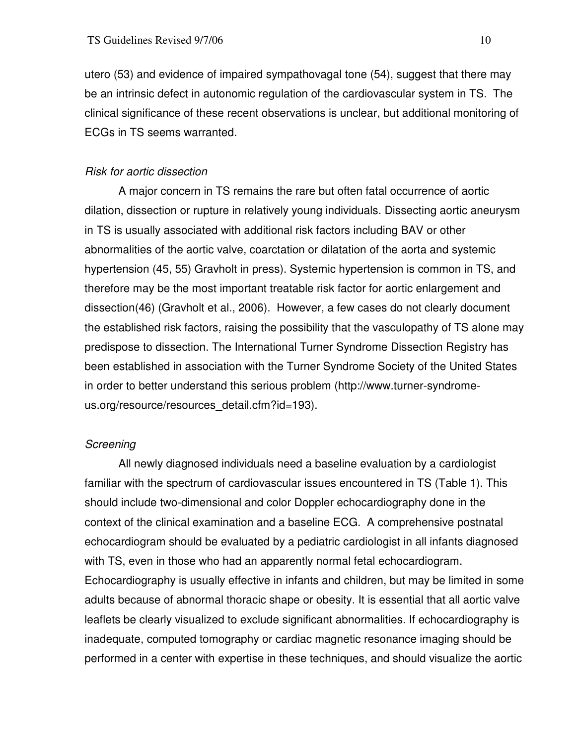utero (53) and evidence of impaired sympathovagal tone (54), suggest that there may be an intrinsic defect in autonomic regulation of the cardiovascular system in TS. The clinical significance of these recent observations is unclear, but additional monitoring of ECGs in TS seems warranted.

*Risk for aortic dissection*

A major concern in TS remains the rare but often fatal occurrence of aortic dilation, dissection or rupture in relatively young individuals. Dissecting aortic aneurysm in TS is usually associated with additional risk factors including BAV or other abnormalities of the aortic valve, coarctation or dilatation of the aorta and systemic hypertension (45, 55) Gravholt in press). Systemic hypertension is common in TS, and therefore may be the most important treatable risk factor for aortic enlargement and dissection(46) (Gravholt et al., 2006). However, a few cases do not clearly document the established risk factors, raising the possibility that the vasculopathy of TS alone may predispose to dissection. The International Turner Syndrome Dissection Registry has been established in association with the Turner Syndrome Society of the United States in order to better understand this serious problem (http://www.turner-syndrome-us.org/resource/resources_detail.cfm?id=193).

*Screening*

All newly diagnosed individuals need a baseline evaluation by a cardiologist familiar with the spectrum of cardiovascular issues encountered in TS (Table 1). This should include two-dimensional and color Doppler echocardiography done in the context of the clinical examination and a baseline ECG. A comprehensive postnatal echocardiogram should be evaluated by a pediatric cardiologist in all infants diagnosed with TS, even in those who had an apparently normal fetal echocardiogram. Echocardiography is usually effective in infants and children, but may be limited in some adults because of abnormal thoracic shape or obesity. It is essential that all aortic valve leaflets be clearly visualized to exclude significant abnormalities. If echocardiography is inadequate, computed tomography or cardiac magnetic resonance imaging should be performed in a center with expertise in these techniques, and should visualize the aortic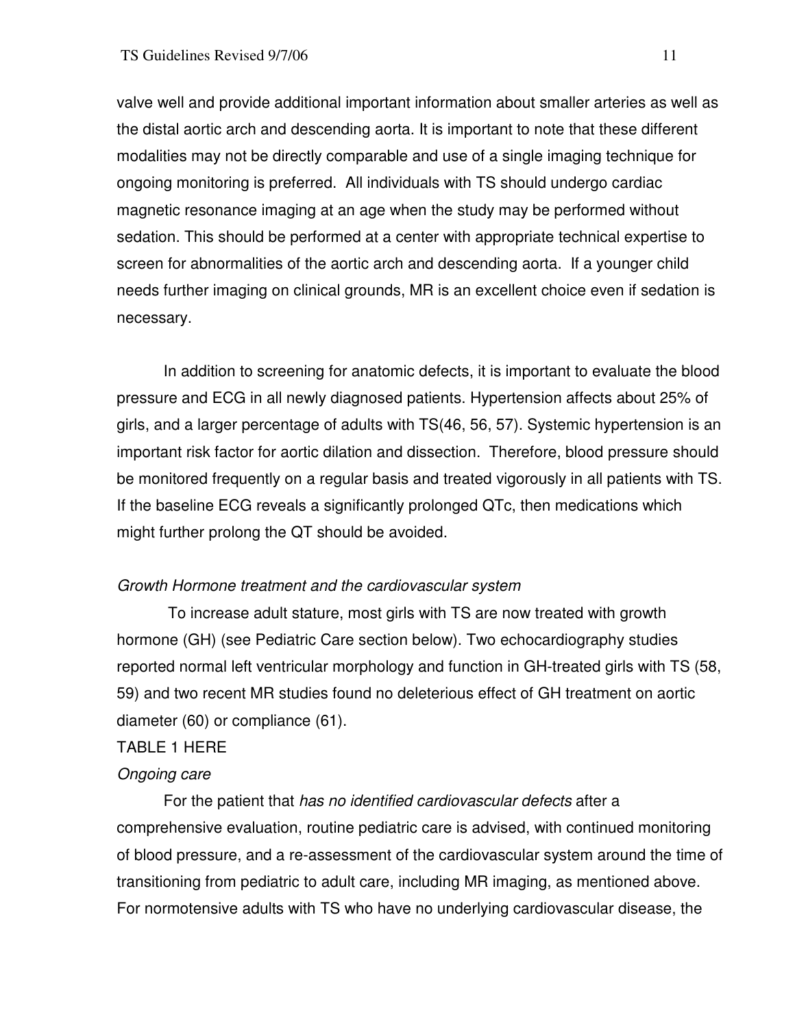valve well and provide additional important information about smaller arteries as well as the distal aortic arch and descending aorta. It is important to note that these different modalities may not be directly comparable and use of a single imaging technique for ongoing monitoring is preferred. All individuals with TS should undergo cardiac magnetic resonance imaging at an age when the study may be performed without sedation. This should be performed at a center with appropriate technical expertise to screen for abnormalities of the aortic arch and descending aorta. If a younger child needs further imaging on clinical grounds, MR is an excellent choice even if sedation is necessary.

In addition to screening for anatomic defects, it is important to evaluate the blood pressure and ECG in all newly diagnosed patients. Hypertension affects about 25% of girls, and a larger percentage of adults with TS(46, 56, 57). Systemic hypertension is an important risk factor for aortic dilation and dissection. Therefore, blood pressure should be monitored frequently on a regular basis and treated vigorously in all patients with TS. If the baseline ECG reveals a significantly prolonged QTc, then medications which might further prolong the QT should be avoided.

*Growth Hormone treatment and the cardiovascular system*

To increase adult stature, most girls with TS are now treated with growth hormone (GH) (see Pediatric Care section below). Two echocardiography studies reported normal left ventricular morphology and function in GH-treated girls with TS (58, 59) and two recent MR studies found no deleterious effect of GH treatment on aortic diameter (60) or compliance (61).

TABLE 1 HERE

*Ongoing care*

For the patient that *has no identified cardiovascular defects* after a comprehensive evaluation, routine pediatric care is advised, with continued monitoring of blood pressure, and a re-assessment of the cardiovascular system around the time of transitioning from pediatric to adult care, including MR imaging, as mentioned above. For normotensive adults with TS who have no underlying cardiovascular disease, the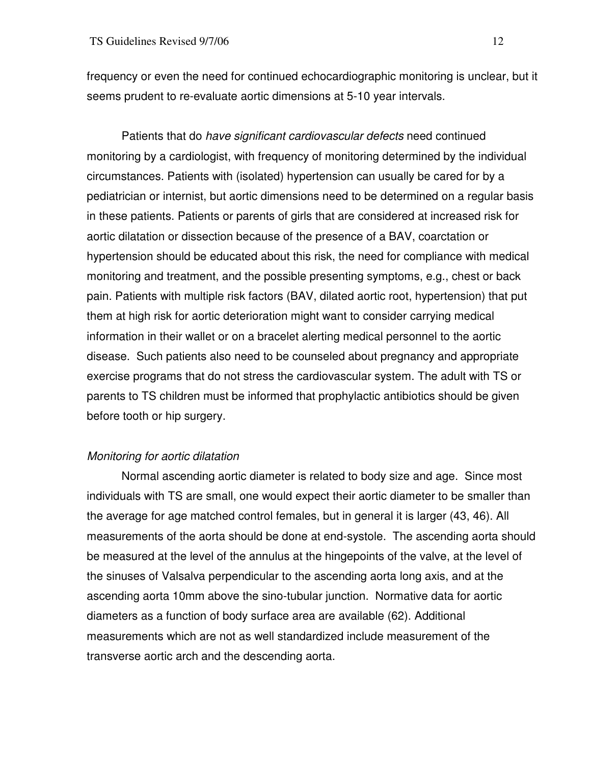frequency or even the need for continued echocardiographic monitoring is unclear, but it seems prudent to re-evaluate aortic dimensions at 5-10 year intervals.

Patients that do *have significant cardiovascular defects* need continued monitoring by a cardiologist, with frequency of monitoring determined by the individual circumstances. Patients with (isolated) hypertension can usually be cared for by a pediatrician or internist, but aortic dimensions need to be determined on a regular basis in these patients. Patients or parents of girls that are considered at increased risk for aortic dilatation or dissection because of the presence of a BAV, coarctation or hypertension should be educated about this risk, the need for compliance with medical monitoring and treatment, and the possible presenting symptoms, e.g., chest or back pain. Patients with multiple risk factors (BAV, dilated aortic root, hypertension) that put them at high risk for aortic deterioration might want to consider carrying medical information in their wallet or on a bracelet alerting medical personnel to the aortic disease. Such patients also need to be counseled about pregnancy and appropriate exercise programs that do not stress the cardiovascular system. The adult with TS or parents to TS children must be informed that prophylactic antibiotics should be given before tooth or hip surgery.

*Monitoring for aortic dilatation*

Normal ascending aortic diameter is related to body size and age. Since most individuals with TS are small, one would expect their aortic diameter to be smaller than the average for age matched control females, but in general it is larger (43, 46). All measurements of the aorta should be done at end-systole. The ascending aorta should be measured at the level of the annulus at the hingepoints of the valve, at the level of the sinuses of Valsalva perpendicular to the ascending aorta long axis, and at the ascending aorta 10mm above the sino-tubular junction. Normative data for aortic diameters as a function of body surface area are available (62). Additional measurements which are not as well standardized include measurement of the transverse aortic arch and the descending aorta.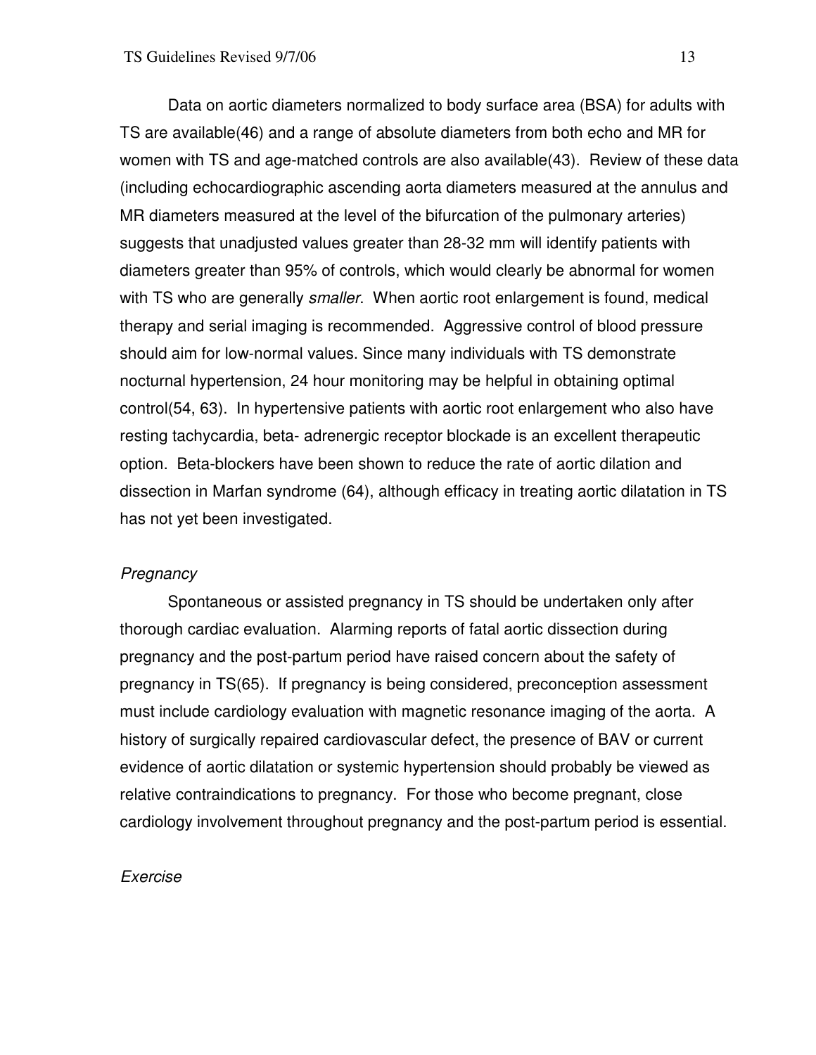Data on aortic diameters normalized to body surface area (BSA) for adults with TS are available(46) and a range of absolute diameters from both echo and MR for women with TS and age-matched controls are also available(43). Review of these data (including echocardiographic ascending aorta diameters measured at the annulus and MR diameters measured at the level of the bifurcation of the pulmonary arteries) suggests that unadjusted values greater than 28-32 mm will identify patients with diameters greater than 95% of controls, which would clearly be abnormal for women with TS who are generally *smaller*. When aortic root enlargement is found, medical therapy and serial imaging is recommended. Aggressive control of blood pressure should aim for low-normal values. Since many individuals with TS demonstrate nocturnal hypertension, 24 hour monitoring may be helpful in obtaining optimal control(54, 63). In hypertensive patients with aortic root enlargement who also have resting tachycardia, beta- adrenergic receptor blockade is an excellent therapeutic option. Beta-blockers have been shown to reduce the rate of aortic dilation and dissection in Marfan syndrome (64), although efficacy in treating aortic dilatation in TS has not yet been investigated.

*Pregnancy*

Spontaneous or assisted pregnancy in TS should be undertaken only after thorough cardiac evaluation. Alarming reports of fatal aortic dissection during pregnancy and the post-partum period have raised concern about the safety of pregnancy in TS(65). If pregnancy is being considered, preconception assessment must include cardiology evaluation with magnetic resonance imaging of the aorta. A history of surgically repaired cardiovascular defect, the presence of BAV or current evidence of aortic dilatation or systemic hypertension should probably be viewed as relative contraindications to pregnancy. For those who become pregnant, close cardiology involvement throughout pregnancy and the post-partum period is essential.

*Exercise*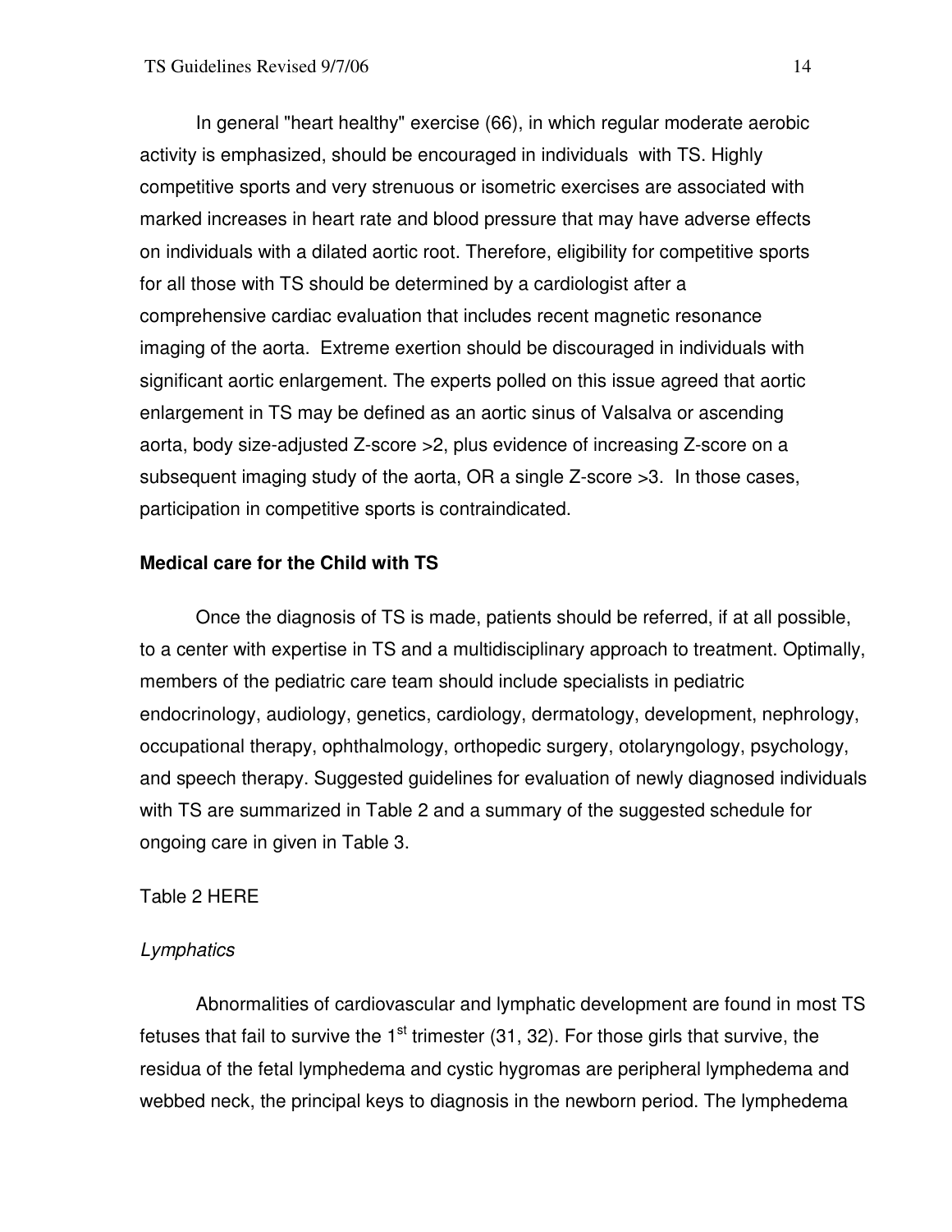In general "heart healthy" exercise (66), in which regular moderate aerobic activity is emphasized, should be encouraged in individuals with TS. Highly competitive sports and very strenuous or isometric exercises are associated with marked increases in heart rate and blood pressure that may have adverse effects on individuals with a dilated aortic root. Therefore, eligibility for competitive sports for all those with TS should be determined by a cardiologist after a comprehensive cardiac evaluation that includes recent magnetic resonance imaging of the aorta. Extreme exertion should be discouraged in individuals with significant aortic enlargement. The experts polled on this issue agreed that aortic enlargement in TS may be defined as an aortic sinus of Valsalva or ascending aorta, body size-adjusted Z-score >2, plus evidence of increasing Z-score on a subsequent imaging study of the aorta, OR a single Z-score >3. In those cases, participation in competitive sports is contraindicated.

## Medical care for the Child with TS

Once the diagnosis of TS is made, patients should be referred, if at all possible, to a center with expertise in TS and a multidisciplinary approach to treatment. Optimally, members of the pediatric care team should include specialists in pediatric endocrinology, audiology, genetics, cardiology, dermatology, development, nephrology, occupational therapy, ophthalmology, orthopedic surgery, otolaryngology, psychology, and speech therapy. Suggested guidelines for evaluation of newly diagnosed individuals with TS are summarized in Table 2 and a summary of the suggested schedule for ongoing care in given in Table 3.

Table 2 HERE

### *Lymphatics*

Abnormalities of cardiovascular and lymphatic development are found in most TS fetuses that fail to survive the 1st trimester (31, 32). For those girls that survive, the residua of the fetal lymphedema and cystic hygromas are peripheral lymphedema and webbed neck, the principal keys to diagnosis in the newborn period. The lymphedema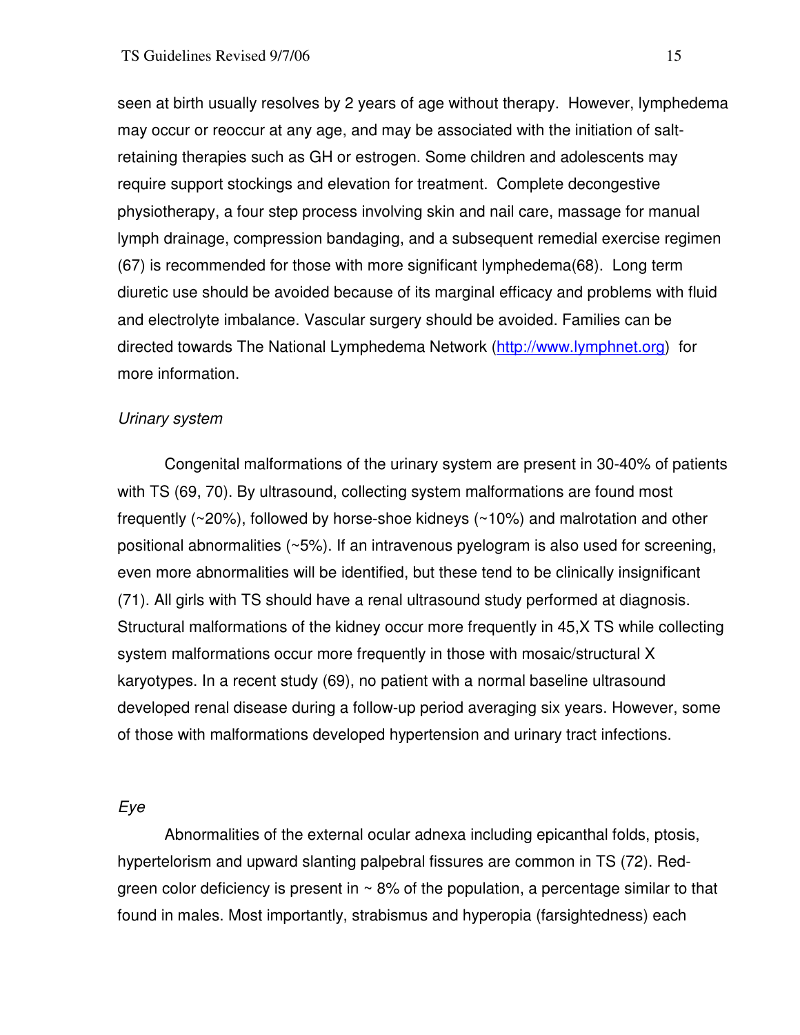seen at birth usually resolves by 2 years of age without therapy. However, lymphedema may occur or reoccur at any age, and may be associated with the initiation of salt-retaining therapies such as GH or estrogen. Some children and adolescents may require support stockings and elevation for treatment. Complete decongestive physiotherapy, a four step process involving skin and nail care, massage for manual lymph drainage, compression bandaging, and a subsequent remedial exercise regimen (67) is recommended for those with more significant lymphedema(68). Long term diuretic use should be avoided because of its marginal efficacy and problems with fluid and electrolyte imbalance. Vascular surgery should be avoided. Families can be directed towards The National Lymphedema Network (http://www.lymphnet.org) for more information.

*Urinary system*

Congenital malformations of the urinary system are present in 30-40% of patients with TS (69, 70). By ultrasound, collecting system malformations are found most frequently (~20%), followed by horse-shoe kidneys (~10%) and malrotation and other positional abnormalities (~5%). If an intravenous pyelogram is also used for screening, even more abnormalities will be identified, but these tend to be clinically insignificant (71). All girls with TS should have a renal ultrasound study performed at diagnosis. Structural malformations of the kidney occur more frequently in 45,X TS while collecting system malformations occur more frequently in those with mosaic/structural X karyotypes. In a recent study (69), no patient with a normal baseline ultrasound developed renal disease during a follow-up period averaging six years. However, some of those with malformations developed hypertension and urinary tract infections.

*Eye*

Abnormalities of the external ocular adnexa including epicanthal folds, ptosis, hypertelorism and upward slanting palpebral fissures are common in TS (72). Red-green color deficiency is present in ~ 8% of the population, a percentage similar to that found in males. Most importantly, strabismus and hyperopia (farsightedness) each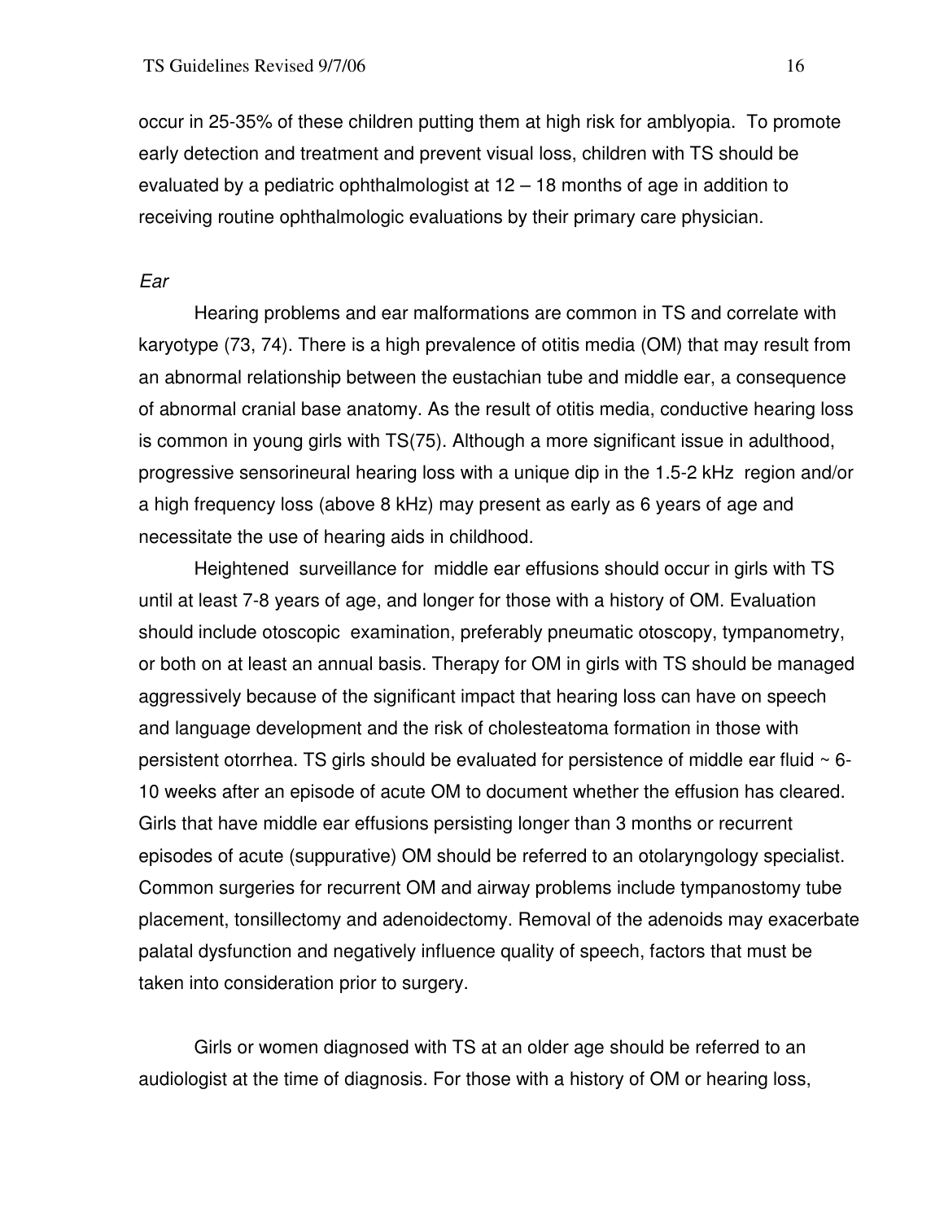occur in 25-35% of these children putting them at high risk for amblyopia. To promote early detection and treatment and prevent visual loss, children with TS should be evaluated by a pediatric ophthalmologist at 12 – 18 months of age in addition to receiving routine ophthalmologic evaluations by their primary care physician.

*Ear*

Hearing problems and ear malformations are common in TS and correlate with karyotype (73, 74). There is a high prevalence of otitis media (OM) that may result from an abnormal relationship between the eustachian tube and middle ear, a consequence of abnormal cranial base anatomy. As the result of otitis media, conductive hearing loss is common in young girls with TS(75). Although a more significant issue in adulthood, progressive sensorineural hearing loss with a unique dip in the 1.5-2 kHz region and/or a high frequency loss (above 8 kHz) may present as early as 6 years of age and necessitate the use of hearing aids in childhood.

Heightened surveillance for middle ear effusions should occur in girls with TS until at least 7-8 years of age, and longer for those with a history of OM. Evaluation should include otoscopic examination, preferably pneumatic otoscopy, tympanometry, or both on at least an annual basis. Therapy for OM in girls with TS should be managed aggressively because of the significant impact that hearing loss can have on speech and language development and the risk of cholesteatoma formation in those with persistent otorrhea. TS girls should be evaluated for persistence of middle ear fluid ~ 6-10 weeks after an episode of acute OM to document whether the effusion has cleared. Girls that have middle ear effusions persisting longer than 3 months or recurrent episodes of acute (suppurative) OM should be referred to an otolaryngology specialist. Common surgeries for recurrent OM and airway problems include tympanostomy tube placement, tonsillectomy and adenoidectomy. Removal of the adenoids may exacerbate palatal dysfunction and negatively influence quality of speech, factors that must be taken into consideration prior to surgery.

Girls or women diagnosed with TS at an older age should be referred to an audiologist at the time of diagnosis. For those with a history of OM or hearing loss,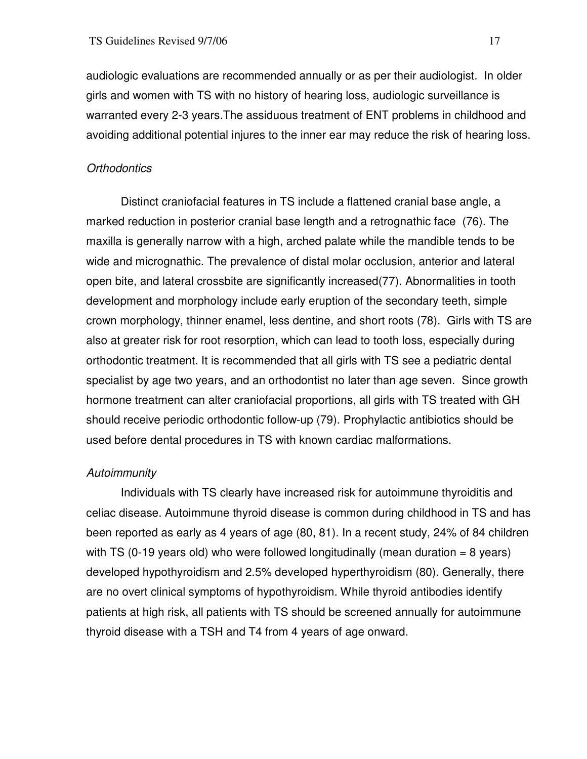audiologic evaluations are recommended annually or as per their audiologist. In older girls and women with TS with no history of hearing loss, audiologic surveillance is warranted every 2-3 years.The assiduous treatment of ENT problems in childhood and avoiding additional potential injures to the inner ear may reduce the risk of hearing loss.

*Orthodontics*

Distinct craniofacial features in TS include a flattened cranial base angle, a marked reduction in posterior cranial base length and a retrognathic face (76). The maxilla is generally narrow with a high, arched palate while the mandible tends to be wide and micrognathic. The prevalence of distal molar occlusion, anterior and lateral open bite, and lateral crossbite are significantly increased(77). Abnormalities in tooth development and morphology include early eruption of the secondary teeth, simple crown morphology, thinner enamel, less dentine, and short roots (78). Girls with TS are also at greater risk for root resorption, which can lead to tooth loss, especially during orthodontic treatment. It is recommended that all girls with TS see a pediatric dental specialist by age two years, and an orthodontist no later than age seven. Since growth hormone treatment can alter craniofacial proportions, all girls with TS treated with GH should receive periodic orthodontic follow-up (79). Prophylactic antibiotics should be used before dental procedures in TS with known cardiac malformations.

*Autoimmunity*

Individuals with TS clearly have increased risk for autoimmune thyroiditis and celiac disease. Autoimmune thyroid disease is common during childhood in TS and has been reported as early as 4 years of age (80, 81). In a recent study, 24% of 84 children with TS (0-19 years old) who were followed longitudinally (mean duration = 8 years) developed hypothyroidism and 2.5% developed hyperthyroidism (80). Generally, there are no overt clinical symptoms of hypothyroidism. While thyroid antibodies identify patients at high risk, all patients with TS should be screened annually for autoimmune thyroid disease with a TSH and T4 from 4 years of age onward.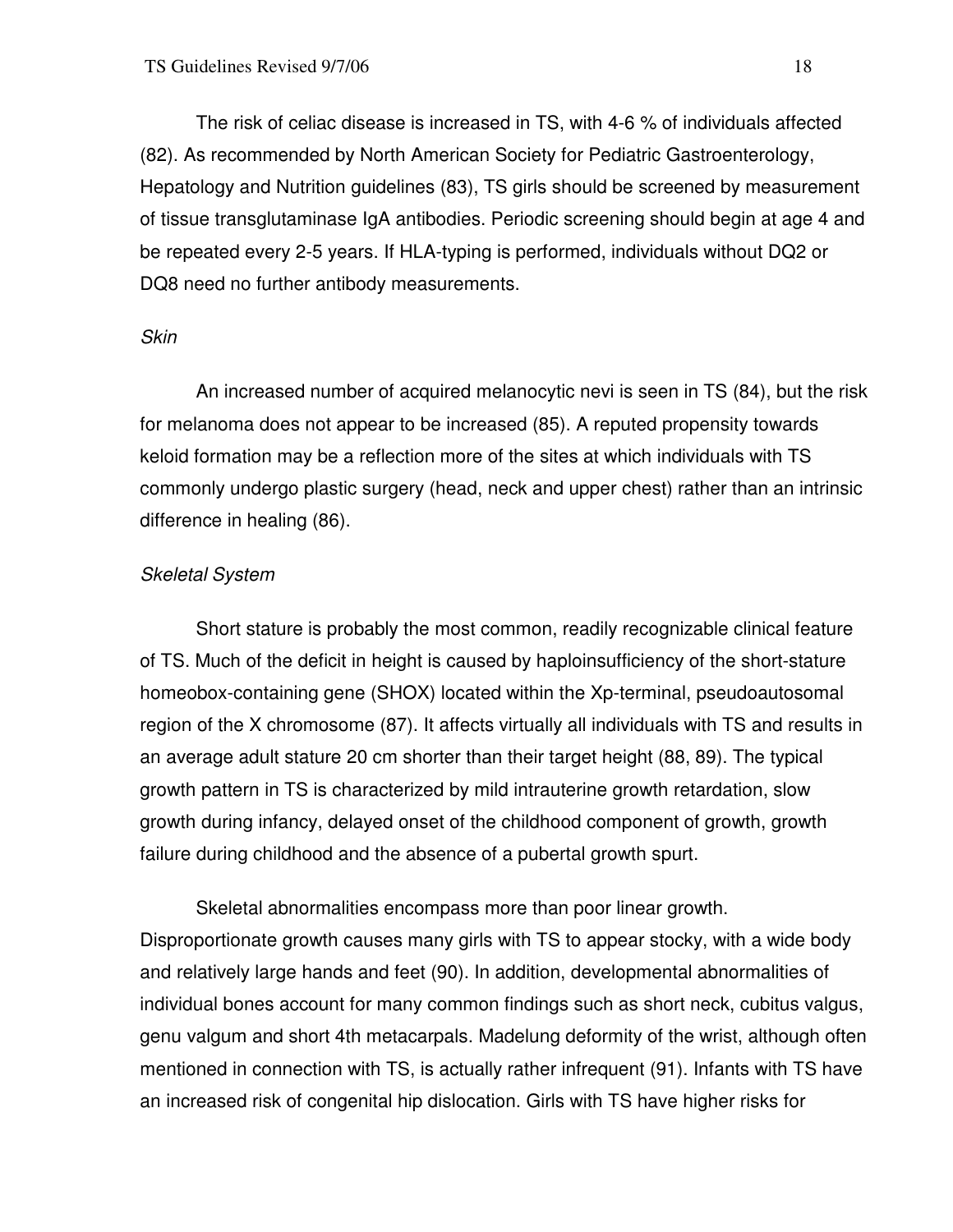The risk of celiac disease is increased in TS, with 4-6 % of individuals affected (82). As recommended by North American Society for Pediatric Gastroenterology, Hepatology and Nutrition guidelines (83), TS girls should be screened by measurement of tissue transglutaminase IgA antibodies. Periodic screening should begin at age 4 and be repeated every 2-5 years. If HLA-typing is performed, individuals without DQ2 or DQ8 need no further antibody measurements.

*Skin*

An increased number of acquired melanocytic nevi is seen in TS (84), but the risk for melanoma does not appear to be increased (85). A reputed propensity towards keloid formation may be a reflection more of the sites at which individuals with TS commonly undergo plastic surgery (head, neck and upper chest) rather than an intrinsic difference in healing (86).

*Skeletal System*

Short stature is probably the most common, readily recognizable clinical feature of TS. Much of the deficit in height is caused by haploinsufficiency of the short-stature homeobox-containing gene (SHOX) located within the Xp-terminal, pseudoautosomal region of the X chromosome (87). It affects virtually all individuals with TS and results in an average adult stature 20 cm shorter than their target height (88, 89). The typical growth pattern in TS is characterized by mild intrauterine growth retardation, slow growth during infancy, delayed onset of the childhood component of growth, growth failure during childhood and the absence of a pubertal growth spurt.

Skeletal abnormalities encompass more than poor linear growth. Disproportionate growth causes many girls with TS to appear stocky, with a wide body and relatively large hands and feet (90). In addition, developmental abnormalities of individual bones account for many common findings such as short neck, cubitus valgus, genu valgum and short 4th metacarpals. Madelung deformity of the wrist, although often mentioned in connection with TS, is actually rather infrequent (91). Infants with TS have an increased risk of congenital hip dislocation. Girls with TS have higher risks for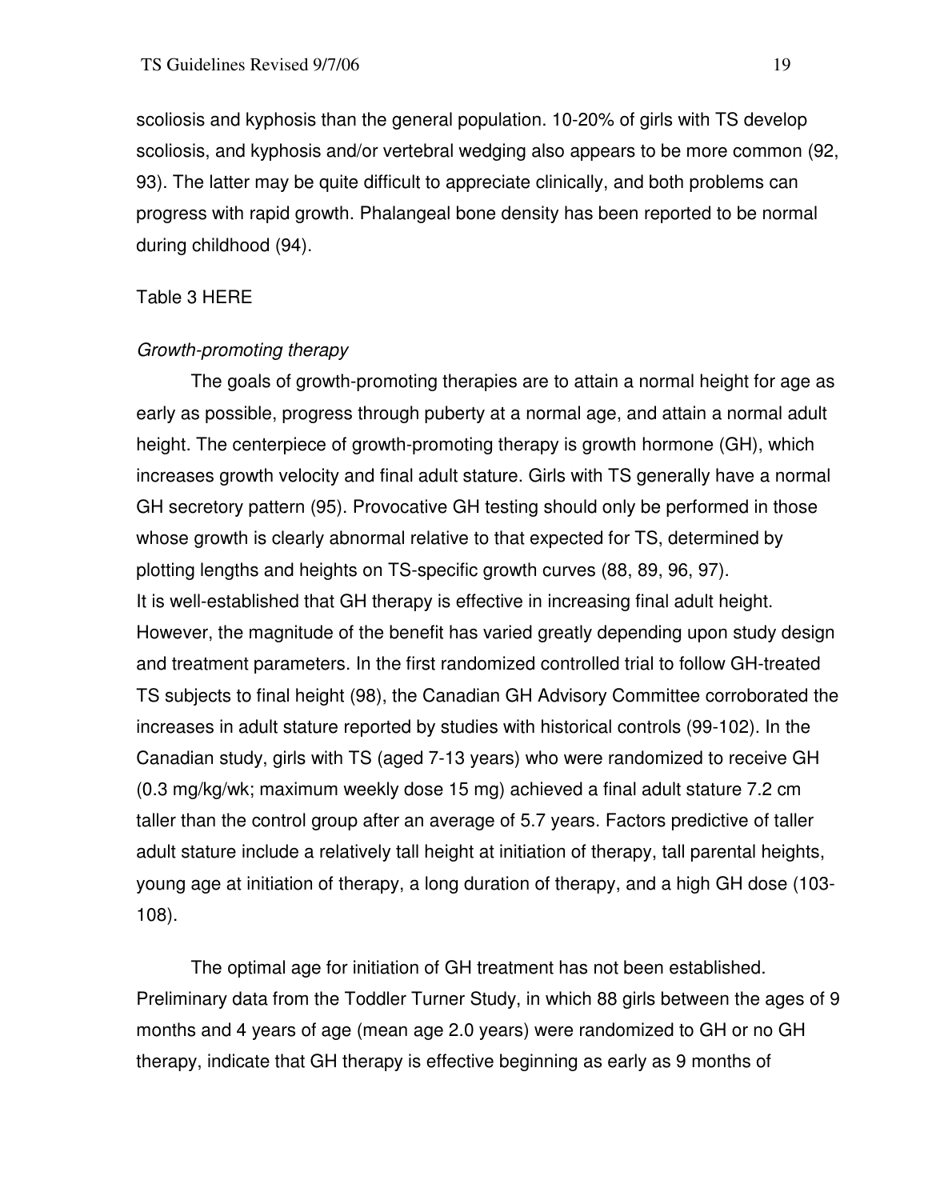scoliosis and kyphosis than the general population. 10-20% of girls with TS develop scoliosis, and kyphosis and/or vertebral wedging also appears to be more common (92, 93). The latter may be quite difficult to appreciate clinically, and both problems can progress with rapid growth. Phalangeal bone density has been reported to be normal during childhood (94).

Table 3 HERE

*Growth-promoting therapy*

The goals of growth-promoting therapies are to attain a normal height for age as early as possible, progress through puberty at a normal age, and attain a normal adult height. The centerpiece of growth-promoting therapy is growth hormone (GH), which increases growth velocity and final adult stature. Girls with TS generally have a normal GH secretory pattern (95). Provocative GH testing should only be performed in those whose growth is clearly abnormal relative to that expected for TS, determined by plotting lengths and heights on TS-specific growth curves (88, 89, 96, 97).
It is well-established that GH therapy is effective in increasing final adult height. However, the magnitude of the benefit has varied greatly depending upon study design and treatment parameters. In the first randomized controlled trial to follow GH-treated TS subjects to final height (98), the Canadian GH Advisory Committee corroborated the increases in adult stature reported by studies with historical controls (99-102). In the Canadian study, girls with TS (aged 7-13 years) who were randomized to receive GH (0.3 mg/kg/wk; maximum weekly dose 15 mg) achieved a final adult stature 7.2 cm taller than the control group after an average of 5.7 years. Factors predictive of taller adult stature include a relatively tall height at initiation of therapy, tall parental heights, young age at initiation of therapy, a long duration of therapy, and a high GH dose (103-108).

The optimal age for initiation of GH treatment has not been established. Preliminary data from the Toddler Turner Study, in which 88 girls between the ages of 9 months and 4 years of age (mean age 2.0 years) were randomized to GH or no GH therapy, indicate that GH therapy is effective beginning as early as 9 months of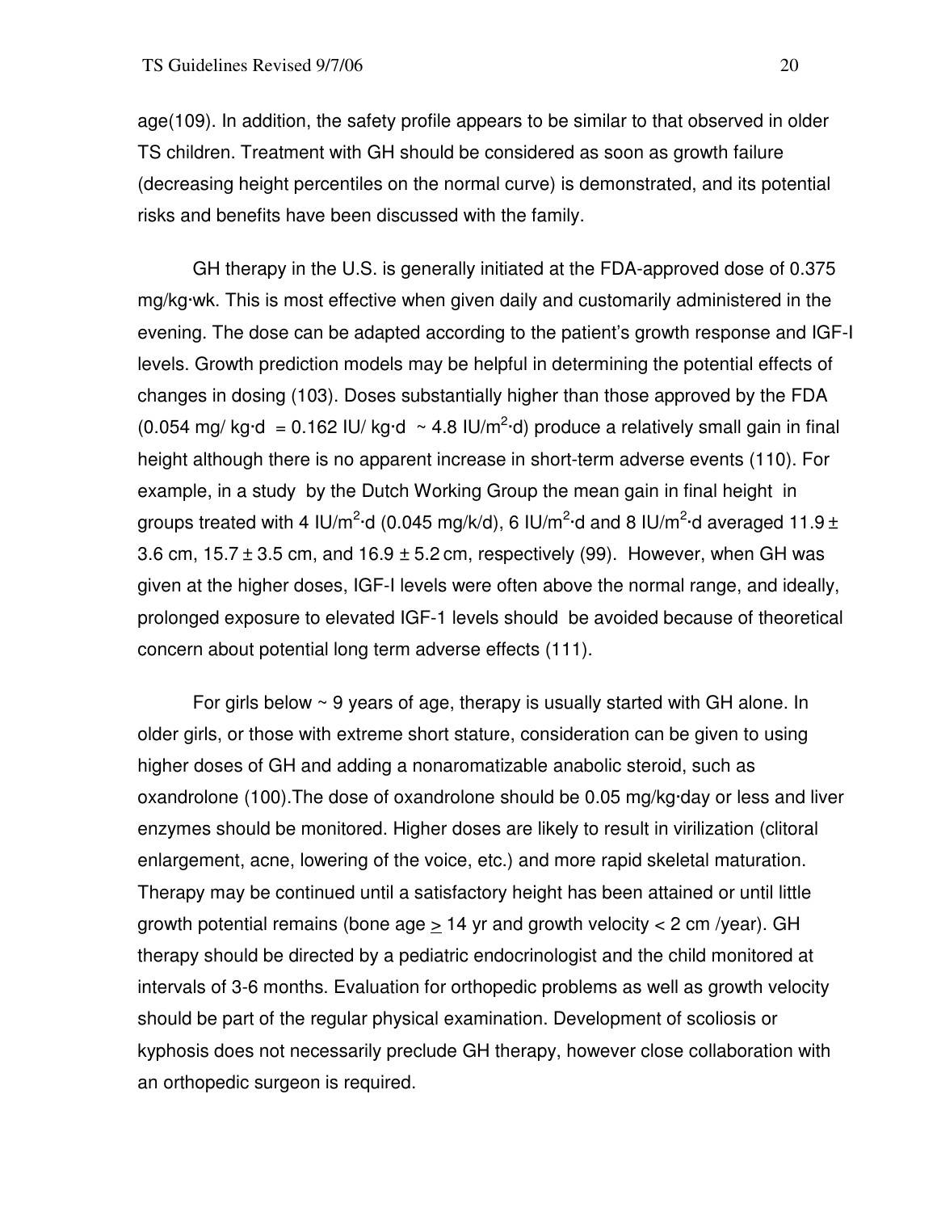age(109). In addition, the safety profile appears to be similar to that observed in older TS children. Treatment with GH should be considered as soon as growth failure (decreasing height percentiles on the normal curve) is demonstrated, and its potential risks and benefits have been discussed with the family.

GH therapy in the U.S. is generally initiated at the FDA-approved dose of 0.375 mg/kg·wk. This is most effective when given daily and customarily administered in the evening. The dose can be adapted according to the patient's growth response and IGF-I levels. Growth prediction models may be helpful in determining the potential effects of changes in dosing (103). Doses substantially higher than those approved by the FDA (0.054 mg/ kg·d = 0.162 IU/ kg·d ~ 4.8 IU/$m^2$·d) produce a relatively small gain in final height although there is no apparent increase in short-term adverse events (110). For example, in a study by the Dutch Working Group the mean gain in final height in groups treated with 4 IU/$m^2$·d (0.045 mg/k/d), 6 IU/$m^2$·d and 8 IU/$m^2$·d averaged 11.9 ± 3.6 cm, 15.7 ± 3.5 cm, and 16.9 ± 5.2 cm, respectively (99). However, when GH was given at the higher doses, IGF-I levels were often above the normal range, and ideally, prolonged exposure to elevated IGF-1 levels should be avoided because of theoretical concern about potential long term adverse effects (111).

For girls below ~ 9 years of age, therapy is usually started with GH alone. In older girls, or those with extreme short stature, consideration can be given to using higher doses of GH and adding a nonaromatizable anabolic steroid, such as oxandrolone (100).The dose of oxandrolone should be 0.05 mg/kg·day or less and liver enzymes should be monitored. Higher doses are likely to result in virilization (clitoral enlargement, acne, lowering of the voice, etc.) and more rapid skeletal maturation. Therapy may be continued until a satisfactory height has been attained or until little growth potential remains (bone age $\geq$ 14 yr and growth velocity < 2 cm /year). GH therapy should be directed by a pediatric endocrinologist and the child monitored at intervals of 3-6 months. Evaluation for orthopedic problems as well as growth velocity should be part of the regular physical examination. Development of scoliosis or kyphosis does not necessarily preclude GH therapy, however close collaboration with an orthopedic surgeon is required.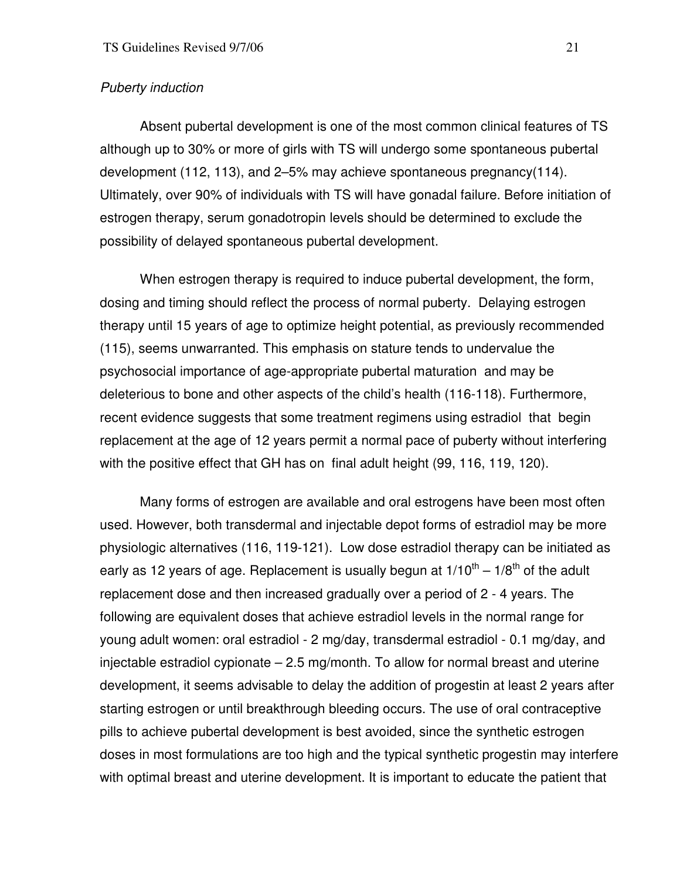*Puberty induction*

Absent pubertal development is one of the most common clinical features of TS although up to 30% or more of girls with TS will undergo some spontaneous pubertal development (112, 113), and 2–5% may achieve spontaneous pregnancy(114). Ultimately, over 90% of individuals with TS will have gonadal failure. Before initiation of estrogen therapy, serum gonadotropin levels should be determined to exclude the possibility of delayed spontaneous pubertal development.

When estrogen therapy is required to induce pubertal development, the form, dosing and timing should reflect the process of normal puberty. Delaying estrogen therapy until 15 years of age to optimize height potential, as previously recommended (115), seems unwarranted. This emphasis on stature tends to undervalue the psychosocial importance of age-appropriate pubertal maturation and may be deleterious to bone and other aspects of the child's health (116-118). Furthermore, recent evidence suggests that some treatment regimens using estradiol that begin replacement at the age of 12 years permit a normal pace of puberty without interfering with the positive effect that GH has on final adult height (99, 116, 119, 120).

Many forms of estrogen are available and oral estrogens have been most often used. However, both transdermal and injectable depot forms of estradiol may be more physiologic alternatives (116, 119-121). Low dose estradiol therapy can be initiated as early as 12 years of age. Replacement is usually begun at $1/10^{th}$ – $1/8^{th}$ of the adult replacement dose and then increased gradually over a period of 2 - 4 years. The following are equivalent doses that achieve estradiol levels in the normal range for young adult women: oral estradiol - 2 mg/day, transdermal estradiol - 0.1 mg/day, and injectable estradiol cypionate – 2.5 mg/month. To allow for normal breast and uterine development, it seems advisable to delay the addition of progestin at least 2 years after starting estrogen or until breakthrough bleeding occurs. The use of oral contraceptive pills to achieve pubertal development is best avoided, since the synthetic estrogen doses in most formulations are too high and the typical synthetic progestin may interfere with optimal breast and uterine development. It is important to educate the patient that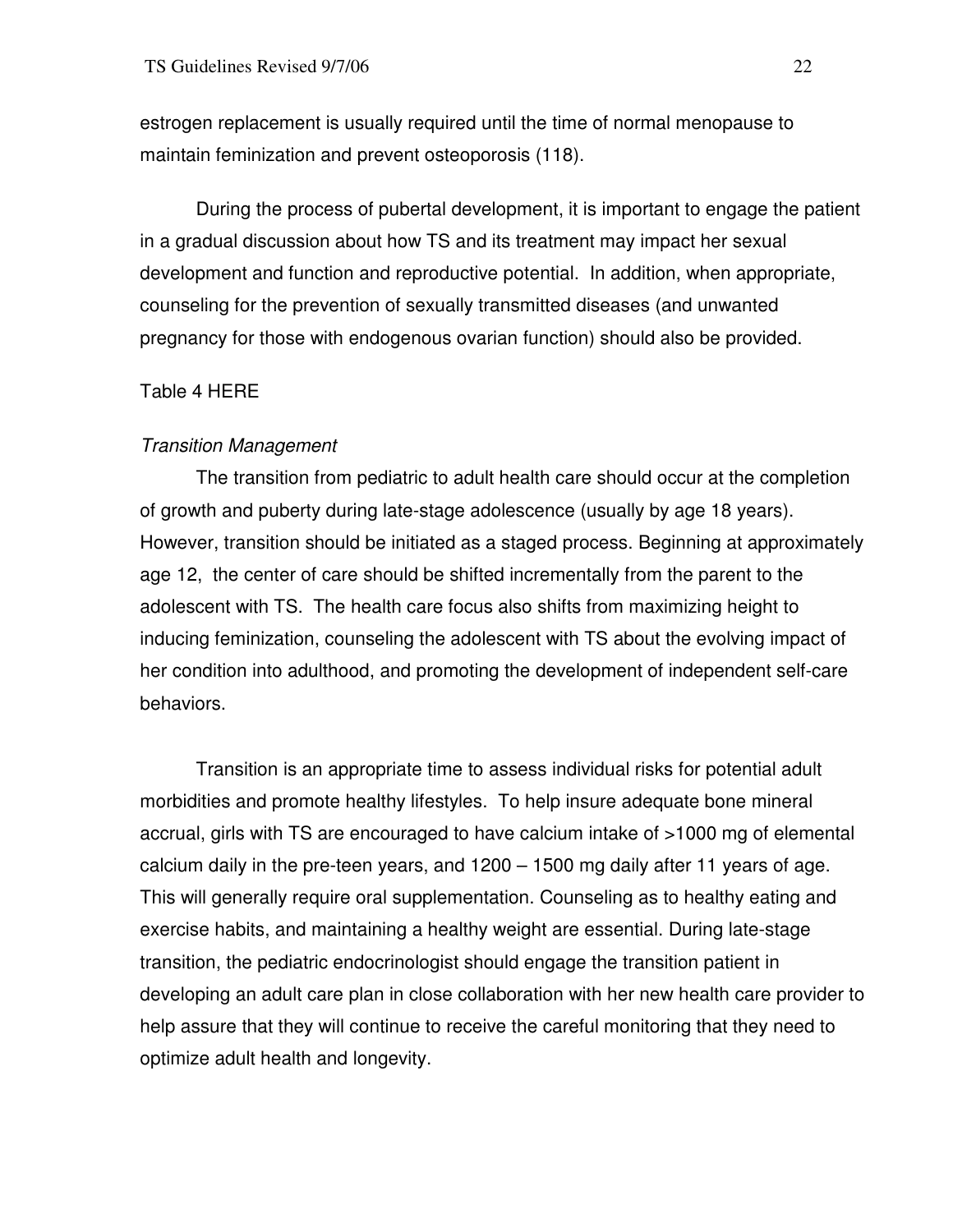estrogen replacement is usually required until the time of normal menopause to maintain feminization and prevent osteoporosis (118).

During the process of pubertal development, it is important to engage the patient in a gradual discussion about how TS and its treatment may impact her sexual development and function and reproductive potential. In addition, when appropriate, counseling for the prevention of sexually transmitted diseases (and unwanted pregnancy for those with endogenous ovarian function) should also be provided.

Table 4 HERE

*Transition Management*

The transition from pediatric to adult health care should occur at the completion of growth and puberty during late-stage adolescence (usually by age 18 years). However, transition should be initiated as a staged process. Beginning at approximately age 12, the center of care should be shifted incrementally from the parent to the adolescent with TS. The health care focus also shifts from maximizing height to inducing feminization, counseling the adolescent with TS about the evolving impact of her condition into adulthood, and promoting the development of independent self-care behaviors.

Transition is an appropriate time to assess individual risks for potential adult morbidities and promote healthy lifestyles. To help insure adequate bone mineral accrual, girls with TS are encouraged to have calcium intake of >1000 mg of elemental calcium daily in the pre-teen years, and 1200 – 1500 mg daily after 11 years of age. This will generally require oral supplementation. Counseling as to healthy eating and exercise habits, and maintaining a healthy weight are essential. During late-stage transition, the pediatric endocrinologist should engage the transition patient in developing an adult care plan in close collaboration with her new health care provider to help assure that they will continue to receive the careful monitoring that they need to optimize adult health and longevity.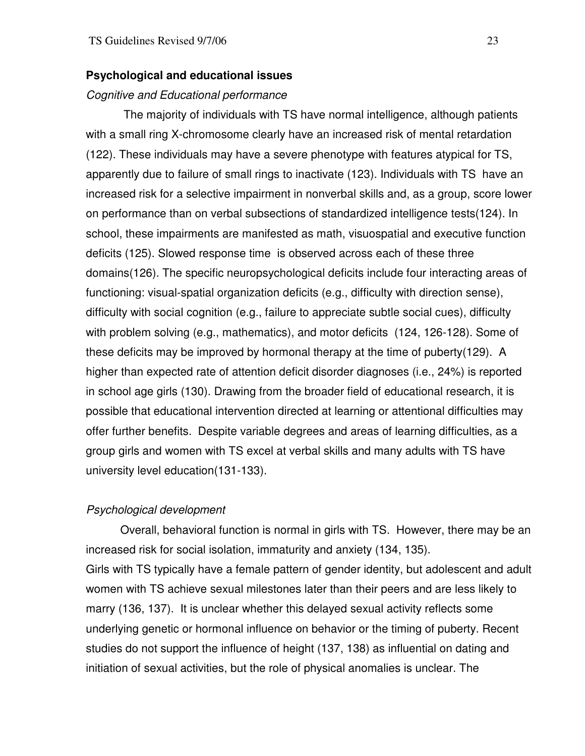**Psychological and educational issues**

*Cognitive and Educational performance*

The majority of individuals with TS have normal intelligence, although patients with a small ring X-chromosome clearly have an increased risk of mental retardation (122). These individuals may have a severe phenotype with features atypical for TS, apparently due to failure of small rings to inactivate (123). Individuals with TS have an increased risk for a selective impairment in nonverbal skills and, as a group, score lower on performance than on verbal subsections of standardized intelligence tests(124). In school, these impairments are manifested as math, visuospatial and executive function deficits (125). Slowed response time is observed across each of these three domains(126). The specific neuropsychological deficits include four interacting areas of functioning: visual-spatial organization deficits (e.g., difficulty with direction sense), difficulty with social cognition (e.g., failure to appreciate subtle social cues), difficulty with problem solving (e.g., mathematics), and motor deficits (124, 126-128). Some of these deficits may be improved by hormonal therapy at the time of puberty(129). A higher than expected rate of attention deficit disorder diagnoses (i.e., 24%) is reported in school age girls (130). Drawing from the broader field of educational research, it is possible that educational intervention directed at learning or attentional difficulties may offer further benefits. Despite variable degrees and areas of learning difficulties, as a group girls and women with TS excel at verbal skills and many adults with TS have university level education(131-133).

*Psychological development*

Overall, behavioral function is normal in girls with TS. However, there may be an increased risk for social isolation, immaturity and anxiety (134, 135).

Girls with TS typically have a female pattern of gender identity, but adolescent and adult women with TS achieve sexual milestones later than their peers and are less likely to marry (136, 137). It is unclear whether this delayed sexual activity reflects some underlying genetic or hormonal influence on behavior or the timing of puberty. Recent studies do not support the influence of height (137, 138) as influential on dating and initiation of sexual activities, but the role of physical anomalies is unclear. The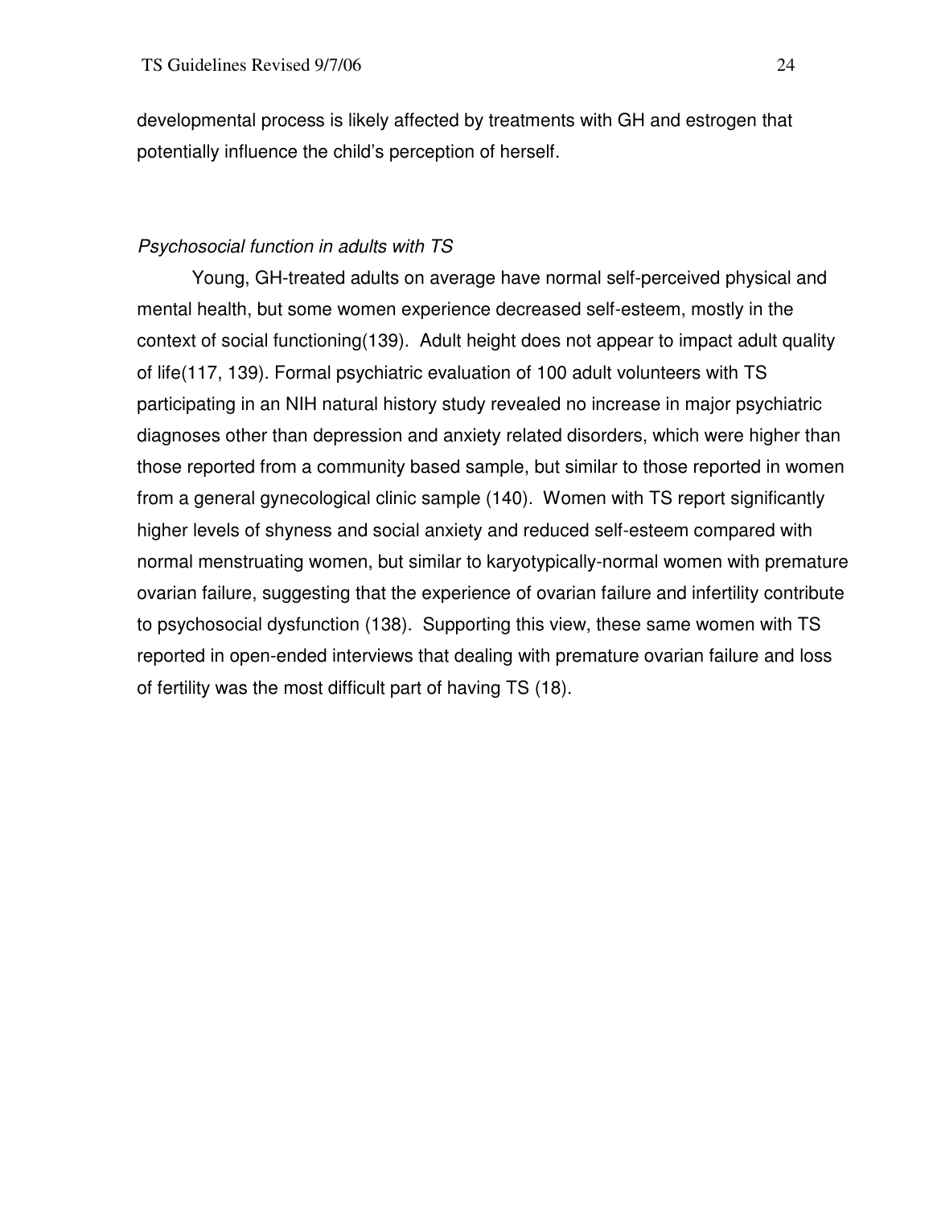developmental process is likely affected by treatments with GH and estrogen that potentially influence the child's perception of herself.

*Psychosocial function in adults with TS*

Young, GH-treated adults on average have normal self-perceived physical and mental health, but some women experience decreased self-esteem, mostly in the context of social functioning(139). Adult height does not appear to impact adult quality of life(117, 139). Formal psychiatric evaluation of 100 adult volunteers with TS participating in an NIH natural history study revealed no increase in major psychiatric diagnoses other than depression and anxiety related disorders, which were higher than those reported from a community based sample, but similar to those reported in women from a general gynecological clinic sample (140). Women with TS report significantly higher levels of shyness and social anxiety and reduced self-esteem compared with normal menstruating women, but similar to karyotypically-normal women with premature ovarian failure, suggesting that the experience of ovarian failure and infertility contribute to psychosocial dysfunction (138). Supporting this view, these same women with TS reported in open-ended interviews that dealing with premature ovarian failure and loss of fertility was the most difficult part of having TS (18).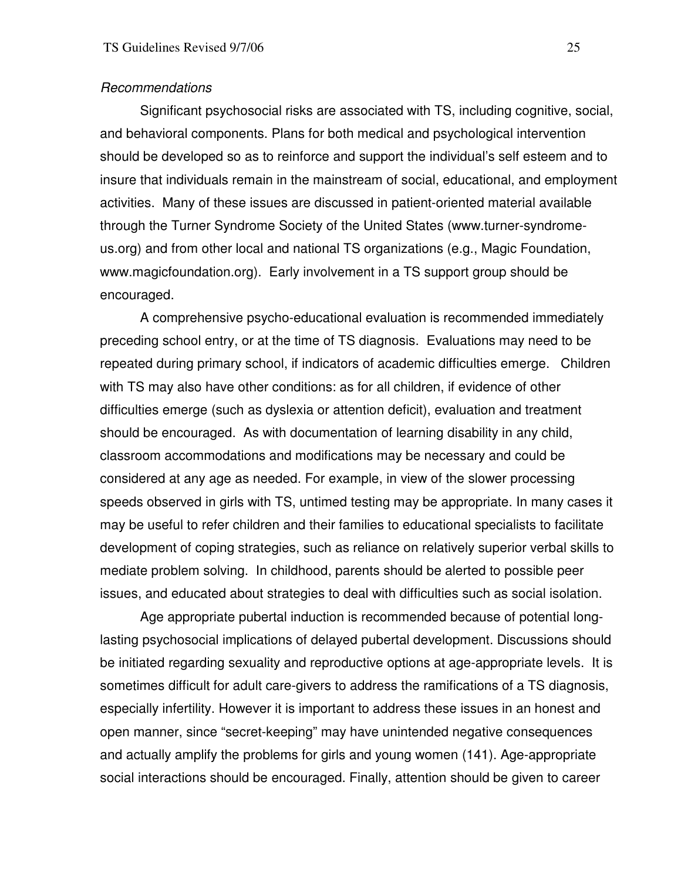*Recommendations*

Significant psychosocial risks are associated with TS, including cognitive, social, and behavioral components. Plans for both medical and psychological intervention should be developed so as to reinforce and support the individual's self esteem and to insure that individuals remain in the mainstream of social, educational, and employment activities. Many of these issues are discussed in patient-oriented material available through the Turner Syndrome Society of the United States (www.turner-syndrome-us.org) and from other local and national TS organizations (e.g., Magic Foundation, www.magicfoundation.org). Early involvement in a TS support group should be encouraged.

A comprehensive psycho-educational evaluation is recommended immediately preceding school entry, or at the time of TS diagnosis. Evaluations may need to be repeated during primary school, if indicators of academic difficulties emerge. Children with TS may also have other conditions: as for all children, if evidence of other difficulties emerge (such as dyslexia or attention deficit), evaluation and treatment should be encouraged. As with documentation of learning disability in any child, classroom accommodations and modifications may be necessary and could be considered at any age as needed. For example, in view of the slower processing speeds observed in girls with TS, untimed testing may be appropriate. In many cases it may be useful to refer children and their families to educational specialists to facilitate development of coping strategies, such as reliance on relatively superior verbal skills to mediate problem solving. In childhood, parents should be alerted to possible peer issues, and educated about strategies to deal with difficulties such as social isolation.

Age appropriate pubertal induction is recommended because of potential long-lasting psychosocial implications of delayed pubertal development. Discussions should be initiated regarding sexuality and reproductive options at age-appropriate levels. It is sometimes difficult for adult care-givers to address the ramifications of a TS diagnosis, especially infertility. However it is important to address these issues in an honest and open manner, since "secret-keeping" may have unintended negative consequences and actually amplify the problems for girls and young women (141). Age-appropriate social interactions should be encouraged. Finally, attention should be given to career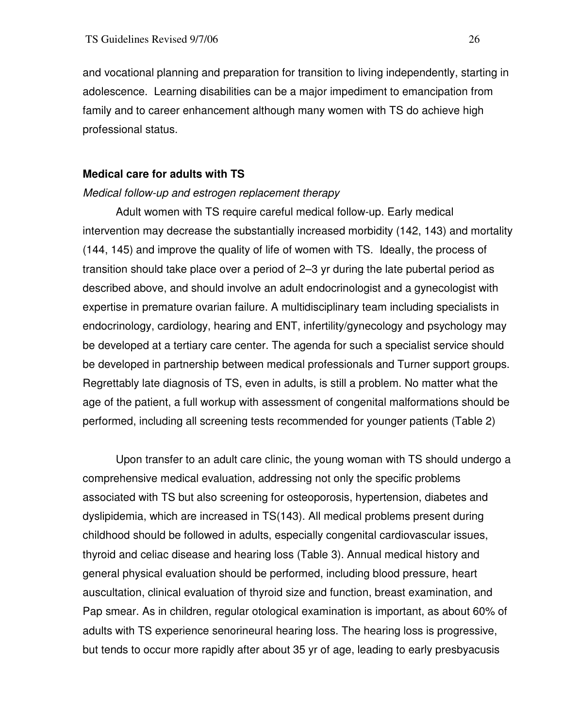and vocational planning and preparation for transition to living independently, starting in adolescence. Learning disabilities can be a major impediment to emancipation from family and to career enhancement although many women with TS do achieve high professional status.

## Medical care for adults with TS

### *Medical follow-up and estrogen replacement therapy*

Adult women with TS require careful medical follow-up. Early medical intervention may decrease the substantially increased morbidity (142, 143) and mortality (144, 145) and improve the quality of life of women with TS. Ideally, the process of transition should take place over a period of 2–3 yr during the late pubertal period as described above, and should involve an adult endocrinologist and a gynecologist with expertise in premature ovarian failure. A multidisciplinary team including specialists in endocrinology, cardiology, hearing and ENT, infertility/gynecology and psychology may be developed at a tertiary care center. The agenda for such a specialist service should be developed in partnership between medical professionals and Turner support groups. Regrettably late diagnosis of TS, even in adults, is still a problem. No matter what the age of the patient, a full workup with assessment of congenital malformations should be performed, including all screening tests recommended for younger patients (Table 2)

Upon transfer to an adult care clinic, the young woman with TS should undergo a comprehensive medical evaluation, addressing not only the specific problems associated with TS but also screening for osteoporosis, hypertension, diabetes and dyslipidemia, which are increased in TS(143). All medical problems present during childhood should be followed in adults, especially congenital cardiovascular issues, thyroid and celiac disease and hearing loss (Table 3). Annual medical history and general physical evaluation should be performed, including blood pressure, heart auscultation, clinical evaluation of thyroid size and function, breast examination, and Pap smear. As in children, regular otological examination is important, as about 60% of adults with TS experience senorineural hearing loss. The hearing loss is progressive, but tends to occur more rapidly after about 35 yr of age, leading to early presbyacusis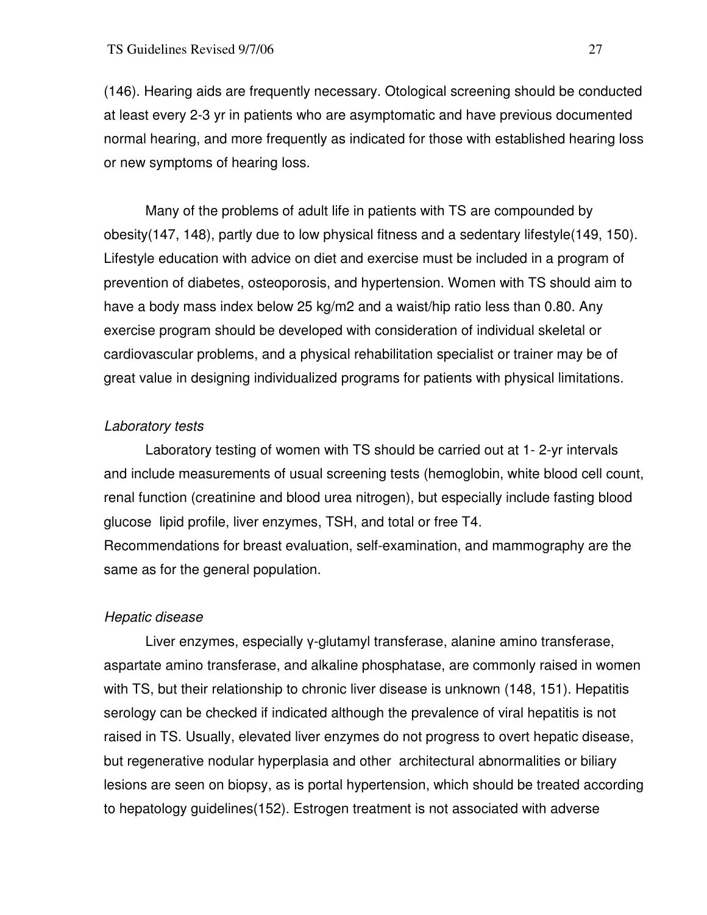(146). Hearing aids are frequently necessary. Otological screening should be conducted at least every 2-3 yr in patients who are asymptomatic and have previous documented normal hearing, and more frequently as indicated for those with established hearing loss or new symptoms of hearing loss.

Many of the problems of adult life in patients with TS are compounded by obesity(147, 148), partly due to low physical fitness and a sedentary lifestyle(149, 150). Lifestyle education with advice on diet and exercise must be included in a program of prevention of diabetes, osteoporosis, and hypertension. Women with TS should aim to have a body mass index below 25 kg/m2 and a waist/hip ratio less than 0.80. Any exercise program should be developed with consideration of individual skeletal or cardiovascular problems, and a physical rehabilitation specialist or trainer may be of great value in designing individualized programs for patients with physical limitations.

*Laboratory tests*

Laboratory testing of women with TS should be carried out at 1- 2-yr intervals and include measurements of usual screening tests (hemoglobin, white blood cell count, renal function (creatinine and blood urea nitrogen), but especially include fasting blood glucose lipid profile, liver enzymes, TSH, and total or free T4.
Recommendations for breast evaluation, self-examination, and mammography are the same as for the general population.

*Hepatic disease*

Liver enzymes, especially γ-glutamyl transferase, alanine amino transferase, aspartate amino transferase, and alkaline phosphatase, are commonly raised in women with TS, but their relationship to chronic liver disease is unknown (148, 151). Hepatitis serology can be checked if indicated although the prevalence of viral hepatitis is not raised in TS. Usually, elevated liver enzymes do not progress to overt hepatic disease, but regenerative nodular hyperplasia and other architectural abnormalities or biliary lesions are seen on biopsy, as is portal hypertension, which should be treated according to hepatology guidelines(152). Estrogen treatment is not associated with adverse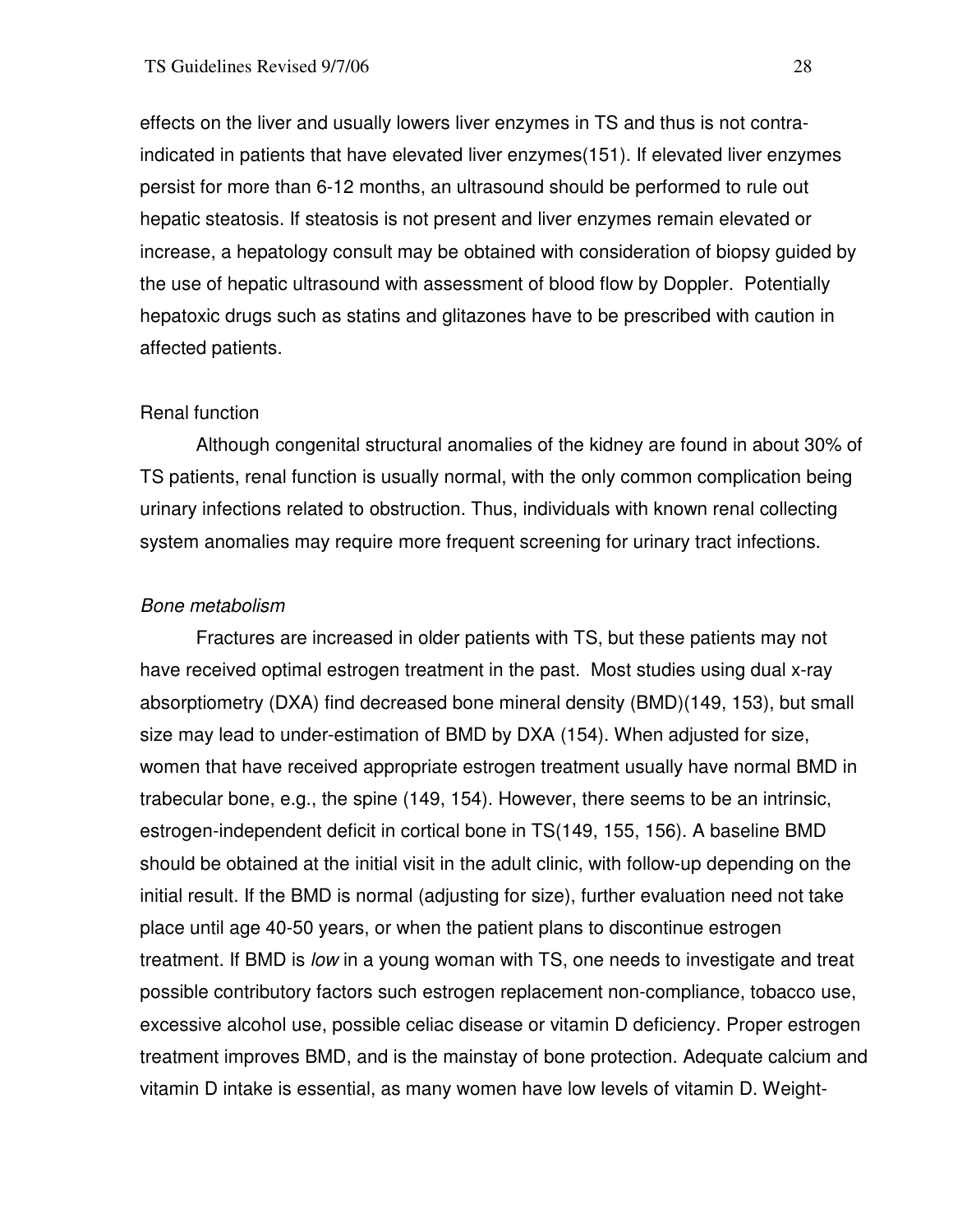effects on the liver and usually lowers liver enzymes in TS and thus is not contra-indicated in patients that have elevated liver enzymes(151). If elevated liver enzymes persist for more than 6-12 months, an ultrasound should be performed to rule out hepatic steatosis. If steatosis is not present and liver enzymes remain elevated or increase, a hepatology consult may be obtained with consideration of biopsy guided by the use of hepatic ultrasound with assessment of blood flow by Doppler. Potentially hepatoxic drugs such as statins and glitazones have to be prescribed with caution in affected patients.

Renal function

Although congenital structural anomalies of the kidney are found in about 30% of TS patients, renal function is usually normal, with the only common complication being urinary infections related to obstruction. Thus, individuals with known renal collecting system anomalies may require more frequent screening for urinary tract infections.

*Bone metabolism*

Fractures are increased in older patients with TS, but these patients may not have received optimal estrogen treatment in the past. Most studies using dual x-ray absorptiometry (DXA) find decreased bone mineral density (BMD)(149, 153), but small size may lead to under-estimation of BMD by DXA (154). When adjusted for size, women that have received appropriate estrogen treatment usually have normal BMD in trabecular bone, e.g., the spine (149, 154). However, there seems to be an intrinsic, estrogen-independent deficit in cortical bone in TS(149, 155, 156). A baseline BMD should be obtained at the initial visit in the adult clinic, with follow-up depending on the initial result. If the BMD is normal (adjusting for size), further evaluation need not take place until age 40-50 years, or when the patient plans to discontinue estrogen treatment. If BMD is *low* in a young woman with TS, one needs to investigate and treat possible contributory factors such estrogen replacement non-compliance, tobacco use, excessive alcohol use, possible celiac disease or vitamin D deficiency. Proper estrogen treatment improves BMD, and is the mainstay of bone protection. Adequate calcium and vitamin D intake is essential, as many women have low levels of vitamin D. Weight-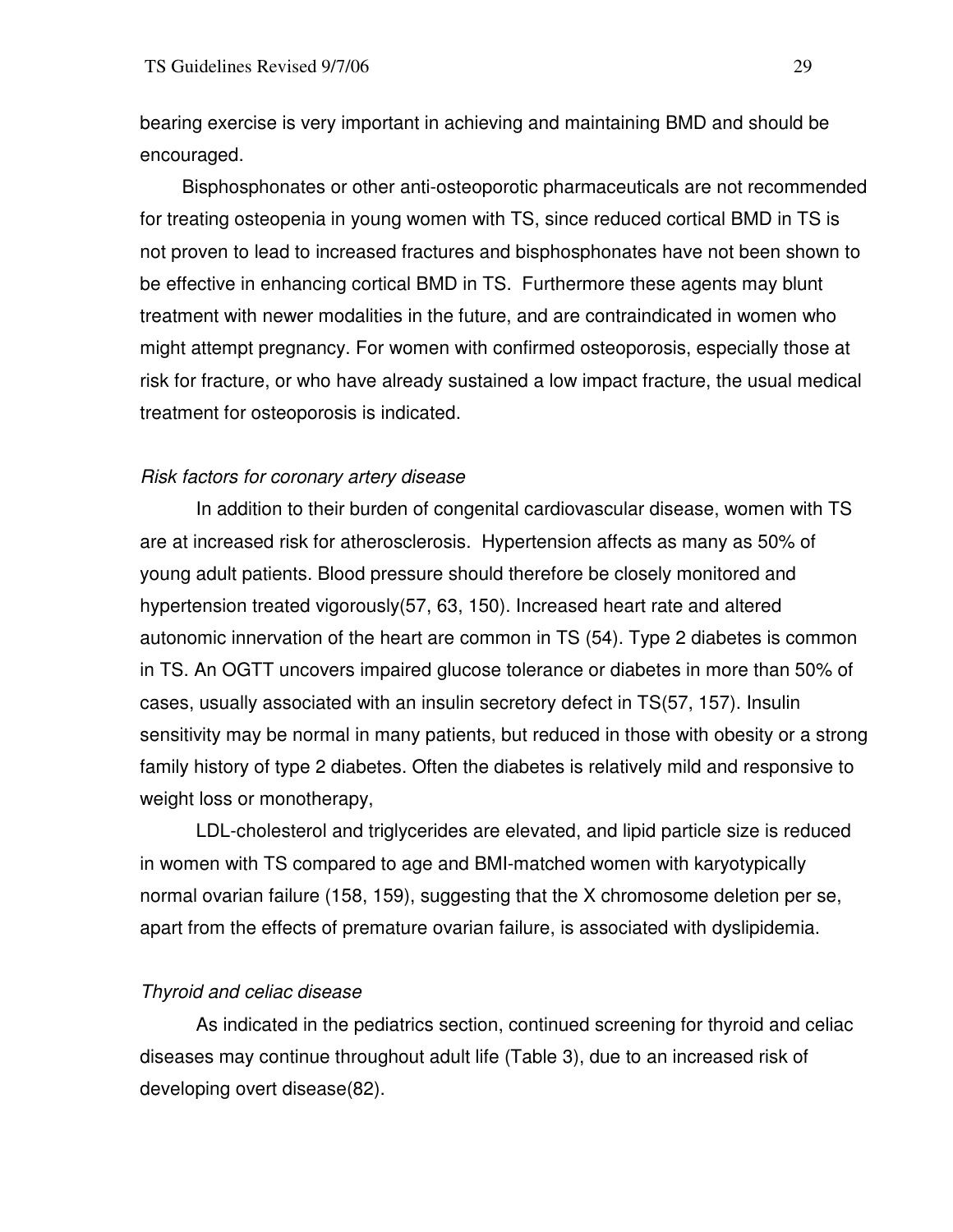bearing exercise is very important in achieving and maintaining BMD and should be encouraged.

Bisphosphonates or other anti-osteoporotic pharmaceuticals are not recommended for treating osteopenia in young women with TS, since reduced cortical BMD in TS is not proven to lead to increased fractures and bisphosphonates have not been shown to be effective in enhancing cortical BMD in TS. Furthermore these agents may blunt treatment with newer modalities in the future, and are contraindicated in women who might attempt pregnancy. For women with confirmed osteoporosis, especially those at risk for fracture, or who have already sustained a low impact fracture, the usual medical treatment for osteoporosis is indicated.

*Risk factors for coronary artery disease*

In addition to their burden of congenital cardiovascular disease, women with TS are at increased risk for atherosclerosis. Hypertension affects as many as 50% of young adult patients. Blood pressure should therefore be closely monitored and hypertension treated vigorously(57, 63, 150). Increased heart rate and altered autonomic innervation of the heart are common in TS (54). Type 2 diabetes is common in TS. An OGTT uncovers impaired glucose tolerance or diabetes in more than 50% of cases, usually associated with an insulin secretory defect in TS(57, 157). Insulin sensitivity may be normal in many patients, but reduced in those with obesity or a strong family history of type 2 diabetes. Often the diabetes is relatively mild and responsive to weight loss or monotherapy,

LDL-cholesterol and triglycerides are elevated, and lipid particle size is reduced in women with TS compared to age and BMI-matched women with karyotypically normal ovarian failure (158, 159), suggesting that the X chromosome deletion per se, apart from the effects of premature ovarian failure, is associated with dyslipidemia.

*Thyroid and celiac disease*

As indicated in the pediatrics section, continued screening for thyroid and celiac diseases may continue throughout adult life (Table 3), due to an increased risk of developing overt disease(82).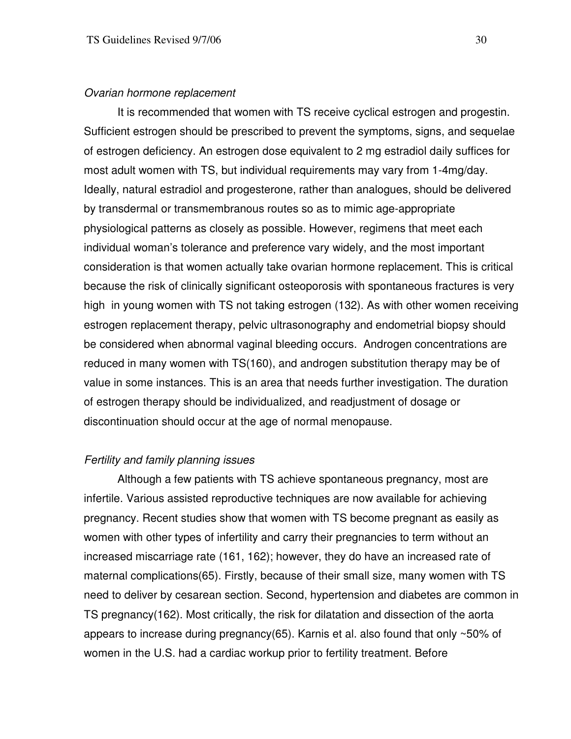*Ovarian hormone replacement*

It is recommended that women with TS receive cyclical estrogen and progestin. Sufficient estrogen should be prescribed to prevent the symptoms, signs, and sequelae of estrogen deficiency. An estrogen dose equivalent to 2 mg estradiol daily suffices for most adult women with TS, but individual requirements may vary from 1-4mg/day. Ideally, natural estradiol and progesterone, rather than analogues, should be delivered by transdermal or transmembranous routes so as to mimic age-appropriate physiological patterns as closely as possible. However, regimens that meet each individual woman's tolerance and preference vary widely, and the most important consideration is that women actually take ovarian hormone replacement. This is critical because the risk of clinically significant osteoporosis with spontaneous fractures is very high in young women with TS not taking estrogen (132). As with other women receiving estrogen replacement therapy, pelvic ultrasonography and endometrial biopsy should be considered when abnormal vaginal bleeding occurs. Androgen concentrations are reduced in many women with TS(160), and androgen substitution therapy may be of value in some instances. This is an area that needs further investigation. The duration of estrogen therapy should be individualized, and readjustment of dosage or discontinuation should occur at the age of normal menopause.

*Fertility and family planning issues*

Although a few patients with TS achieve spontaneous pregnancy, most are infertile. Various assisted reproductive techniques are now available for achieving pregnancy. Recent studies show that women with TS become pregnant as easily as women with other types of infertility and carry their pregnancies to term without an increased miscarriage rate (161, 162); however, they do have an increased rate of maternal complications(65). Firstly, because of their small size, many women with TS need to deliver by cesarean section. Second, hypertension and diabetes are common in TS pregnancy(162). Most critically, the risk for dilatation and dissection of the aorta appears to increase during pregnancy(65). Karnis et al. also found that only ~50% of women in the U.S. had a cardiac workup prior to fertility treatment. Before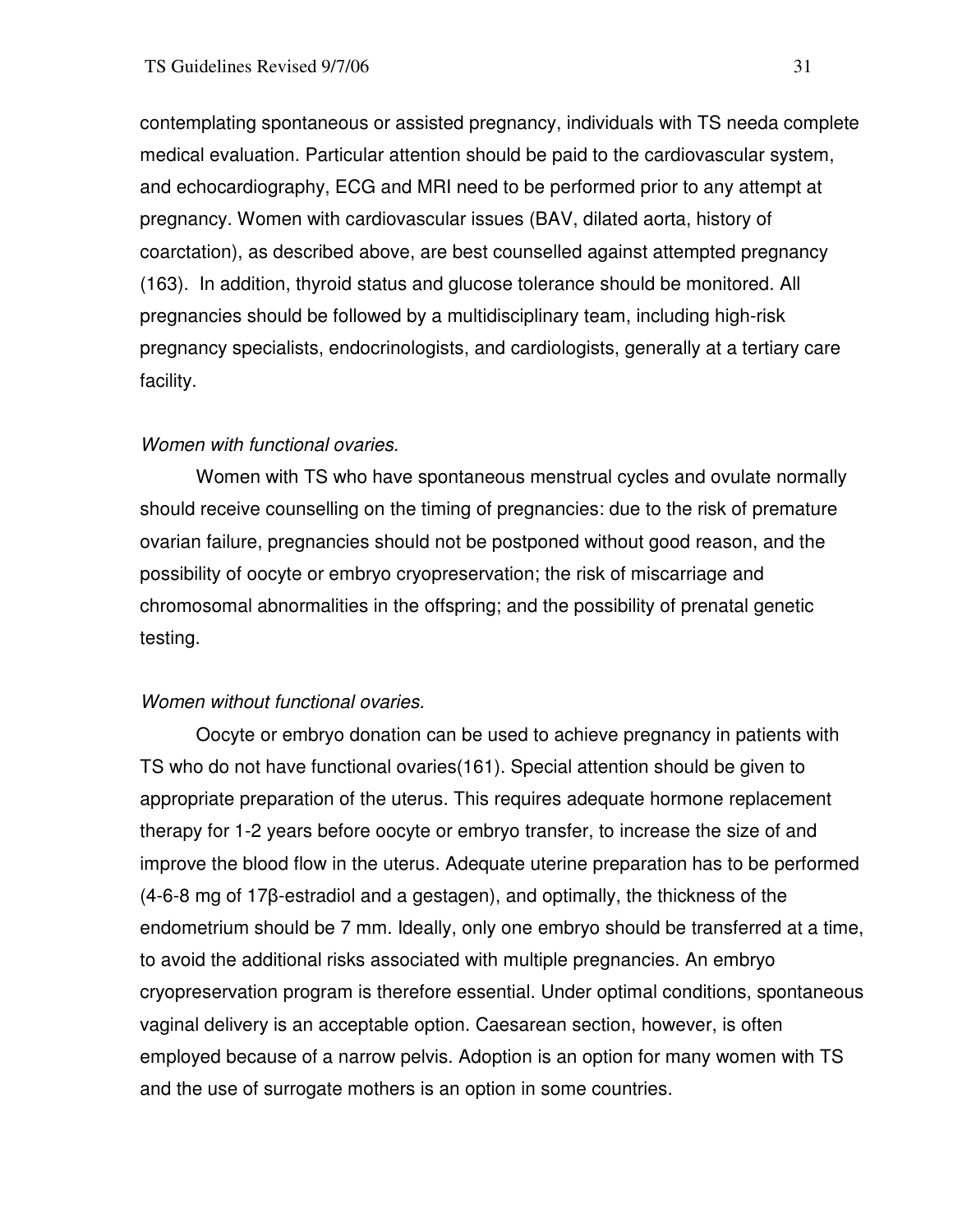contemplating spontaneous or assisted pregnancy, individuals with TS needa complete medical evaluation. Particular attention should be paid to the cardiovascular system, and echocardiography, ECG and MRI need to be performed prior to any attempt at pregnancy. Women with cardiovascular issues (BAV, dilated aorta, history of coarctation), as described above, are best counselled against attempted pregnancy (163). In addition, thyroid status and glucose tolerance should be monitored. All pregnancies should be followed by a multidisciplinary team, including high-risk pregnancy specialists, endocrinologists, and cardiologists, generally at a tertiary care facility.

*Women with functional ovaries.*

Women with TS who have spontaneous menstrual cycles and ovulate normally should receive counselling on the timing of pregnancies: due to the risk of premature ovarian failure, pregnancies should not be postponed without good reason, and the possibility of oocyte or embryo cryopreservation; the risk of miscarriage and chromosomal abnormalities in the offspring; and the possibility of prenatal genetic testing.

*Women without functional ovaries.*

Oocyte or embryo donation can be used to achieve pregnancy in patients with TS who do not have functional ovaries(161). Special attention should be given to appropriate preparation of the uterus. This requires adequate hormone replacement therapy for 1-2 years before oocyte or embryo transfer, to increase the size of and improve the blood flow in the uterus. Adequate uterine preparation has to be performed (4-6-8 mg of 17β-estradiol and a gestagen), and optimally, the thickness of the endometrium should be 7 mm. Ideally, only one embryo should be transferred at a time, to avoid the additional risks associated with multiple pregnancies. An embryo cryopreservation program is therefore essential. Under optimal conditions, spontaneous vaginal delivery is an acceptable option. Caesarean section, however, is often employed because of a narrow pelvis. Adoption is an option for many women with TS and the use of surrogate mothers is an option in some countries.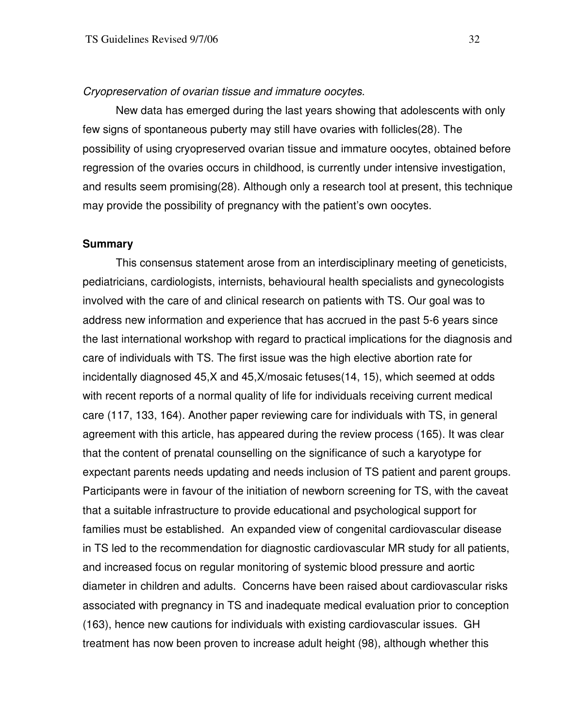*Cryopreservation of ovarian tissue and immature oocytes.*

New data has emerged during the last years showing that adolescents with only few signs of spontaneous puberty may still have ovaries with follicles(28). The possibility of using cryopreserved ovarian tissue and immature oocytes, obtained before regression of the ovaries occurs in childhood, is currently under intensive investigation, and results seem promising(28). Although only a research tool at present, this technique may provide the possibility of pregnancy with the patient's own oocytes.

**Summary**

This consensus statement arose from an interdisciplinary meeting of geneticists, pediatricians, cardiologists, internists, behavioural health specialists and gynecologists involved with the care of and clinical research on patients with TS. Our goal was to address new information and experience that has accrued in the past 5-6 years since the last international workshop with regard to practical implications for the diagnosis and care of individuals with TS. The first issue was the high elective abortion rate for incidentally diagnosed 45,X and 45,X/mosaic fetuses(14, 15), which seemed at odds with recent reports of a normal quality of life for individuals receiving current medical care (117, 133, 164). Another paper reviewing care for individuals with TS, in general agreement with this article, has appeared during the review process (165). It was clear that the content of prenatal counselling on the significance of such a karyotype for expectant parents needs updating and needs inclusion of TS patient and parent groups. Participants were in favour of the initiation of newborn screening for TS, with the caveat that a suitable infrastructure to provide educational and psychological support for families must be established. An expanded view of congenital cardiovascular disease in TS led to the recommendation for diagnostic cardiovascular MR study for all patients, and increased focus on regular monitoring of systemic blood pressure and aortic diameter in children and adults. Concerns have been raised about cardiovascular risks associated with pregnancy in TS and inadequate medical evaluation prior to conception (163), hence new cautions for individuals with existing cardiovascular issues. GH treatment has now been proven to increase adult height (98), although whether this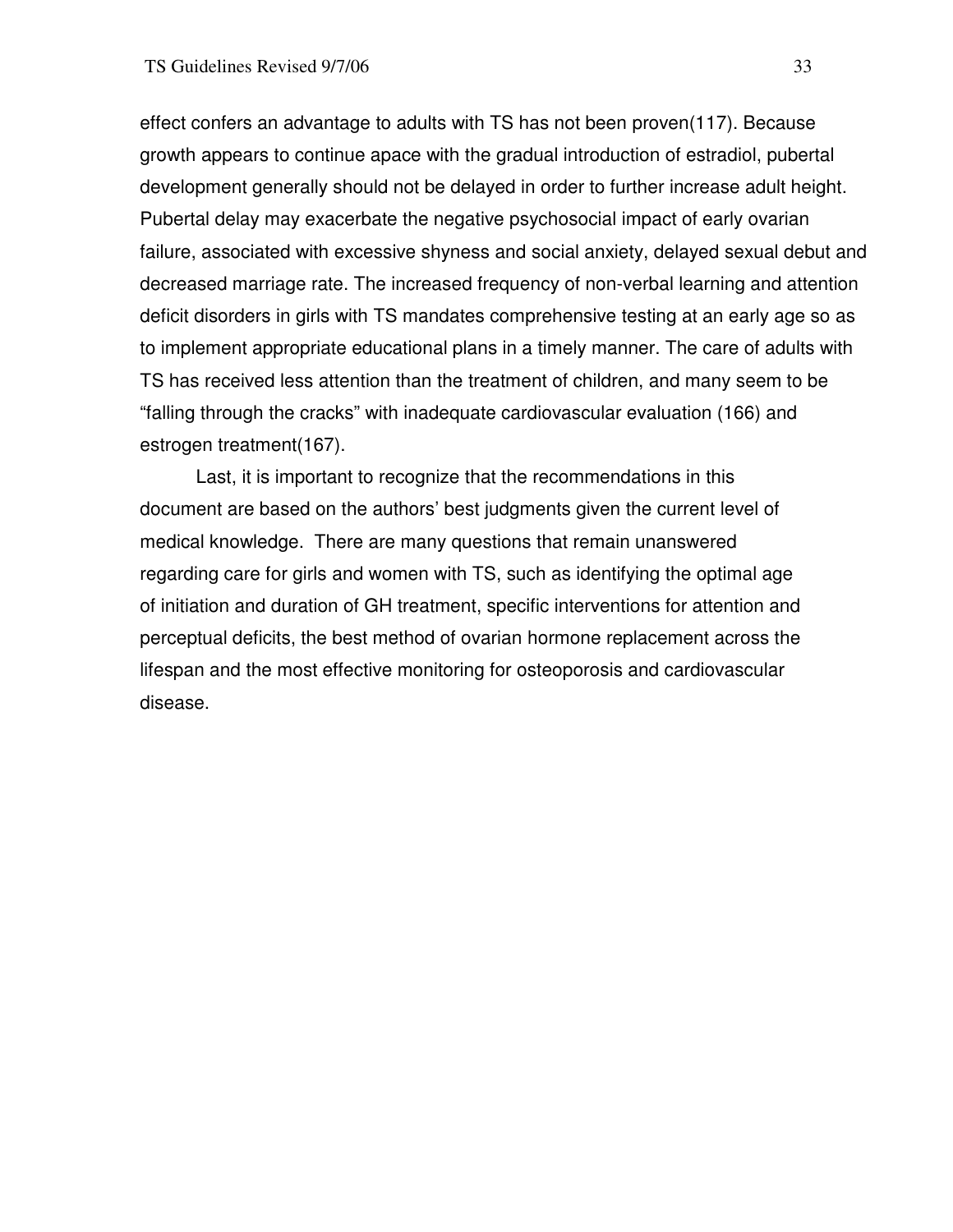effect confers an advantage to adults with TS has not been proven(117). Because growth appears to continue apace with the gradual introduction of estradiol, pubertal development generally should not be delayed in order to further increase adult height. Pubertal delay may exacerbate the negative psychosocial impact of early ovarian failure, associated with excessive shyness and social anxiety, delayed sexual debut and decreased marriage rate. The increased frequency of non-verbal learning and attention deficit disorders in girls with TS mandates comprehensive testing at an early age so as to implement appropriate educational plans in a timely manner. The care of adults with TS has received less attention than the treatment of children, and many seem to be "falling through the cracks" with inadequate cardiovascular evaluation (166) and estrogen treatment(167).

Last, it is important to recognize that the recommendations in this document are based on the authors' best judgments given the current level of medical knowledge. There are many questions that remain unanswered regarding care for girls and women with TS, such as identifying the optimal age of initiation and duration of GH treatment, specific interventions for attention and perceptual deficits, the best method of ovarian hormone replacement across the lifespan and the most effective monitoring for osteoporosis and cardiovascular disease.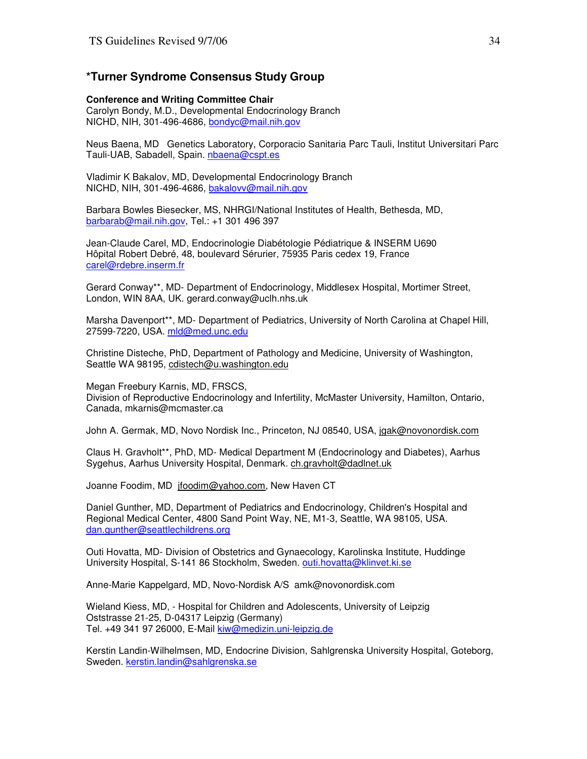## *Turner Syndrome Consensus Study Group

**Conference and Writing Committee Chair**
Carolyn Bondy, M.D., Developmental Endocrinology Branch
NICHD, NIH, 301-496-4686, bondyc@mail.nih.gov

Neus Baena, MD Genetics Laboratory, Corporacio Sanitaria Parc Tauli, Institut Universitari Parc Tauli-UAB, Sabadell, Spain. nbaena@cspt.es

Vladimir K Bakalov, MD, Developmental Endocrinology Branch
NICHD, NIH, 301-496-4686, bakalovv@mail.nih.gov

Barbara Bowles Biesecker, MS, NHRGI/National Institutes of Health, Bethesda, MD, barbarab@mail.nih.gov, Tel.: +1 301 496 397

Jean-Claude Carel, MD, Endocrinologie Diabétologie Pédiatrique & INSERM U690
Hôpital Robert Debré, 48, boulevard Sérurier, 75935 Paris cedex 19, France
carel@rdebre.inserm.fr

Gerard Conway**, MD- Department of Endocrinology, Middlesex Hospital, Mortimer Street, London, WIN 8AA, UK. gerard.conway@uclh.nhs.uk

Marsha Davenport**, MD- Department of Pediatrics, University of North Carolina at Chapel Hill, 27599-7220, USA. mld@med.unc.edu

Christine Disteche, PhD, Department of Pathology and Medicine, University of Washington, Seattle WA 98195, cdistech@u.washington.edu

Megan Freebury Karnis, MD, FRSCS,
Division of Reproductive Endocrinology and Infertility, McMaster University, Hamilton, Ontario, Canada, mkarnis@mcmaster.ca

John A. Germak, MD, Novo Nordisk Inc., Princeton, NJ 08540, USA, jgak@novonordisk.com

Claus H. Gravholt**, PhD, MD- Medical Department M (Endocrinology and Diabetes), Aarhus Sygehus, Aarhus University Hospital, Denmark. ch.gravholt@dadlnet.uk

Joanne Foodim, MD jfoodim@yahoo.com, New Haven CT

Daniel Gunther, MD, Department of Pediatrics and Endocrinology, Children's Hospital and Regional Medical Center, 4800 Sand Point Way, NE, M1-3, Seattle, WA 98105, USA. dan.gunther@seattlechildrens.org

Outi Hovatta, MD- Division of Obstetrics and Gynaecology, Karolinska Institute, Huddinge University Hospital, S-141 86 Stockholm, Sweden. outi.hovatta@klinvet.ki.se

Anne-Marie Kappelgard, MD, Novo-Nordisk A/S amk@novonordisk.com

Wieland Kiess, MD, - Hospital for Children and Adolescents, University of Leipzig
Oststrasse 21-25, D-04317 Leipzig (Germany)
Tel. +49 341 97 26000, E-Mail kiw@medizin.uni-leipzig.de

Kerstin Landin-Wilhelmsen, MD, Endocrine Division, Sahlgrenska University Hospital, Goteborg, Sweden. kerstin.landin@sahlgrenska.se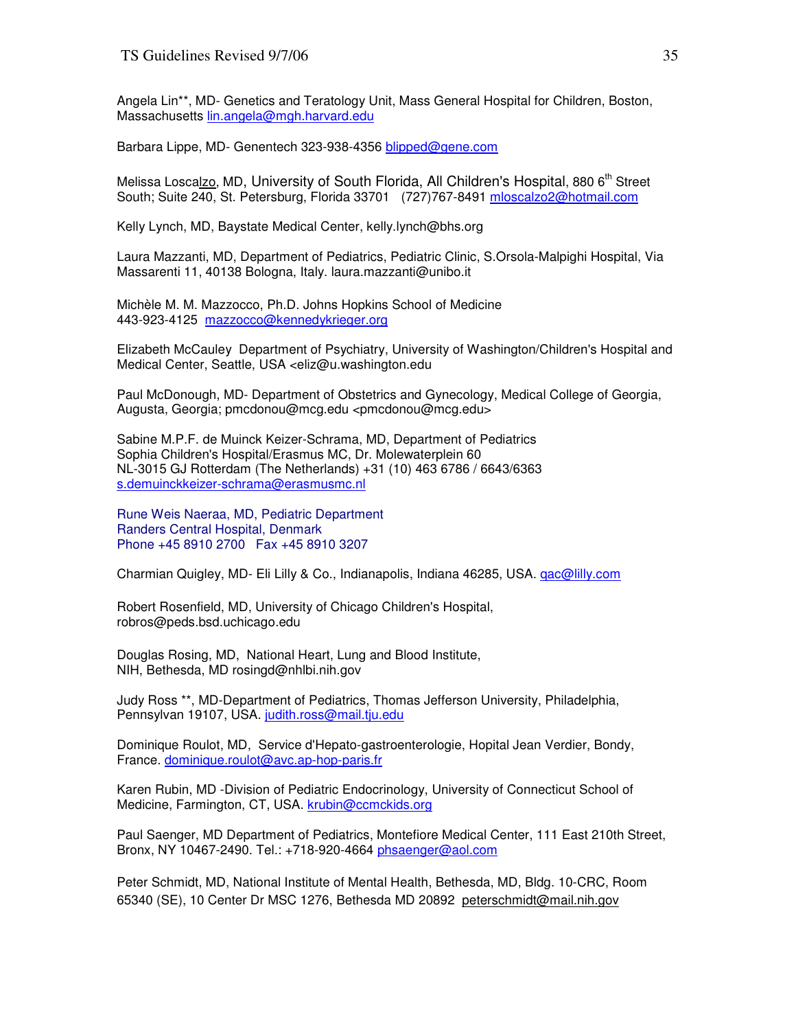Angela Lin**, MD- Genetics and Teratology Unit, Mass General Hospital for Children, Boston, Massachusetts lin.angela@mgh.harvard.edu

Barbara Lippe, MD- Genentech 323-938-4356 blipped@gene.com

Melissa Loscalzo, MD, University of South Florida, All Children's Hospital, 880 6th Street South; Suite 240, St. Petersburg, Florida 33701 (727)767-8491 mloscalzo2@hotmail.com

Kelly Lynch, MD, Baystate Medical Center, kelly.lynch@bhs.org

Laura Mazzanti, MD, Department of Pediatrics, Pediatric Clinic, S.Orsola-Malpighi Hospital, Via Massarenti 11, 40138 Bologna, Italy. laura.mazzanti@unibo.it

Michèle M. M. Mazzocco, Ph.D. Johns Hopkins School of Medicine
443-923-4125 mazzocco@kennedykrieger.org

Elizabeth McCauley Department of Psychiatry, University of Washington/Children's Hospital and Medical Center, Seattle, USA <eliz@u.washington.edu

Paul McDonough, MD- Department of Obstetrics and Gynecology, Medical College of Georgia, Augusta, Georgia; pmcdonou@mcg.edu <pmcdonou@mcg.edu>

Sabine M.P.F. de Muinck Keizer-Schrama, MD, Department of Pediatrics
Sophia Children's Hospital/Erasmus MC, Dr. Molewaterplein 60
NL-3015 GJ Rotterdam (The Netherlands) +31 (10) 463 6786 / 6643/6363
s.demuinckkeizer-schrama@erasmusmc.nl

Rune Weis Naeraa, MD, Pediatric Department
Randers Central Hospital, Denmark
Phone +45 8910 2700 Fax +45 8910 3207

Charmian Quigley, MD- Eli Lilly & Co., Indianapolis, Indiana 46285, USA. qac@lilly.com

Robert Rosenfield, MD, University of Chicago Children's Hospital,
robros@peds.bsd.uchicago.edu

Douglas Rosing, MD, National Heart, Lung and Blood Institute,
NIH, Bethesda, MD rosingd@nhlbi.nih.gov

Judy Ross **, MD-Department of Pediatrics, Thomas Jefferson University, Philadelphia, Pennsylvan 19107, USA. judith.ross@mail.tju.edu

Dominique Roulot, MD, Service d'Hepato-gastroenterologie, Hopital Jean Verdier, Bondy, France. dominique.roulot@avc.ap-hop-paris.fr

Karen Rubin, MD -Division of Pediatric Endocrinology, University of Connecticut School of Medicine, Farmington, CT, USA. krubin@ccmckids.org

Paul Saenger, MD Department of Pediatrics, Montefiore Medical Center, 111 East 210th Street, Bronx, NY 10467-2490. Tel.: +718-920-4664 phsaenger@aol.com

Peter Schmidt, MD, National Institute of Mental Health, Bethesda, MD, Bldg. 10-CRC, Room 65340 (SE), 10 Center Dr MSC 1276, Bethesda MD 20892 peterschmidt@mail.nih.gov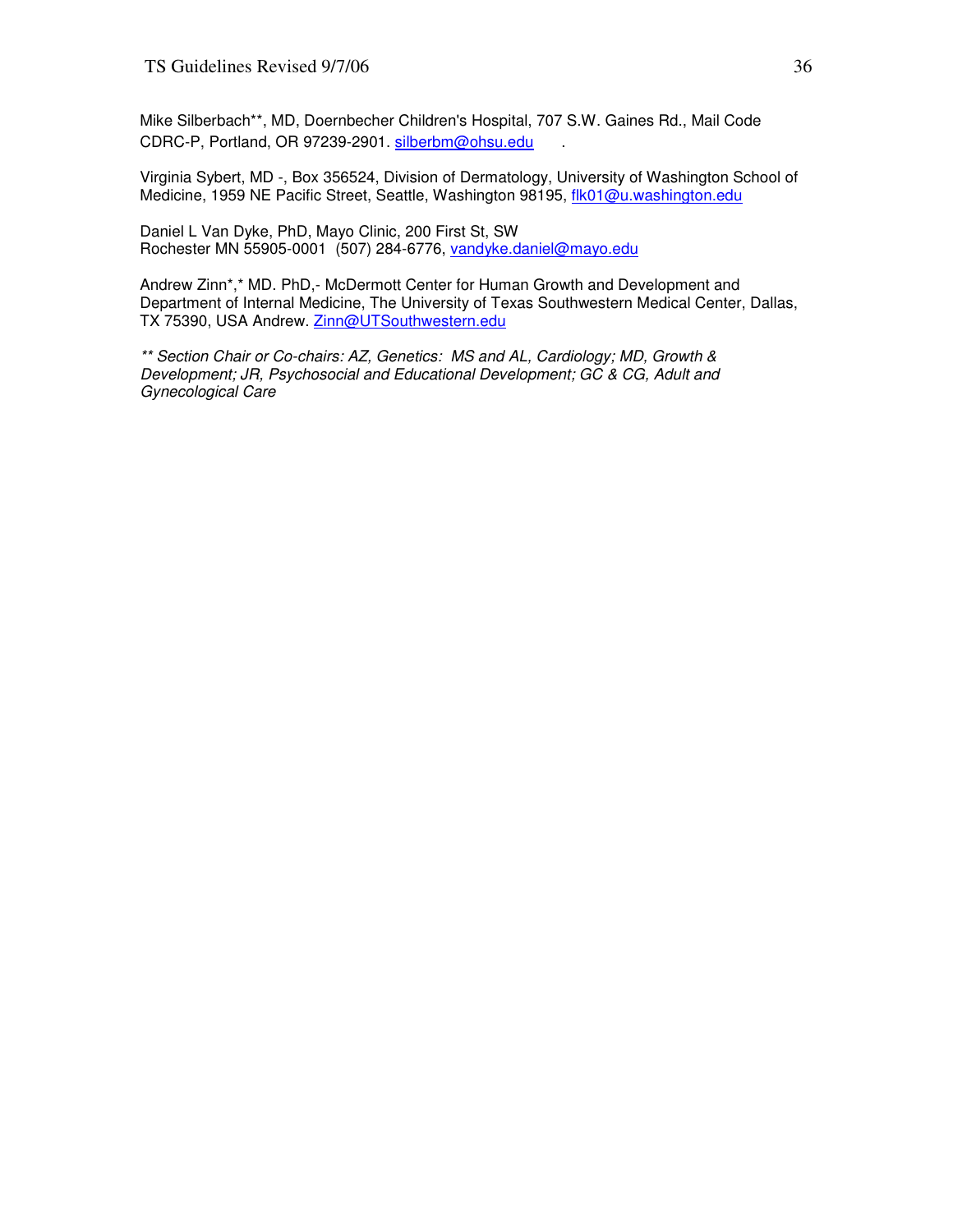Mike Silberbach**, MD, Doernbecher Children's Hospital, 707 S.W. Gaines Rd., Mail Code CDRC-P, Portland, OR 97239-2901. silberbm@ohsu.edu .

Virginia Sybert, MD -, Box 356524, Division of Dermatology, University of Washington School of Medicine, 1959 NE Pacific Street, Seattle, Washington 98195, flk01@u.washington.edu

Daniel L Van Dyke, PhD, Mayo Clinic, 200 First St, SW
Rochester MN 55905-0001 (507) 284-6776, vandyke.daniel@mayo.edu

Andrew Zinn*,* MD. PhD,- McDermott Center for Human Growth and Development and Department of Internal Medicine, The University of Texas Southwestern Medical Center, Dallas, TX 75390, USA Andrew. Zinn@UTSouthwestern.edu

*** Section Chair or Co-chairs: AZ, Genetics: MS and AL, Cardiology; MD, Growth & Development; JR, Psychosocial and Educational Development; GC & CG, Adult and Gynecological Care*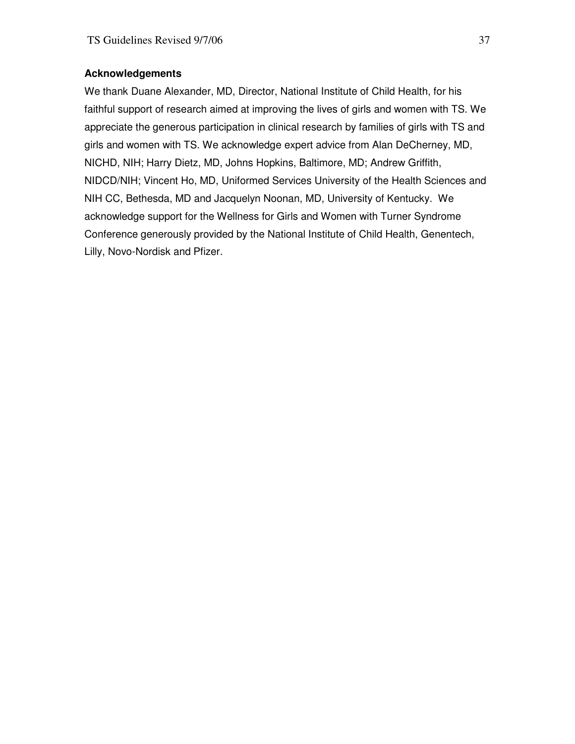**Acknowledgements**

We thank Duane Alexander, MD, Director, National Institute of Child Health, for his faithful support of research aimed at improving the lives of girls and women with TS. We appreciate the generous participation in clinical research by families of girls with TS and girls and women with TS. We acknowledge expert advice from Alan DeCherney, MD, NICHD, NIH; Harry Dietz, MD, Johns Hopkins, Baltimore, MD; Andrew Griffith, NIDCD/NIH; Vincent Ho, MD, Uniformed Services University of the Health Sciences and NIH CC, Bethesda, MD and Jacquelyn Noonan, MD, University of Kentucky. We acknowledge support for the Wellness for Girls and Women with Turner Syndrome Conference generously provided by the National Institute of Child Health, Genentech, Lilly, Novo-Nordisk and Pfizer.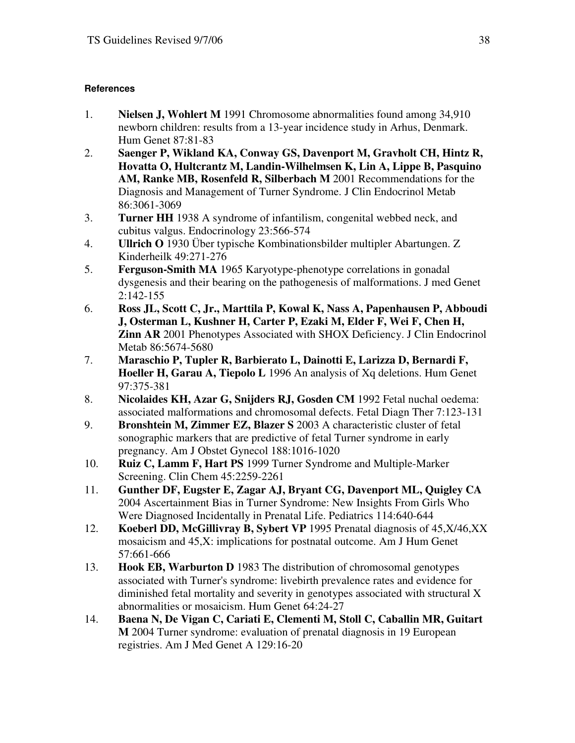#### References

1. **Nielsen J, Wohlert M** 1991 Chromosome abnormalities found among 34,910 newborn children: results from a 13-year incidence study in Arhus, Denmark. Hum Genet 87:81-83
2. **Saenger P, Wikland KA, Conway GS, Davenport M, Gravholt CH, Hintz R, Hovatta O, Hultcrantz M, Landin-Wilhelmsen K, Lin A, Lippe B, Pasquino AM, Ranke MB, Rosenfeld R, Silberbach M** 2001 Recommendations for the Diagnosis and Management of Turner Syndrome. J Clin Endocrinol Metab 86:3061-3069
3. **Turner HH** 1938 A syndrome of infantilism, congenital webbed neck, and cubitus valgus. Endocrinology 23:566-574
4. **Ullrich O** 1930 Über typische Kombinationsbilder multipler Abartungen. Z Kinderheilk 49:271-276
5. **Ferguson-Smith MA** 1965 Karyotype-phenotype correlations in gonadal dysgenesis and their bearing on the pathogenesis of malformations. J med Genet 2:142-155
6. **Ross JL, Scott C, Jr., Marttila P, Kowal K, Nass A, Papenhausen P, Abboudi J, Osterman L, Kushner H, Carter P, Ezaki M, Elder F, Wei F, Chen H, Zinn AR** 2001 Phenotypes Associated with SHOX Deficiency. J Clin Endocrinol Metab 86:5674-5680
7. **Maraschio P, Tupler R, Barbierato L, Dainotti E, Larizza D, Bernardi F, Hoeller H, Garau A, Tiepolo L** 1996 An analysis of Xq deletions. Hum Genet 97:375-381
8. **Nicolaides KH, Azar G, Snijders RJ, Gosden CM** 1992 Fetal nuchal oedema: associated malformations and chromosomal defects. Fetal Diagn Ther 7:123-131
9. **Bronshtein M, Zimmer EZ, Blazer S** 2003 A characteristic cluster of fetal sonographic markers that are predictive of fetal Turner syndrome in early pregnancy. Am J Obstet Gynecol 188:1016-1020
10. **Ruiz C, Lamm F, Hart PS** 1999 Turner Syndrome and Multiple-Marker Screening. Clin Chem 45:2259-2261
11. **Gunther DF, Eugster E, Zagar AJ, Bryant CG, Davenport ML, Quigley CA** 2004 Ascertainment Bias in Turner Syndrome: New Insights From Girls Who Were Diagnosed Incidentally in Prenatal Life. Pediatrics 114:640-644
12. **Koeberl DD, McGillivray B, Sybert VP** 1995 Prenatal diagnosis of 45,X/46,XX mosaicism and 45,X: implications for postnatal outcome. Am J Hum Genet 57:661-666
13. **Hook EB, Warburton D** 1983 The distribution of chromosomal genotypes associated with Turner's syndrome: livebirth prevalence rates and evidence for diminished fetal mortality and severity in genotypes associated with structural X abnormalities or mosaicism. Hum Genet 64:24-27
14. **Baena N, De Vigan C, Cariati E, Clementi M, Stoll C, Caballin MR, Guitart M** 2004 Turner syndrome: evaluation of prenatal diagnosis in 19 European registries. Am J Med Genet A 129:16-20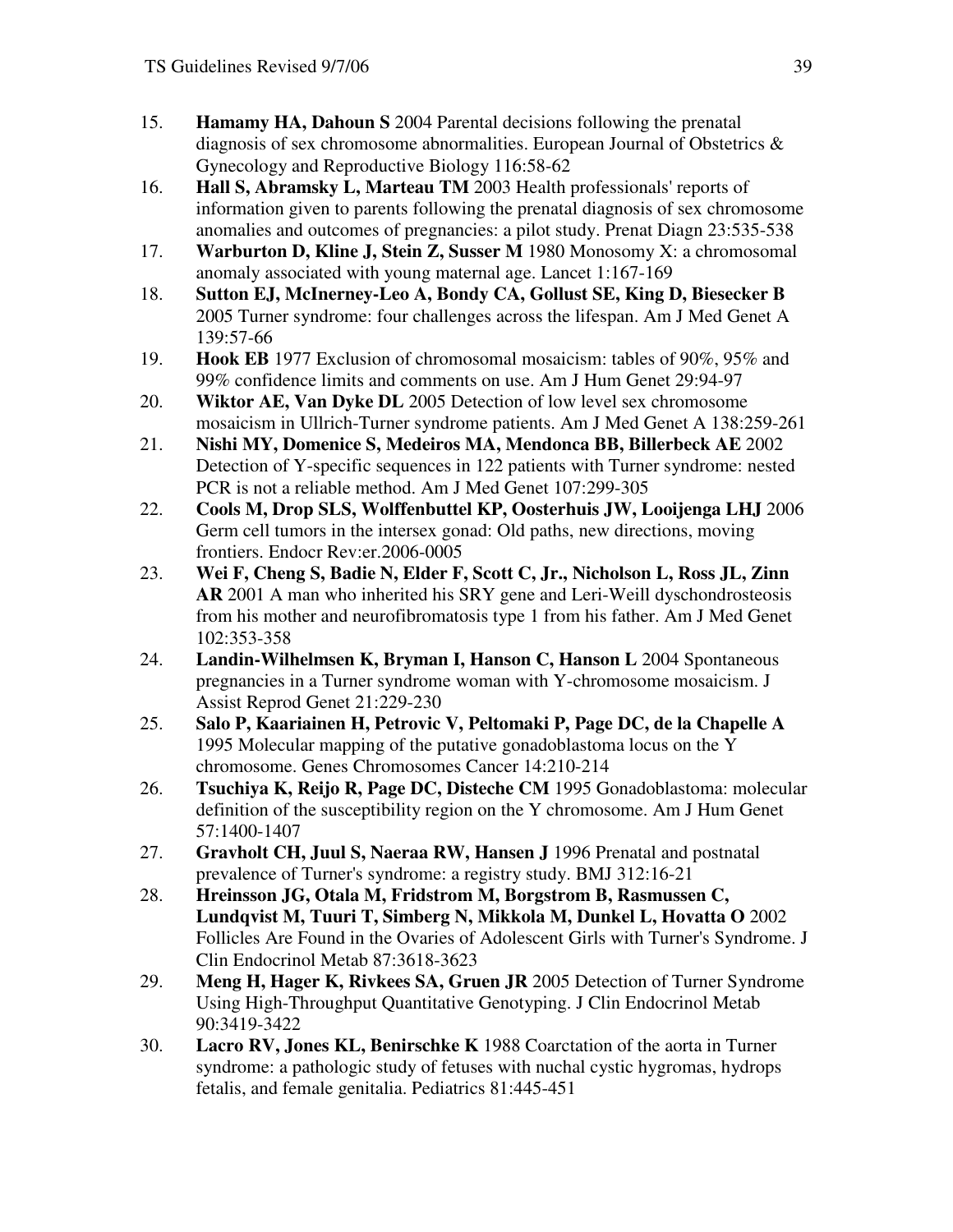15. **Hamamy HA, Dahoun S** 2004 Parental decisions following the prenatal diagnosis of sex chromosome abnormalities. European Journal of Obstetrics & Gynecology and Reproductive Biology 116:58-62
16. **Hall S, Abramsky L, Marteau TM** 2003 Health professionals' reports of information given to parents following the prenatal diagnosis of sex chromosome anomalies and outcomes of pregnancies: a pilot study. Prenat Diagn 23:535-538
17. **Warburton D, Kline J, Stein Z, Susser M** 1980 Monosomy X: a chromosomal anomaly associated with young maternal age. Lancet 1:167-169
18. **Sutton EJ, McInerney-Leo A, Bondy CA, Gollust SE, King D, Biesecker B** 2005 Turner syndrome: four challenges across the lifespan. Am J Med Genet A 139:57-66
19. **Hook EB** 1977 Exclusion of chromosomal mosaicism: tables of 90%, 95% and 99% confidence limits and comments on use. Am J Hum Genet 29:94-97
20. **Wiktor AE, Van Dyke DL** 2005 Detection of low level sex chromosome mosaicism in Ullrich-Turner syndrome patients. Am J Med Genet A 138:259-261
21. **Nishi MY, Domenice S, Medeiros MA, Mendonca BB, Billerbeck AE** 2002 Detection of Y-specific sequences in 122 patients with Turner syndrome: nested PCR is not a reliable method. Am J Med Genet 107:299-305
22. **Cools M, Drop SLS, Wolffenbuttel KP, Oosterhuis JW, Looijenga LHJ** 2006 Germ cell tumors in the intersex gonad: Old paths, new directions, moving frontiers. Endocr Rev:er.2006-0005
23. **Wei F, Cheng S, Badie N, Elder F, Scott C, Jr., Nicholson L, Ross JL, Zinn AR** 2001 A man who inherited his SRY gene and Leri-Weill dyschondrosteosis from his mother and neurofibromatosis type 1 from his father. Am J Med Genet 102:353-358
24. **Landin-Wilhelmsen K, Bryman I, Hanson C, Hanson L** 2004 Spontaneous pregnancies in a Turner syndrome woman with Y-chromosome mosaicism. J Assist Reprod Genet 21:229-230
25. **Salo P, Kaariainen H, Petrovic V, Peltomaki P, Page DC, de la Chapelle A** 1995 Molecular mapping of the putative gonadoblastoma locus on the Y chromosome. Genes Chromosomes Cancer 14:210-214
26. **Tsuchiya K, Reijo R, Page DC, Disteche CM** 1995 Gonadoblastoma: molecular definition of the susceptibility region on the Y chromosome. Am J Hum Genet 57:1400-1407
27. **Gravholt CH, Juul S, Naeraa RW, Hansen J** 1996 Prenatal and postnatal prevalence of Turner's syndrome: a registry study. BMJ 312:16-21
28. **Hreinsson JG, Otala M, Fridstrom M, Borgstrom B, Rasmussen C, Lundqvist M, Tuuri T, Simberg N, Mikkola M, Dunkel L, Hovatta O** 2002 Follicles Are Found in the Ovaries of Adolescent Girls with Turner's Syndrome. J Clin Endocrinol Metab 87:3618-3623
29. **Meng H, Hager K, Rivkees SA, Gruen JR** 2005 Detection of Turner Syndrome Using High-Throughput Quantitative Genotyping. J Clin Endocrinol Metab 90:3419-3422
30. **Lacro RV, Jones KL, Benirschke K** 1988 Coarctation of the aorta in Turner syndrome: a pathologic study of fetuses with nuchal cystic hygromas, hydrops fetalis, and female genitalia. Pediatrics 81:445-451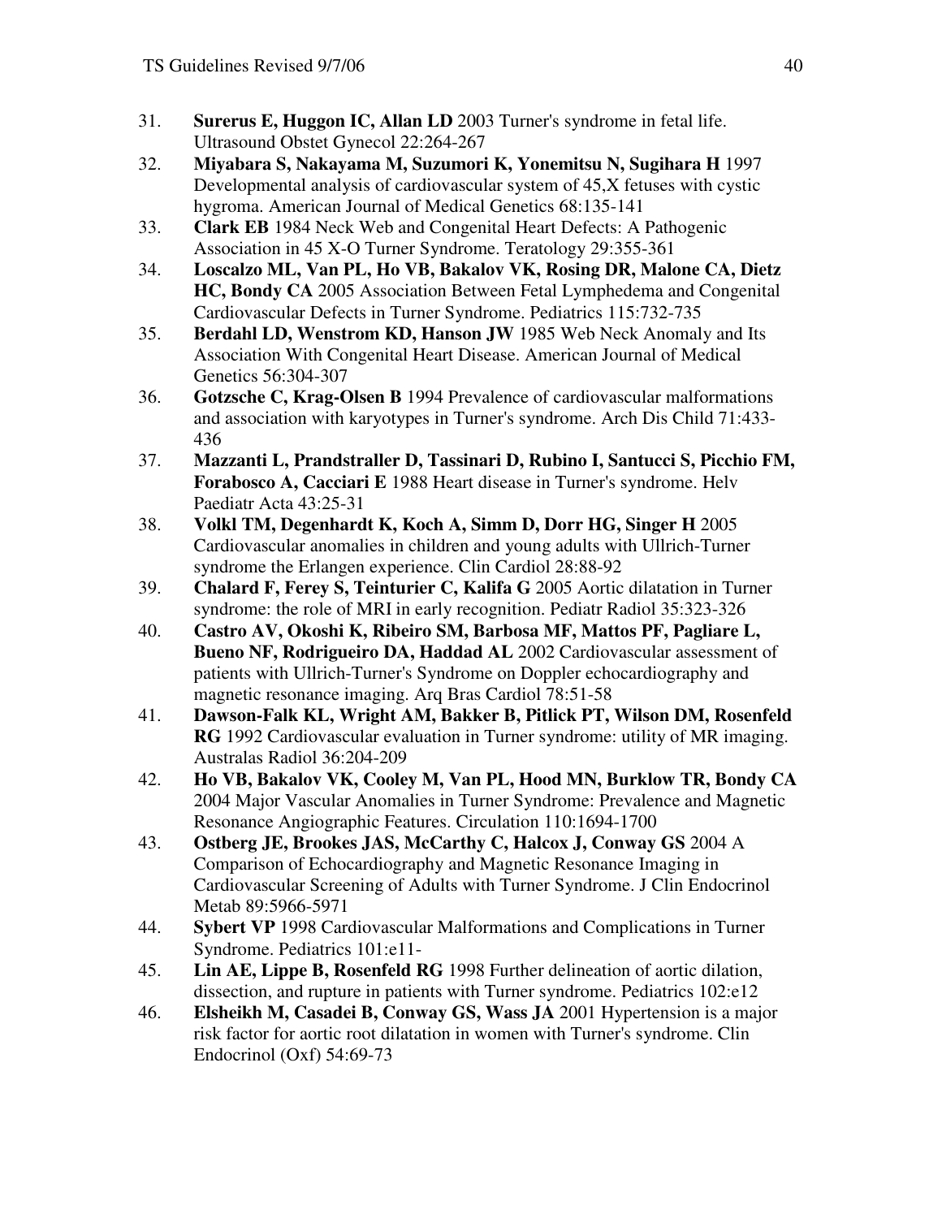31. **Surerus E, Huggon IC, Allan LD** 2003 Turner's syndrome in fetal life. Ultrasound Obstet Gynecol 22:264-267
32. **Miyabara S, Nakayama M, Suzumori K, Yonemitsu N, Sugihara H** 1997 Developmental analysis of cardiovascular system of 45,X fetuses with cystic hygroma. American Journal of Medical Genetics 68:135-141
33. **Clark EB** 1984 Neck Web and Congenital Heart Defects: A Pathogenic Association in 45 X-O Turner Syndrome. Teratology 29:355-361
34. **Loscalzo ML, Van PL, Ho VB, Bakalov VK, Rosing DR, Malone CA, Dietz HC, Bondy CA** 2005 Association Between Fetal Lymphedema and Congenital Cardiovascular Defects in Turner Syndrome. Pediatrics 115:732-735
35. **Berdahl LD, Wenstrom KD, Hanson JW** 1985 Web Neck Anomaly and Its Association With Congenital Heart Disease. American Journal of Medical Genetics 56:304-307
36. **Gotzsche C, Krag-Olsen B** 1994 Prevalence of cardiovascular malformations and association with karyotypes in Turner's syndrome. Arch Dis Child 71:433-436
37. **Mazzanti L, Prandstraller D, Tassinari D, Rubino I, Santucci S, Picchio FM, Forabosco A, Cacciari E** 1988 Heart disease in Turner's syndrome. Helv Paediatr Acta 43:25-31
38. **Volkl TM, Degenhardt K, Koch A, Simm D, Dorr HG, Singer H** 2005 Cardiovascular anomalies in children and young adults with Ullrich-Turner syndrome the Erlangen experience. Clin Cardiol 28:88-92
39. **Chalard F, Ferey S, Teinturier C, Kalifa G** 2005 Aortic dilatation in Turner syndrome: the role of MRI in early recognition. Pediatr Radiol 35:323-326
40. **Castro AV, Okoshi K, Ribeiro SM, Barbosa MF, Mattos PF, Pagliare L, Bueno NF, Rodrigueiro DA, Haddad AL** 2002 Cardiovascular assessment of patients with Ullrich-Turner's Syndrome on Doppler echocardiography and magnetic resonance imaging. Arq Bras Cardiol 78:51-58
41. **Dawson-Falk KL, Wright AM, Bakker B, Pitlick PT, Wilson DM, Rosenfeld RG** 1992 Cardiovascular evaluation in Turner syndrome: utility of MR imaging. Australas Radiol 36:204-209
42. **Ho VB, Bakalov VK, Cooley M, Van PL, Hood MN, Burklow TR, Bondy CA** 2004 Major Vascular Anomalies in Turner Syndrome: Prevalence and Magnetic Resonance Angiographic Features. Circulation 110:1694-1700
43. **Ostberg JE, Brookes JAS, McCarthy C, Halcox J, Conway GS** 2004 A Comparison of Echocardiography and Magnetic Resonance Imaging in Cardiovascular Screening of Adults with Turner Syndrome. J Clin Endocrinol Metab 89:5966-5971
44. **Sybert VP** 1998 Cardiovascular Malformations and Complications in Turner Syndrome. Pediatrics 101:e11-
45. **Lin AE, Lippe B, Rosenfeld RG** 1998 Further delineation of aortic dilation, dissection, and rupture in patients with Turner syndrome. Pediatrics 102:e12
46. **Elsheikh M, Casadei B, Conway GS, Wass JA** 2001 Hypertension is a major risk factor for aortic root dilatation in women with Turner's syndrome. Clin Endocrinol (Oxf) 54:69-73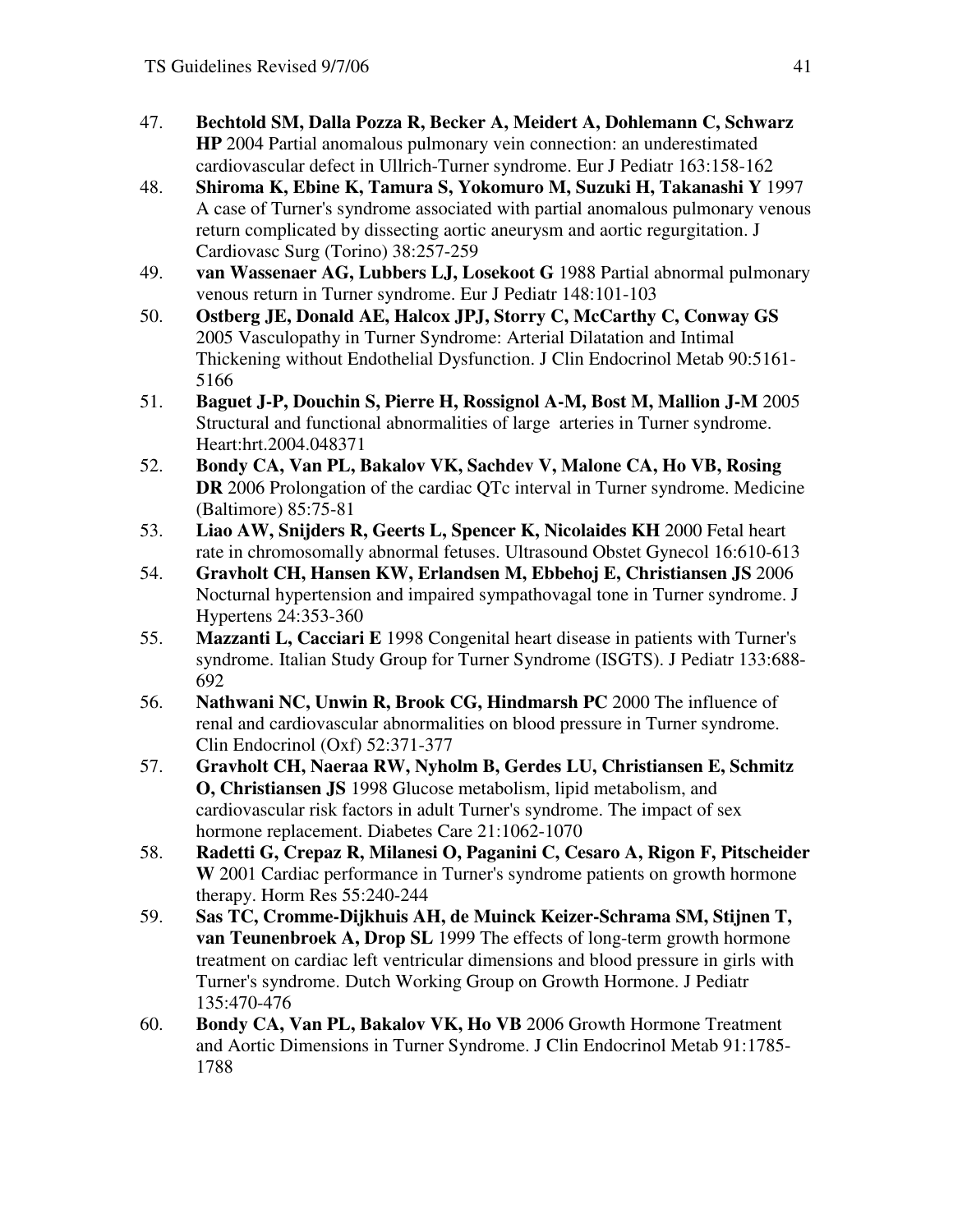47. **Bechtold SM, Dalla Pozza R, Becker A, Meidert A, Dohlemann C, Schwarz HP** 2004 Partial anomalous pulmonary vein connection: an underestimated cardiovascular defect in Ullrich-Turner syndrome. Eur J Pediatr 163:158-162
48. **Shiroma K, Ebine K, Tamura S, Yokomuro M, Suzuki H, Takanashi Y** 1997 A case of Turner's syndrome associated with partial anomalous pulmonary venous return complicated by dissecting aortic aneurysm and aortic regurgitation. J Cardiovasc Surg (Torino) 38:257-259
49. **van Wassenaer AG, Lubbers LJ, Losekoot G** 1988 Partial abnormal pulmonary venous return in Turner syndrome. Eur J Pediatr 148:101-103
50. **Ostberg JE, Donald AE, Halcox JPJ, Storry C, McCarthy C, Conway GS** 2005 Vasculopathy in Turner Syndrome: Arterial Dilatation and Intimal Thickening without Endothelial Dysfunction. J Clin Endocrinol Metab 90:5161-5166
51. **Baguet J-P, Douchin S, Pierre H, Rossignol A-M, Bost M, Mallion J-M** 2005 Structural and functional abnormalities of large arteries in Turner syndrome. Heart:hrt.2004.048371
52. **Bondy CA, Van PL, Bakalov VK, Sachdev V, Malone CA, Ho VB, Rosing DR** 2006 Prolongation of the cardiac QTc interval in Turner syndrome. Medicine (Baltimore) 85:75-81
53. **Liao AW, Snijders R, Geerts L, Spencer K, Nicolaides KH** 2000 Fetal heart rate in chromosomally abnormal fetuses. Ultrasound Obstet Gynecol 16:610-613
54. **Gravholt CH, Hansen KW, Erlandsen M, Ebbehoj E, Christiansen JS** 2006 Nocturnal hypertension and impaired sympathovagal tone in Turner syndrome. J Hypertens 24:353-360
55. **Mazzanti L, Cacciari E** 1998 Congenital heart disease in patients with Turner's syndrome. Italian Study Group for Turner Syndrome (ISGTS). J Pediatr 133:688-692
56. **Nathwani NC, Unwin R, Brook CG, Hindmarsh PC** 2000 The influence of renal and cardiovascular abnormalities on blood pressure in Turner syndrome. Clin Endocrinol (Oxf) 52:371-377
57. **Gravholt CH, Naeraa RW, Nyholm B, Gerdes LU, Christiansen E, Schmitz O, Christiansen JS** 1998 Glucose metabolism, lipid metabolism, and cardiovascular risk factors in adult Turner's syndrome. The impact of sex hormone replacement. Diabetes Care 21:1062-1070
58. **Radetti G, Crepaz R, Milanesi O, Paganini C, Cesaro A, Rigon F, Pitscheider W** 2001 Cardiac performance in Turner's syndrome patients on growth hormone therapy. Horm Res 55:240-244
59. **Sas TC, Cromme-Dijkhuis AH, de Muinck Keizer-Schrama SM, Stijnen T, van Teunenbroek A, Drop SL** 1999 The effects of long-term growth hormone treatment on cardiac left ventricular dimensions and blood pressure in girls with Turner's syndrome. Dutch Working Group on Growth Hormone. J Pediatr 135:470-476
60. **Bondy CA, Van PL, Bakalov VK, Ho VB** 2006 Growth Hormone Treatment and Aortic Dimensions in Turner Syndrome. J Clin Endocrinol Metab 91:1785-1788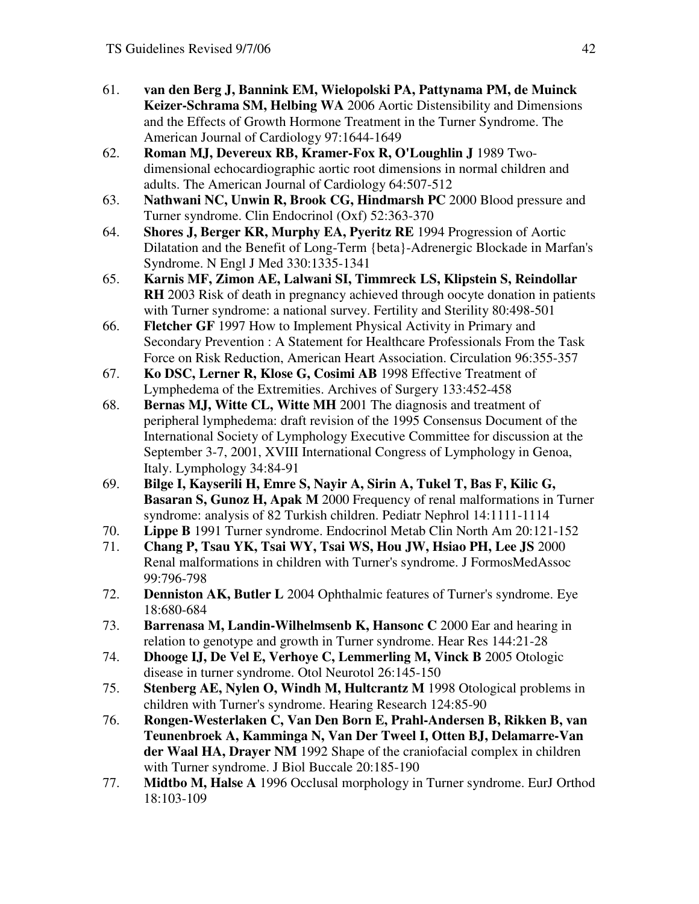61. **van den Berg J, Bannink EM, Wielopolski PA, Pattynama PM, de Muinck Keizer-Schrama SM, Helbing WA** 2006 Aortic Distensibility and Dimensions and the Effects of Growth Hormone Treatment in the Turner Syndrome. The American Journal of Cardiology 97:1644-1649
62. **Roman MJ, Devereux RB, Kramer-Fox R, O'Loughlin J** 1989 Two-dimensional echocardiographic aortic root dimensions in normal children and adults. The American Journal of Cardiology 64:507-512
63. **Nathwani NC, Unwin R, Brook CG, Hindmarsh PC** 2000 Blood pressure and Turner syndrome. Clin Endocrinol (Oxf) 52:363-370
64. **Shores J, Berger KR, Murphy EA, Pyeritz RE** 1994 Progression of Aortic Dilatation and the Benefit of Long-Term {beta}-Adrenergic Blockade in Marfan's Syndrome. N Engl J Med 330:1335-1341
65. **Karnis MF, Zimon AE, Lalwani SI, Timmreck LS, Klipstein S, Reindollar RH** 2003 Risk of death in pregnancy achieved through oocyte donation in patients with Turner syndrome: a national survey. Fertility and Sterility 80:498-501
66. **Fletcher GF** 1997 How to Implement Physical Activity in Primary and Secondary Prevention : A Statement for Healthcare Professionals From the Task Force on Risk Reduction, American Heart Association. Circulation 96:355-357
67. **Ko DSC, Lerner R, Klose G, Cosimi AB** 1998 Effective Treatment of Lymphedema of the Extremities. Archives of Surgery 133:452-458
68. **Bernas MJ, Witte CL, Witte MH** 2001 The diagnosis and treatment of peripheral lymphedema: draft revision of the 1995 Consensus Document of the International Society of Lymphology Executive Committee for discussion at the September 3-7, 2001, XVIII International Congress of Lymphology in Genoa, Italy. Lymphology 34:84-91
69. **Bilge I, Kayserili H, Emre S, Nayir A, Sirin A, Tukel T, Bas F, Kilic G, Basaran S, Gunoz H, Apak M** 2000 Frequency of renal malformations in Turner syndrome: analysis of 82 Turkish children. Pediatr Nephrol 14:1111-1114
70. **Lippe B** 1991 Turner syndrome. Endocrinol Metab Clin North Am 20:121-152
71. **Chang P, Tsau YK, Tsai WY, Tsai WS, Hou JW, Hsiao PH, Lee JS** 2000 Renal malformations in children with Turner's syndrome. J FormosMedAssoc 99:796-798
72. **Denniston AK, Butler L** 2004 Ophthalmic features of Turner's syndrome. Eye 18:680-684
73. **Barrenasa M, Landin-Wilhelmsenb K, Hansonc C** 2000 Ear and hearing in relation to genotype and growth in Turner syndrome. Hear Res 144:21-28
74. **Dhooge IJ, De Vel E, Verhoye C, Lemmerling M, Vinck B** 2005 Otologic disease in turner syndrome. Otol Neurotol 26:145-150
75. **Stenberg AE, Nylen O, Windh M, Hultcrantz M** 1998 Otological problems in children with Turner's syndrome. Hearing Research 124:85-90
76. **Rongen-Westerlaken C, Van Den Born E, Prahl-Andersen B, Rikken B, van Teunenbroek A, Kamminga N, Van Der Tweel I, Otten BJ, Delamarre-Van der Waal HA, Drayer NM** 1992 Shape of the craniofacial complex in children with Turner syndrome. J Biol Buccale 20:185-190
77. **Midtbo M, Halse A** 1996 Occlusal morphology in Turner syndrome. EurJ Orthod 18:103-109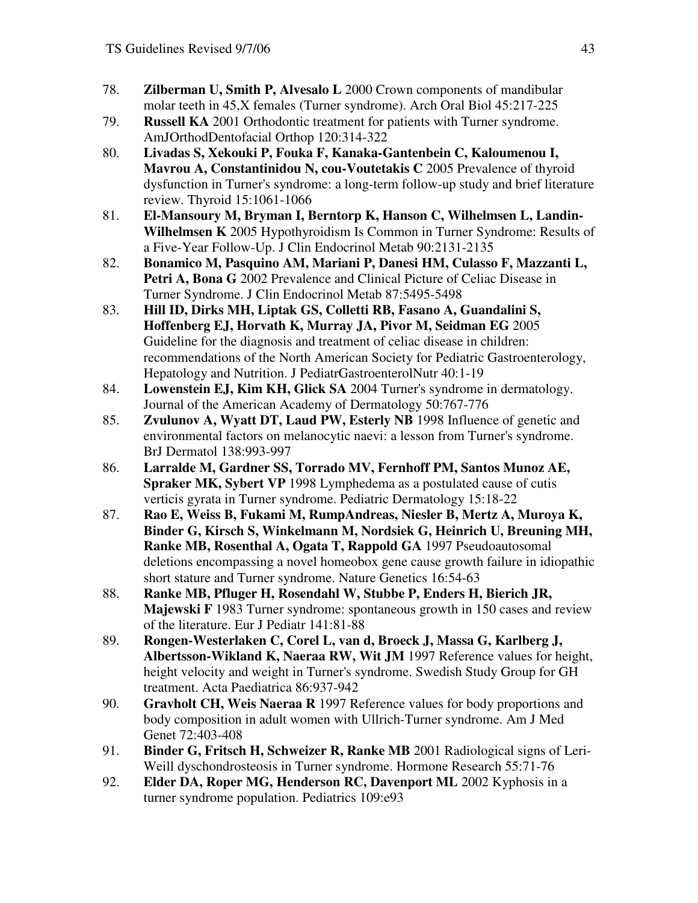78. **Zilberman U, Smith P, Alvesalo L** 2000 Crown components of mandibular molar teeth in 45,X females (Turner syndrome). Arch Oral Biol 45:217-225
79. **Russell KA** 2001 Orthodontic treatment for patients with Turner syndrome. AmJOrthodDentofacial Orthop 120:314-322
80. **Livadas S, Xekouki P, Fouka F, Kanaka-Gantenbein C, Kaloumenou I, Mavrou A, Constantinidou N, cou-Voutetakis C** 2005 Prevalence of thyroid dysfunction in Turner's syndrome: a long-term follow-up study and brief literature review. Thyroid 15:1061-1066
81. **El-Mansoury M, Bryman I, Berntorp K, Hanson C, Wilhelmsen L, Landin-Wilhelmsen K** 2005 Hypothyroidism Is Common in Turner Syndrome: Results of a Five-Year Follow-Up. J Clin Endocrinol Metab 90:2131-2135
82. **Bonamico M, Pasquino AM, Mariani P, Danesi HM, Culasso F, Mazzanti L, Petri A, Bona G** 2002 Prevalence and Clinical Picture of Celiac Disease in Turner Syndrome. J Clin Endocrinol Metab 87:5495-5498
83. **Hill ID, Dirks MH, Liptak GS, Colletti RB, Fasano A, Guandalini S, Hoffenberg EJ, Horvath K, Murray JA, Pivor M, Seidman EG** 2005 Guideline for the diagnosis and treatment of celiac disease in children: recommendations of the North American Society for Pediatric Gastroenterology, Hepatology and Nutrition. J PediatrGastroenterolNutr 40:1-19
84. **Lowenstein EJ, Kim KH, Glick SA** 2004 Turner's syndrome in dermatology. Journal of the American Academy of Dermatology 50:767-776
85. **Zvulunov A, Wyatt DT, Laud PW, Esterly NB** 1998 Influence of genetic and environmental factors on melanocytic naevi: a lesson from Turner's syndrome. BrJ Dermatol 138:993-997
86. **Larralde M, Gardner SS, Torrado MV, Fernhoff PM, Santos Munoz AE, Spraker MK, Sybert VP** 1998 Lymphedema as a postulated cause of cutis verticis gyrata in Turner syndrome. Pediatric Dermatology 15:18-22
87. **Rao E, Weiss B, Fukami M, RumpAndreas, Niesler B, Mertz A, Muroya K, Binder G, Kirsch S, Winkelmann M, Nordsiek G, Heinrich U, Breuning MH, Ranke MB, Rosenthal A, Ogata T, Rappold GA** 1997 Pseudoautosomal deletions encompassing a novel homeobox gene cause growth failure in idiopathic short stature and Turner syndrome. Nature Genetics 16:54-63
88. **Ranke MB, Pfluger H, Rosendahl W, Stubbe P, Enders H, Bierich JR, Majewski F** 1983 Turner syndrome: spontaneous growth in 150 cases and review of the literature. Eur J Pediatr 141:81-88
89. **Rongen-Westerlaken C, Corel L, van d, Broeck J, Massa G, Karlberg J, Albertsson-Wikland K, Naeraa RW, Wit JM** 1997 Reference values for height, height velocity and weight in Turner's syndrome. Swedish Study Group for GH treatment. Acta Paediatrica 86:937-942
90. **Gravholt CH, Weis Naeraa R** 1997 Reference values for body proportions and body composition in adult women with Ullrich-Turner syndrome. Am J Med Genet 72:403-408
91. **Binder G, Fritsch H, Schweizer R, Ranke MB** 2001 Radiological signs of Leri-Weill dyschondrosteosis in Turner syndrome. Hormone Research 55:71-76
92. **Elder DA, Roper MG, Henderson RC, Davenport ML** 2002 Kyphosis in a turner syndrome population. Pediatrics 109:e93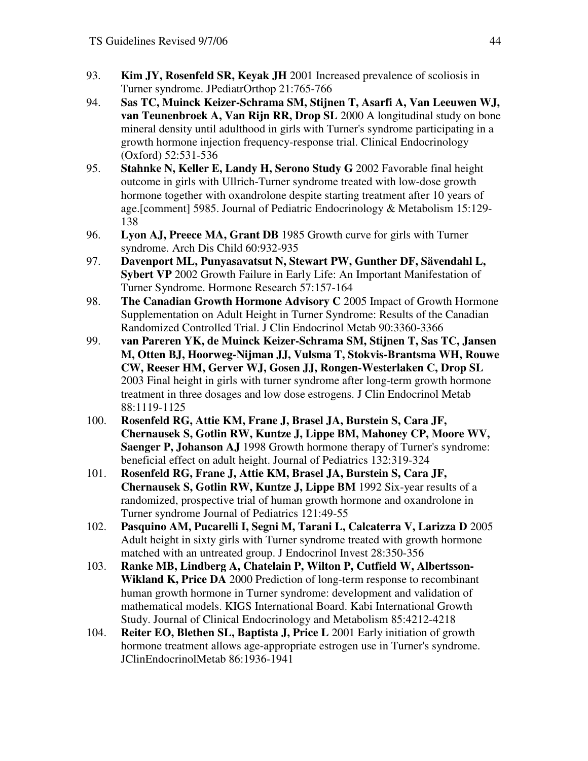93. **Kim JY, Rosenfeld SR, Keyak JH** 2001 Increased prevalence of scoliosis in Turner syndrome. JPediatrOrthop 21:765-766
94. **Sas TC, Muinck Keizer-Schrama SM, Stijnen T, Asarfi A, Van Leeuwen WJ, van Teunenbroek A, Van Rijn RR, Drop SL** 2000 A longitudinal study on bone mineral density until adulthood in girls with Turner's syndrome participating in a growth hormone injection frequency-response trial. Clinical Endocrinology (Oxford) 52:531-536
95. **Stahnke N, Keller E, Landy H, Serono Study G** 2002 Favorable final height outcome in girls with Ullrich-Turner syndrome treated with low-dose growth hormone together with oxandrolone despite starting treatment after 10 years of age.[comment] 5985. Journal of Pediatric Endocrinology & Metabolism 15:129-138
96. **Lyon AJ, Preece MA, Grant DB** 1985 Growth curve for girls with Turner syndrome. Arch Dis Child 60:932-935
97. **Davenport ML, Punyasavatsut N, Stewart PW, Gunther DF, Sävendahl L, Sybert VP** 2002 Growth Failure in Early Life: An Important Manifestation of Turner Syndrome. Hormone Research 57:157-164
98. **The Canadian Growth Hormone Advisory C** 2005 Impact of Growth Hormone Supplementation on Adult Height in Turner Syndrome: Results of the Canadian Randomized Controlled Trial. J Clin Endocrinol Metab 90:3360-3366
99. **van Pareren YK, de Muinck Keizer-Schrama SM, Stijnen T, Sas TC, Jansen M, Otten BJ, Hoorweg-Nijman JJ, Vulsma T, Stokvis-Brantsma WH, Rouwe CW, Reeser HM, Gerver WJ, Gosen JJ, Rongen-Westerlaken C, Drop SL** 2003 Final height in girls with turner syndrome after long-term growth hormone treatment in three dosages and low dose estrogens. J Clin Endocrinol Metab 88:1119-1125
100. **Rosenfeld RG, Attie KM, Frane J, Brasel JA, Burstein S, Cara JF, Chernausek S, Gotlin RW, Kuntze J, Lippe BM, Mahoney CP, Moore WV, Saenger P, Johanson AJ** 1998 Growth hormone therapy of Turner's syndrome: beneficial effect on adult height. Journal of Pediatrics 132:319-324
101. **Rosenfeld RG, Frane J, Attie KM, Brasel JA, Burstein S, Cara JF, Chernausek S, Gotlin RW, Kuntze J, Lippe BM** 1992 Six-year results of a randomized, prospective trial of human growth hormone and oxandrolone in Turner syndrome Journal of Pediatrics 121:49-55
102. **Pasquino AM, Pucarelli I, Segni M, Tarani L, Calcaterra V, Larizza D** 2005 Adult height in sixty girls with Turner syndrome treated with growth hormone matched with an untreated group. J Endocrinol Invest 28:350-356
103. **Ranke MB, Lindberg A, Chatelain P, Wilton P, Cutfield W, Albertsson-Wikland K, Price DA** 2000 Prediction of long-term response to recombinant human growth hormone in Turner syndrome: development and validation of mathematical models. KIGS International Board. Kabi International Growth Study. Journal of Clinical Endocrinology and Metabolism 85:4212-4218
104. **Reiter EO, Blethen SL, Baptista J, Price L** 2001 Early initiation of growth hormone treatment allows age-appropriate estrogen use in Turner's syndrome. JClinEndocrinolMetab 86:1936-1941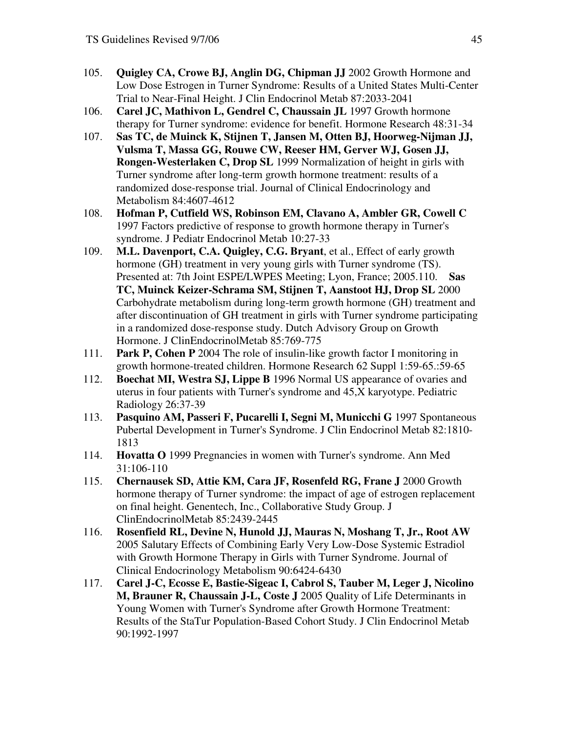105. **Quigley CA, Crowe BJ, Anglin DG, Chipman JJ** 2002 Growth Hormone and Low Dose Estrogen in Turner Syndrome: Results of a United States Multi-Center Trial to Near-Final Height. J Clin Endocrinol Metab 87:2033-2041
106. **Carel JC, Mathivon L, Gendrel C, Chaussain JL** 1997 Growth hormone therapy for Turner syndrome: evidence for benefit. Hormone Research 48:31-34
107. **Sas TC, de Muinck K, Stijnen T, Jansen M, Otten BJ, Hoorweg-Nijman JJ, Vulsma T, Massa GG, Rouwe CW, Reeser HM, Gerver WJ, Gosen JJ, Rongen-Westerlaken C, Drop SL** 1999 Normalization of height in girls with Turner syndrome after long-term growth hormone treatment: results of a randomized dose-response trial. Journal of Clinical Endocrinology and Metabolism 84:4607-4612
108. **Hofman P, Cutfield WS, Robinson EM, Clavano A, Ambler GR, Cowell C** 1997 Factors predictive of response to growth hormone therapy in Turner's syndrome. J Pediatr Endocrinol Metab 10:27-33
109. **M.L. Davenport, C.A. Quigley, C.G. Bryant**, et al., Effect of early growth hormone (GH) treatment in very young girls with Turner syndrome (TS). Presented at: 7th Joint ESPE/LWPES Meeting; Lyon, France; 2005.110. **Sas TC, Muinck Keizer-Schrama SM, Stijnen T, Aanstoot HJ, Drop SL** 2000 Carbohydrate metabolism during long-term growth hormone (GH) treatment and after discontinuation of GH treatment in girls with Turner syndrome participating in a randomized dose-response study. Dutch Advisory Group on Growth Hormone. J ClinEndocrinolMetab 85:769-775
111. **Park P, Cohen P** 2004 The role of insulin-like growth factor I monitoring in growth hormone-treated children. Hormone Research 62 Suppl 1:59-65.:59-65
112. **Boechat MI, Westra SJ, Lippe B** 1996 Normal US appearance of ovaries and uterus in four patients with Turner's syndrome and 45,X karyotype. Pediatric Radiology 26:37-39
113. **Pasquino AM, Passeri F, Pucarelli I, Segni M, Municchi G** 1997 Spontaneous Pubertal Development in Turner's Syndrome. J Clin Endocrinol Metab 82:1810-1813
114. **Hovatta O** 1999 Pregnancies in women with Turner's syndrome. Ann Med 31:106-110
115. **Chernausek SD, Attie KM, Cara JF, Rosenfeld RG, Frane J** 2000 Growth hormone therapy of Turner syndrome: the impact of age of estrogen replacement on final height. Genentech, Inc., Collaborative Study Group. J ClinEndocrinolMetab 85:2439-2445
116. **Rosenfield RL, Devine N, Hunold JJ, Mauras N, Moshang T, Jr., Root AW** 2005 Salutary Effects of Combining Early Very Low-Dose Systemic Estradiol with Growth Hormone Therapy in Girls with Turner Syndrome. Journal of Clinical Endocrinology Metabolism 90:6424-6430
117. **Carel J-C, Ecosse E, Bastie-Sigeac I, Cabrol S, Tauber M, Leger J, Nicolino M, Brauner R, Chaussain J-L, Coste J** 2005 Quality of Life Determinants in Young Women with Turner's Syndrome after Growth Hormone Treatment: Results of the StaTur Population-Based Cohort Study. J Clin Endocrinol Metab 90:1992-1997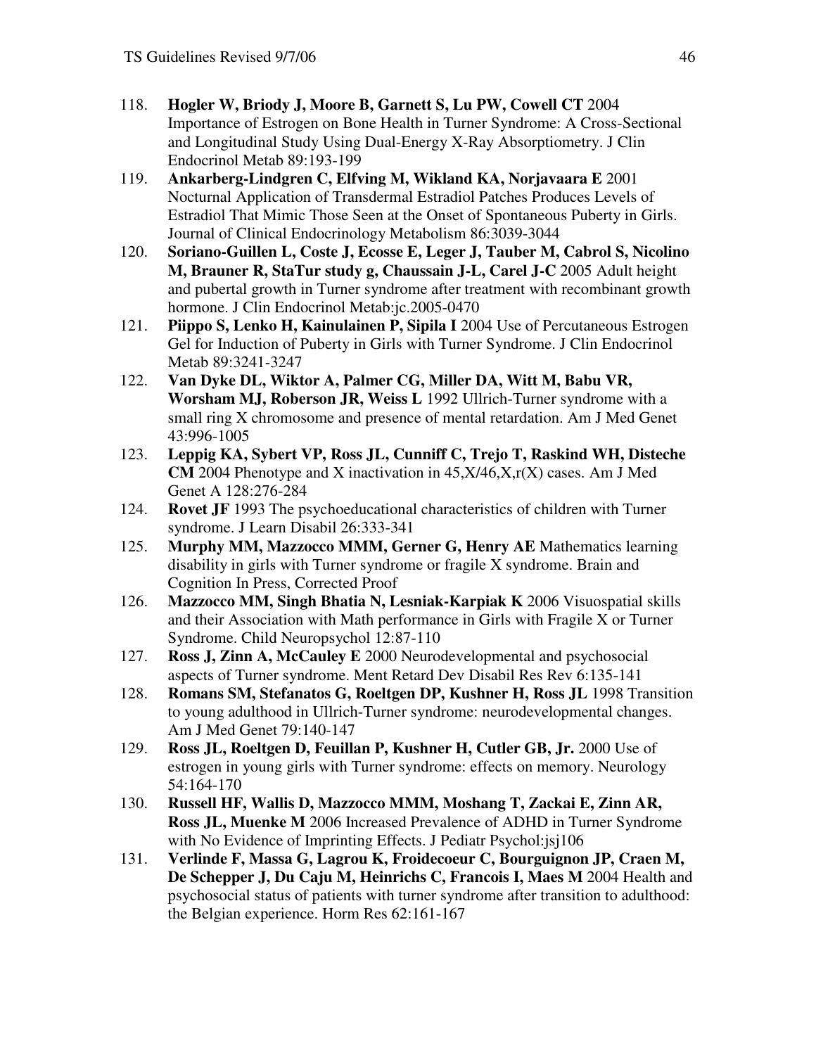118. **Hogler W, Briody J, Moore B, Garnett S, Lu PW, Cowell CT** 2004 Importance of Estrogen on Bone Health in Turner Syndrome: A Cross-Sectional and Longitudinal Study Using Dual-Energy X-Ray Absorptiometry. J Clin Endocrinol Metab 89:193-199
119. **Ankarberg-Lindgren C, Elfving M, Wikland KA, Norjavaara E** 2001 Nocturnal Application of Transdermal Estradiol Patches Produces Levels of Estradiol That Mimic Those Seen at the Onset of Spontaneous Puberty in Girls. Journal of Clinical Endocrinology Metabolism 86:3039-3044
120. **Soriano-Guillen L, Coste J, Ecosse E, Leger J, Tauber M, Cabrol S, Nicolino M, Brauner R, StaTur study g, Chaussain J-L, Carel J-C** 2005 Adult height and pubertal growth in Turner syndrome after treatment with recombinant growth hormone. J Clin Endocrinol Metab:jc.2005-0470
121. **Piippo S, Lenko H, Kainulainen P, Sipila I** 2004 Use of Percutaneous Estrogen Gel for Induction of Puberty in Girls with Turner Syndrome. J Clin Endocrinol Metab 89:3241-3247
122. **Van Dyke DL, Wiktor A, Palmer CG, Miller DA, Witt M, Babu VR, Worsham MJ, Roberson JR, Weiss L** 1992 Ullrich-Turner syndrome with a small ring X chromosome and presence of mental retardation. Am J Med Genet 43:996-1005
123. **Leppig KA, Sybert VP, Ross JL, Cunniff C, Trejo T, Raskind WH, Disteche CM** 2004 Phenotype and X inactivation in 45,X/46,X,r(X) cases. Am J Med Genet A 128:276-284
124. **Rovet JF** 1993 The psychoeducational characteristics of children with Turner syndrome. J Learn Disabil 26:333-341
125. **Murphy MM, Mazzocco MMM, Gerner G, Henry AE** Mathematics learning disability in girls with Turner syndrome or fragile X syndrome. Brain and Cognition In Press, Corrected Proof
126. **Mazzocco MM, Singh Bhatia N, Lesniak-Karpiak K** 2006 Visuospatial skills and their Association with Math performance in Girls with Fragile X or Turner Syndrome. Child Neuropsychol 12:87-110
127. **Ross J, Zinn A, McCauley E** 2000 Neurodevelopmental and psychosocial aspects of Turner syndrome. Ment Retard Dev Disabil Res Rev 6:135-141
128. **Romans SM, Stefanatos G, Roeltgen DP, Kushner H, Ross JL** 1998 Transition to young adulthood in Ullrich-Turner syndrome: neurodevelopmental changes. Am J Med Genet 79:140-147
129. **Ross JL, Roeltgen D, Feuillan P, Kushner H, Cutler GB, Jr.** 2000 Use of estrogen in young girls with Turner syndrome: effects on memory. Neurology 54:164-170
130. **Russell HF, Wallis D, Mazzocco MMM, Moshang T, Zackai E, Zinn AR, Ross JL, Muenke M** 2006 Increased Prevalence of ADHD in Turner Syndrome with No Evidence of Imprinting Effects. J Pediatr Psychol:jsj106
131. **Verlinde F, Massa G, Lagrou K, Froidecoeur C, Bourguignon JP, Craen M, De Schepper J, Du Caju M, Heinrichs C, Francois I, Maes M** 2004 Health and psychosocial status of patients with turner syndrome after transition to adulthood: the Belgian experience. Horm Res 62:161-167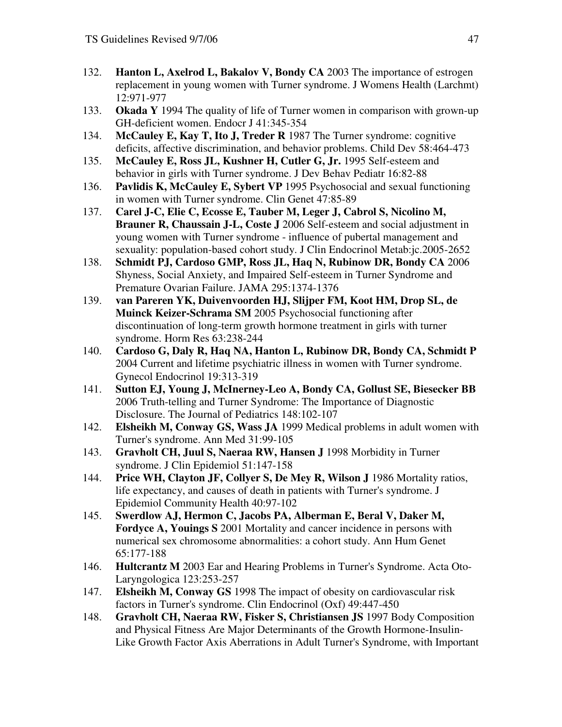132. **Hanton L, Axelrod L, Bakalov V, Bondy CA** 2003 The importance of estrogen replacement in young women with Turner syndrome. J Womens Health (Larchmt) 12:971-977
133. **Okada Y** 1994 The quality of life of Turner women in comparison with grown-up GH-deficient women. Endocr J 41:345-354
134. **McCauley E, Kay T, Ito J, Treder R** 1987 The Turner syndrome: cognitive deficits, affective discrimination, and behavior problems. Child Dev 58:464-473
135. **McCauley E, Ross JL, Kushner H, Cutler G, Jr.** 1995 Self-esteem and behavior in girls with Turner syndrome. J Dev Behav Pediatr 16:82-88
136. **Pavlidis K, McCauley E, Sybert VP** 1995 Psychosocial and sexual functioning in women with Turner syndrome. Clin Genet 47:85-89
137. **Carel J-C, Elie C, Ecosse E, Tauber M, Leger J, Cabrol S, Nicolino M, Brauner R, Chaussain J-L, Coste J** 2006 Self-esteem and social adjustment in young women with Turner syndrome - influence of pubertal management and sexuality: population-based cohort study. J Clin Endocrinol Metab:jc.2005-2652
138. **Schmidt PJ, Cardoso GMP, Ross JL, Haq N, Rubinow DR, Bondy CA** 2006 Shyness, Social Anxiety, and Impaired Self-esteem in Turner Syndrome and Premature Ovarian Failure. JAMA 295:1374-1376
139. **van Pareren YK, Duivenvoorden HJ, Slijper FM, Koot HM, Drop SL, de Muinck Keizer-Schrama SM** 2005 Psychosocial functioning after discontinuation of long-term growth hormone treatment in girls with turner syndrome. Horm Res 63:238-244
140. **Cardoso G, Daly R, Haq NA, Hanton L, Rubinow DR, Bondy CA, Schmidt P** 2004 Current and lifetime psychiatric illness in women with Turner syndrome. Gynecol Endocrinol 19:313-319
141. **Sutton EJ, Young J, McInerney-Leo A, Bondy CA, Gollust SE, Biesecker BB** 2006 Truth-telling and Turner Syndrome: The Importance of Diagnostic Disclosure. The Journal of Pediatrics 148:102-107
142. **Elsheikh M, Conway GS, Wass JA** 1999 Medical problems in adult women with Turner's syndrome. Ann Med 31:99-105
143. **Gravholt CH, Juul S, Naeraa RW, Hansen J** 1998 Morbidity in Turner syndrome. J Clin Epidemiol 51:147-158
144. **Price WH, Clayton JF, Collyer S, De Mey R, Wilson J** 1986 Mortality ratios, life expectancy, and causes of death in patients with Turner's syndrome. J Epidemiol Community Health 40:97-102
145. **Swerdlow AJ, Hermon C, Jacobs PA, Alberman E, Beral V, Daker M, Fordyce A, Youings S** 2001 Mortality and cancer incidence in persons with numerical sex chromosome abnormalities: a cohort study. Ann Hum Genet 65:177-188
146. **Hultcrantz M** 2003 Ear and Hearing Problems in Turner's Syndrome. Acta Oto-Laryngologica 123:253-257
147. **Elsheikh M, Conway GS** 1998 The impact of obesity on cardiovascular risk factors in Turner's syndrome. Clin Endocrinol (Oxf) 49:447-450
148. **Gravholt CH, Naeraa RW, Fisker S, Christiansen JS** 1997 Body Composition and Physical Fitness Are Major Determinants of the Growth Hormone-Insulin-Like Growth Factor Axis Aberrations in Adult Turner's Syndrome, with Important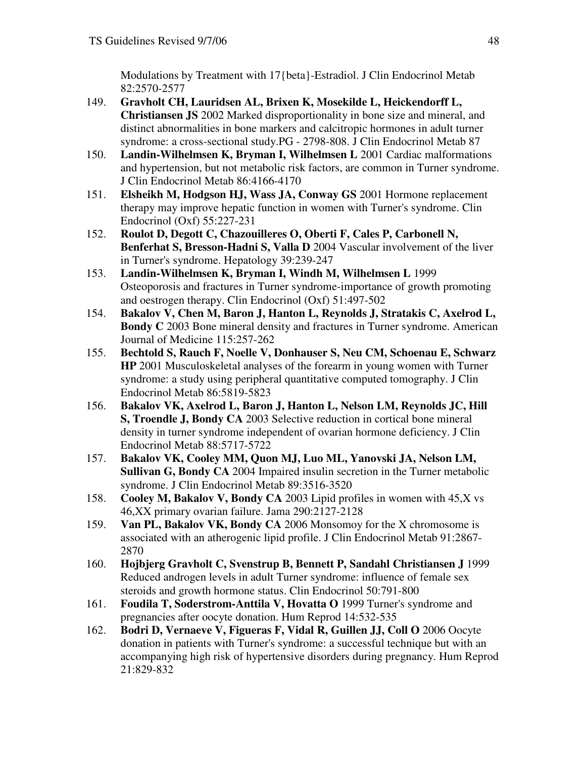Modulations by Treatment with 17{beta}-Estradiol. J Clin Endocrinol Metab 82:2570-2577

149. **Gravholt CH, Lauridsen AL, Brixen K, Mosekilde L, Heickendorff L, Christiansen JS** 2002 Marked disproportionality in bone size and mineral, and distinct abnormalities in bone markers and calcitropic hormones in adult turner syndrome: a cross-sectional study.PG - 2798-808. J Clin Endocrinol Metab 87
150. **Landin-Wilhelmsen K, Bryman I, Wilhelmsen L** 2001 Cardiac malformations and hypertension, but not metabolic risk factors, are common in Turner syndrome. J Clin Endocrinol Metab 86:4166-4170
151. **Elsheikh M, Hodgson HJ, Wass JA, Conway GS** 2001 Hormone replacement therapy may improve hepatic function in women with Turner's syndrome. Clin Endocrinol (Oxf) 55:227-231
152. **Roulot D, Degott C, Chazouilleres O, Oberti F, Cales P, Carbonell N, Benferhat S, Bresson-Hadni S, Valla D** 2004 Vascular involvement of the liver in Turner's syndrome. Hepatology 39:239-247
153. **Landin-Wilhelmsen K, Bryman I, Windh M, Wilhelmsen L** 1999 Osteoporosis and fractures in Turner syndrome-importance of growth promoting and oestrogen therapy. Clin Endocrinol (Oxf) 51:497-502
154. **Bakalov V, Chen M, Baron J, Hanton L, Reynolds J, Stratakis C, Axelrod L, Bondy C** 2003 Bone mineral density and fractures in Turner syndrome. American Journal of Medicine 115:257-262
155. **Bechtold S, Rauch F, Noelle V, Donhauser S, Neu CM, Schoenau E, Schwarz HP** 2001 Musculoskeletal analyses of the forearm in young women with Turner syndrome: a study using peripheral quantitative computed tomography. J Clin Endocrinol Metab 86:5819-5823
156. **Bakalov VK, Axelrod L, Baron J, Hanton L, Nelson LM, Reynolds JC, Hill S, Troendle J, Bondy CA** 2003 Selective reduction in cortical bone mineral density in turner syndrome independent of ovarian hormone deficiency. J Clin Endocrinol Metab 88:5717-5722
157. **Bakalov VK, Cooley MM, Quon MJ, Luo ML, Yanovski JA, Nelson LM, Sullivan G, Bondy CA** 2004 Impaired insulin secretion in the Turner metabolic syndrome. J Clin Endocrinol Metab 89:3516-3520
158. **Cooley M, Bakalov V, Bondy CA** 2003 Lipid profiles in women with 45,X vs 46,XX primary ovarian failure. Jama 290:2127-2128
159. **Van PL, Bakalov VK, Bondy CA** 2006 Monsomoy for the X chromosome is associated with an atherogenic lipid profile. J Clin Endocrinol Metab 91:2867-2870
160. **Hojbjerg Gravholt C, Svenstrup B, Bennett P, Sandahl Christiansen J** 1999 Reduced androgen levels in adult Turner syndrome: influence of female sex steroids and growth hormone status. Clin Endocrinol 50:791-800
161. **Foudila T, Soderstrom-Anttila V, Hovatta O** 1999 Turner's syndrome and pregnancies after oocyte donation. Hum Reprod 14:532-535
162. **Bodri D, Vernaeve V, Figueras F, Vidal R, Guillen JJ, Coll O** 2006 Oocyte donation in patients with Turner's syndrome: a successful technique but with an accompanying high risk of hypertensive disorders during pregnancy. Hum Reprod 21:829-832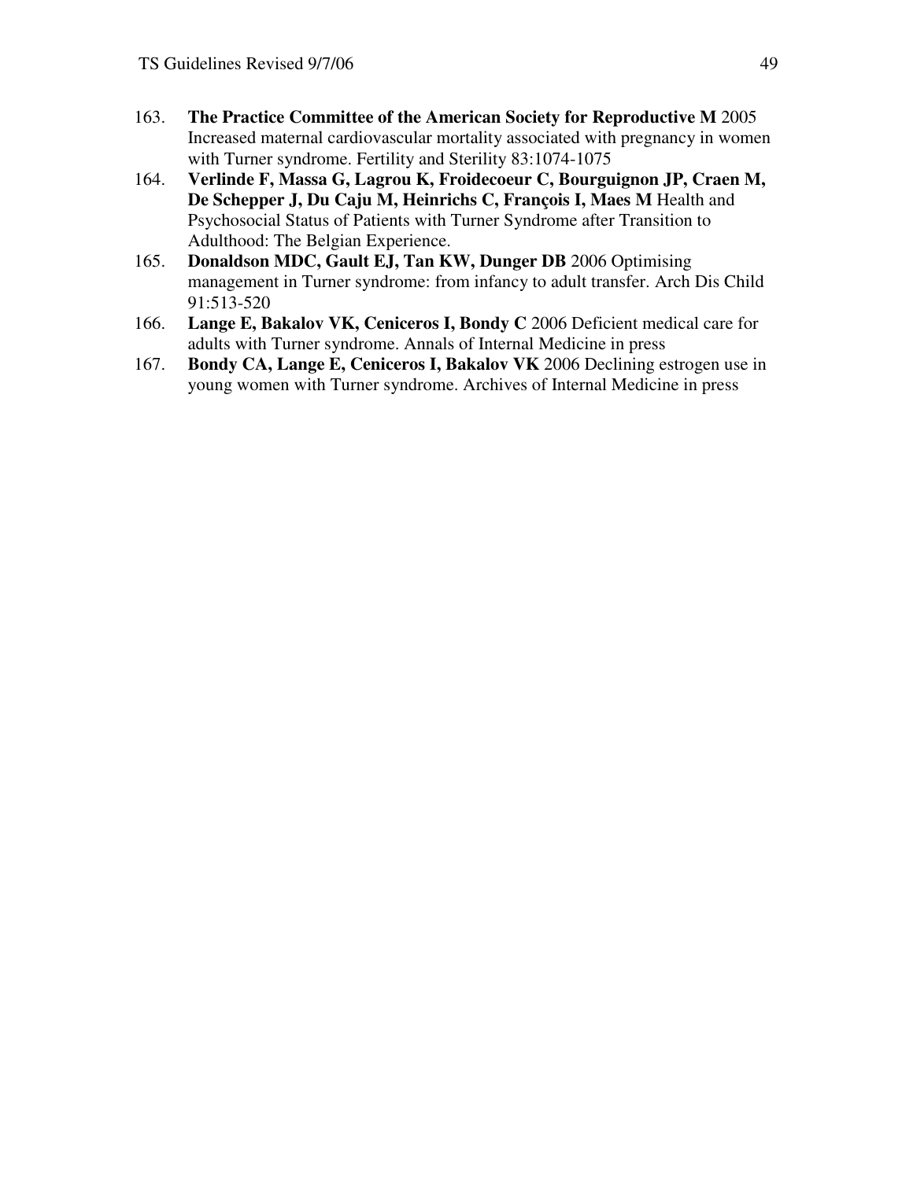163. **The Practice Committee of the American Society for Reproductive M** 2005 Increased maternal cardiovascular mortality associated with pregnancy in women with Turner syndrome. Fertility and Sterility 83:1074-1075
164. **Verlinde F, Massa G, Lagrou K, Froidecoeur C, Bourguignon JP, Craen M, De Schepper J, Du Caju M, Heinrichs C, François I, Maes M** Health and Psychosocial Status of Patients with Turner Syndrome after Transition to Adulthood: The Belgian Experience.
165. **Donaldson MDC, Gault EJ, Tan KW, Dunger DB** 2006 Optimising management in Turner syndrome: from infancy to adult transfer. Arch Dis Child 91:513-520
166. **Lange E, Bakalov VK, Ceniceros I, Bondy C** 2006 Deficient medical care for adults with Turner syndrome. Annals of Internal Medicine in press
167. **Bondy CA, Lange E, Ceniceros I, Bakalov VK** 2006 Declining estrogen use in young women with Turner syndrome. Archives of Internal Medicine in press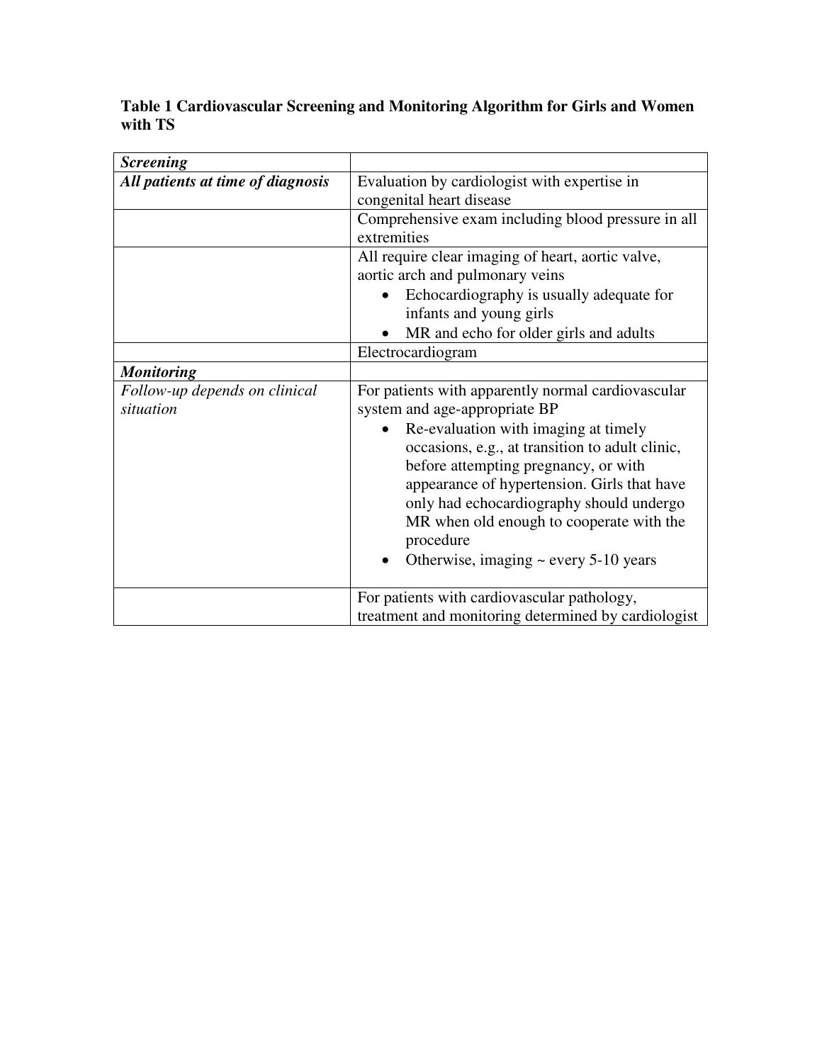**Table 1 Cardiovascular Screening and Monitoring Algorithm for Girls and Women with TS**

| ***Screening*** | |
|---|---|
| ***All patients at time of diagnosis*** | Evaluation by cardiologist with expertise in congenital heart disease |
| | Comprehensive exam including blood pressure in all extremities |
| | All require clear imaging of heart, aortic valve, aortic arch and pulmonary veins<br>• Echocardiography is usually adequate for infants and young girls<br>• MR and echo for older girls and adults |
| | Electrocardiogram |
| ***Monitoring*** | |
| *Follow-up depends on clinical situation* | For patients with apparently normal cardiovascular system and age-appropriate BP<br>• Re-evaluation with imaging at timely occasions, e.g., at transition to adult clinic, before attempting pregnancy, or with appearance of hypertension. Girls that have only had echocardiography should undergo MR when old enough to cooperate with the procedure<br>• Otherwise, imaging ~ every 5-10 years |
| | For patients with cardiovascular pathology, treatment and monitoring determined by cardiologist |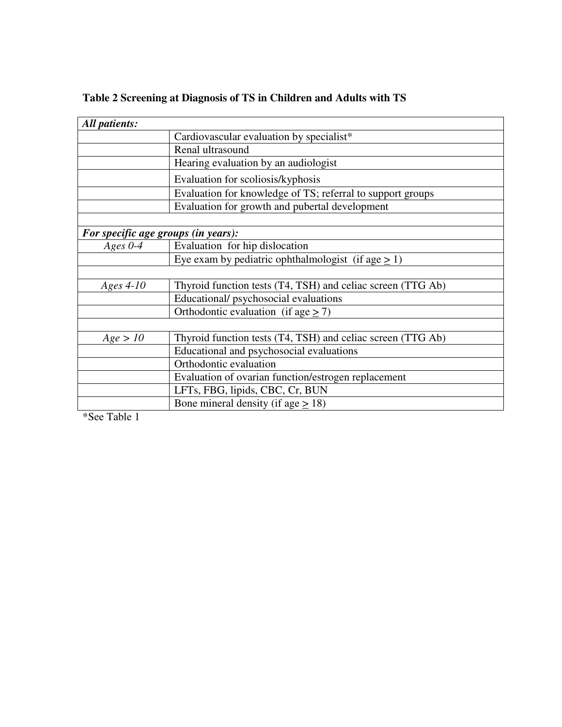**Table 2 Screening at Diagnosis of TS in Children and Adults with TS**

| | |
|---|---|
| ***All patients:*** | |
| | Cardiovascular evaluation by specialist* |
| | Renal ultrasound |
| | Hearing evaluation by an audiologist |
| | Evaluation for scoliosis/kyphosis |
| | Evaluation for knowledge of TS; referral to support groups |
| | Evaluation for growth and pubertal development |
| | |
| ***For specific age groups (in years):*** | |
| *Ages 0-4* | Evaluation for hip dislocation |
| | Eye exam by pediatric ophthalmologist (if age ≥ 1) |
| | |
| *Ages 4-10* | Thyroid function tests (T4, TSH) and celiac screen (TTG Ab) |
| | Educational/ psychosocial evaluations |
| | Orthodontic evaluation (if age ≥ 7) |
| | |
| *Age > 10* | Thyroid function tests (T4, TSH) and celiac screen (TTG Ab) |
| | Educational and psychosocial evaluations |
| | Orthodontic evaluation |
| | Evaluation of ovarian function/estrogen replacement |
| | LFTs, FBG, lipids, CBC, Cr, BUN |
| | Bone mineral density (if age ≥ 18) |

*See Table 1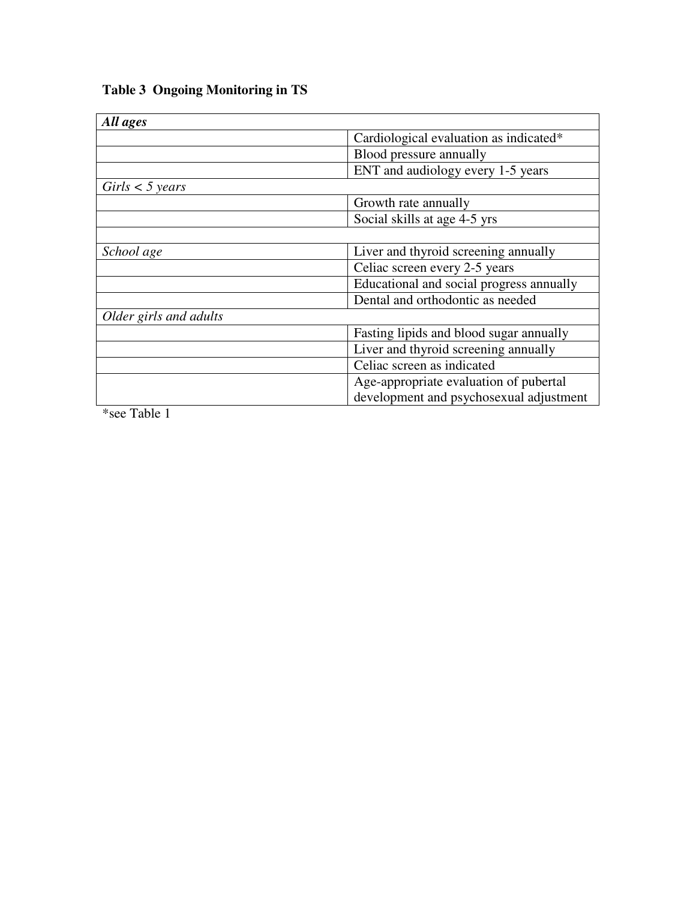**Table 3 Ongoing Monitoring in TS**

| ***All ages*** | |
|---|---|
| | Cardiological evaluation as indicated* |
| | Blood pressure annually |
| | ENT and audiology every 1-5 years |
| *Girls < 5 years* | |
| | Growth rate annually |
| | Social skills at age 4-5 yrs |
| | |
| *School age* | Liver and thyroid screening annually |
| | Celiac screen every 2-5 years |
| | Educational and social progress annually |
| | Dental and orthodontic as needed |
| *Older girls and adults* | |
| | Fasting lipids and blood sugar annually |
| | Liver and thyroid screening annually |
| | Celiac screen as indicated |
| | Age-appropriate evaluation of pubertal development and psychosexual adjustment |

*see Table 1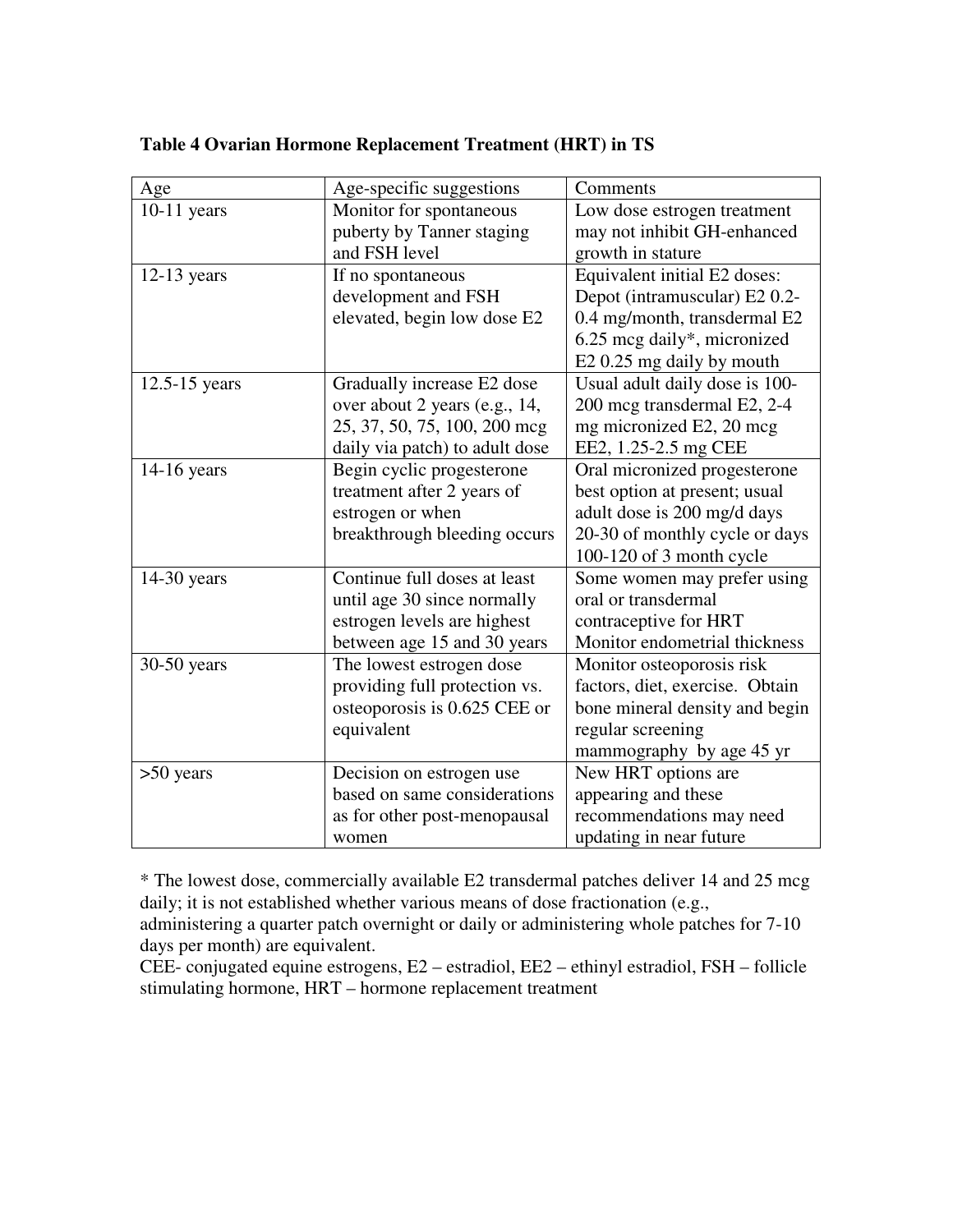**Table 4 Ovarian Hormone Replacement Treatment (HRT) in TS**

| Age | Age-specific suggestions | Comments |
|---|---|---|
| 10-11 years | Monitor for spontaneous puberty by Tanner staging and FSH level | Low dose estrogen treatment may not inhibit GH-enhanced growth in stature |
| 12-13 years | If no spontaneous development and FSH elevated, begin low dose E2 | Equivalent initial E2 doses: Depot (intramuscular) E2 0.2-0.4 mg/month, transdermal E2 6.25 mcg daily*, micronized E2 0.25 mg daily by mouth |
| 12.5-15 years | Gradually increase E2 dose over about 2 years (e.g., 14, 25, 37, 50, 75, 100, 200 mcg daily via patch) to adult dose | Usual adult daily dose is 100-200 mcg transdermal E2, 2-4 mg micronized E2, 20 mcg EE2, 1.25-2.5 mg CEE |
| 14-16 years | Begin cyclic progesterone treatment after 2 years of estrogen or when breakthrough bleeding occurs | Oral micronized progesterone best option at present; usual adult dose is 200 mg/d days 20-30 of monthly cycle or days 100-120 of 3 month cycle |
| 14-30 years | Continue full doses at least until age 30 since normally estrogen levels are highest between age 15 and 30 years | Some women may prefer using oral or transdermal contraceptive for HRT Monitor endometrial thickness |
| 30-50 years | The lowest estrogen dose providing full protection vs. osteoporosis is 0.625 CEE or equivalent | Monitor osteoporosis risk factors, diet, exercise. Obtain bone mineral density and begin regular screening mammography by age 45 yr |
| >50 years | Decision on estrogen use based on same considerations as for other post-menopausal women | New HRT options are appearing and these recommendations may need updating in near future |

* The lowest dose, commercially available E2 transdermal patches deliver 14 and 25 mcg daily; it is not established whether various means of dose fractionation (e.g., administering a quarter patch overnight or daily or administering whole patches for 7-10 days per month) are equivalent.

CEE- conjugated equine estrogens, E2 – estradiol, EE2 – ethinyl estradiol, FSH – follicle stimulating hormone, HRT – hormone replacement treatment